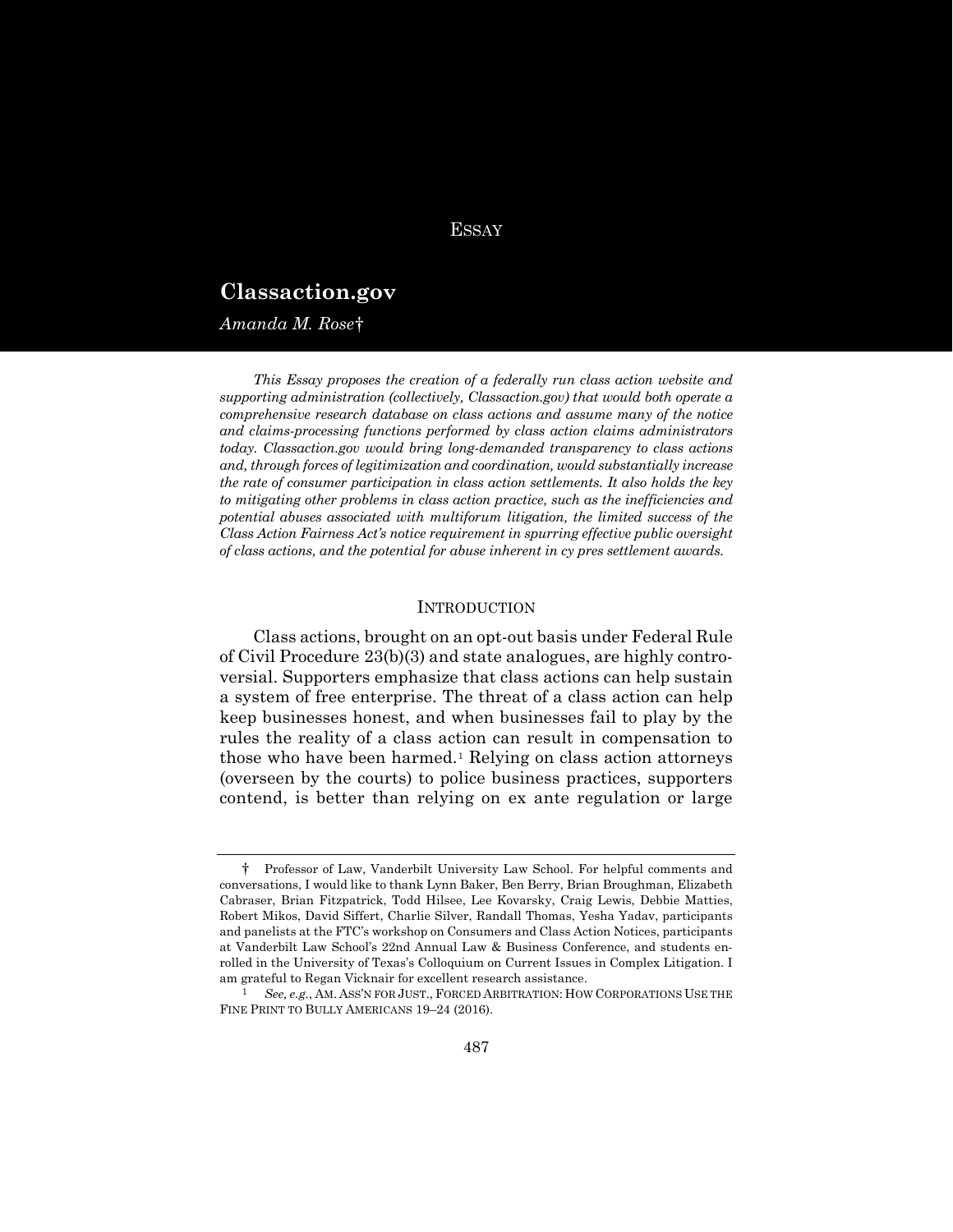ESSAY

# Classaction.gov

*Amanda M. Rose*†

*This Essay proposes the creation of a federally run class action website and supporting administration (collectively, Classaction.gov) that would both operate a comprehensive research database on class actions and assume many of the notice and claims-processing functions performed by class action claims administrators today. Classaction.gov would bring long-demanded transparency to class actions and, through forces of legitimization and coordination, would substantially increase the rate of consumer participation in class action settlements. It also holds the key to mitigating other problems in class action practice, such as the inefficiencies and potential abuses associated with multiforum litigation, the limited success of the Class Action Fairness Act's notice requirement in spurring effective public oversight of class actions, and the potential for abuse inherent in cy pres settlement awards.*

## INTRODUCTION

Class actions, brought on an opt-out basis under Federal Rule of Civil Procedure 23(b)(3) and state analogues, are highly controversial. Supporters emphasize that class actions can help sustain a system of free enterprise. The threat of a class action can help keep businesses honest, and when businesses fail to play by the rules the reality of a class action can result in compensation to those who have been harmed.[1] Relying on class action attorneys (overseen by the courts) to police business practices, supporters contend, is better than relying on ex ante regulation or large

---

† Professor of Law, Vanderbilt University Law School. For helpful comments and conversations, I would like to thank Lynn Baker, Ben Berry, Brian Broughman, Elizabeth Cabraser, Brian Fitzpatrick, Todd Hilsee, Lee Kovarsky, Craig Lewis, Debbie Matties, Robert Mikos, David Siffert, Charlie Silver, Randall Thomas, Yesha Yadav, participants and panelists at the FTC's workshop on Consumers and Class Action Notices, participants at Vanderbilt Law School's 22nd Annual Law & Business Conference, and students enrolled in the University of Texas's Colloquium on Current Issues in Complex Litigation. I am grateful to Regan Vicknair for excellent research assistance.

[1] *See, e.g.*, AM. ASS'N FOR JUST., FORCED ARBITRATION: HOW CORPORATIONS USE THE FINE PRINT TO BULLY AMERICANS 19–24 (2016).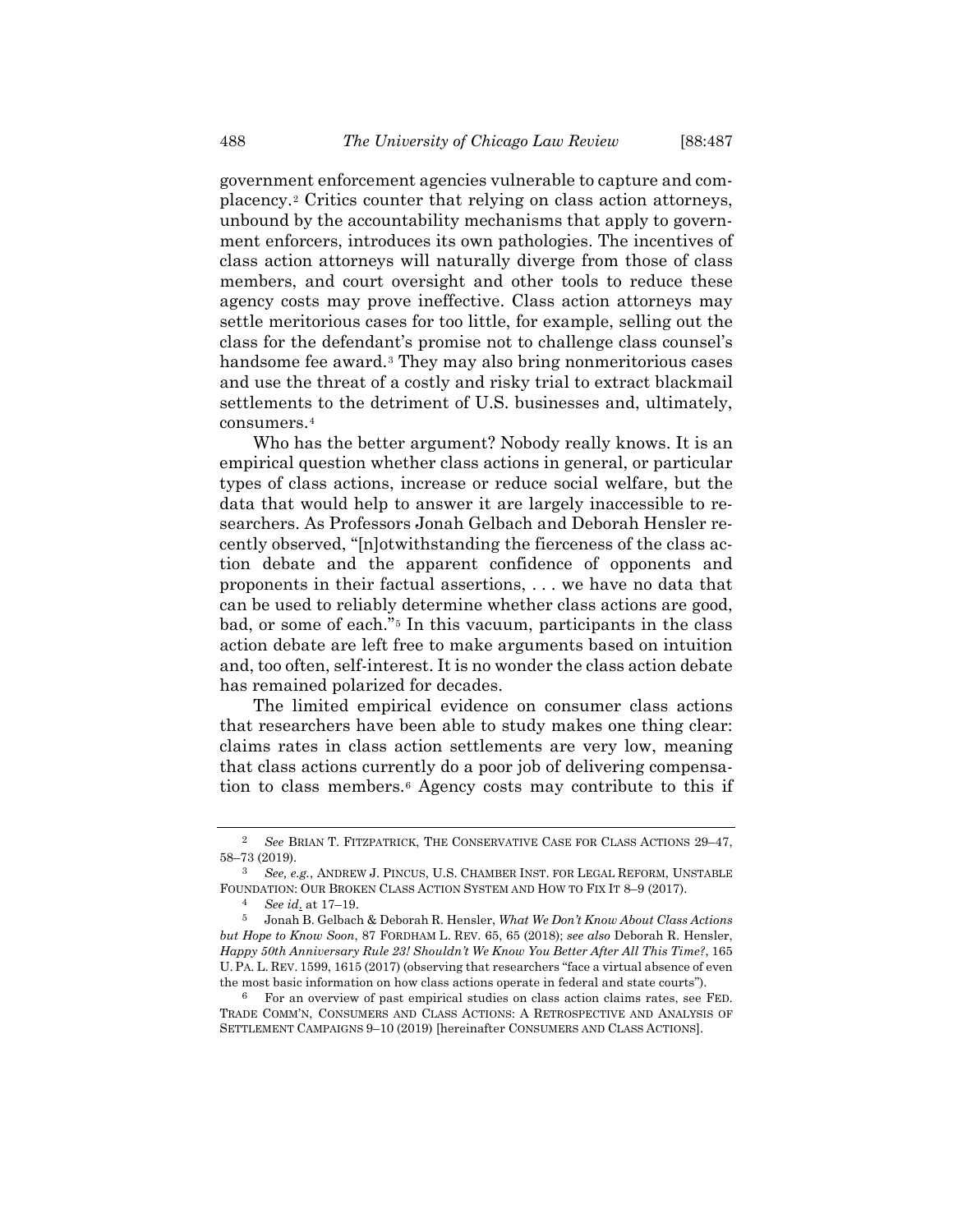government enforcement agencies vulnerable to capture and complacency.[2] Critics counter that relying on class action attorneys, unbound by the accountability mechanisms that apply to government enforcers, introduces its own pathologies. The incentives of class action attorneys will naturally diverge from those of class members, and court oversight and other tools to reduce these agency costs may prove ineffective. Class action attorneys may settle meritorious cases for too little, for example, selling out the class for the defendant's promise not to challenge class counsel's handsome fee award.[3] They may also bring nonmeritorious cases and use the threat of a costly and risky trial to extract blackmail settlements to the detriment of U.S. businesses and, ultimately, consumers.[4]

Who has the better argument? Nobody really knows. It is an empirical question whether class actions in general, or particular types of class actions, increase or reduce social welfare, but the data that would help to answer it are largely inaccessible to researchers. As Professors Jonah Gelbach and Deborah Hensler recently observed, "[n]otwithstanding the fierceness of the class action debate and the apparent confidence of opponents and proponents in their factual assertions, . . . we have no data that can be used to reliably determine whether class actions are good, bad, or some of each."[5] In this vacuum, participants in the class action debate are left free to make arguments based on intuition and, too often, self-interest. It is no wonder the class action debate has remained polarized for decades.

The limited empirical evidence on consumer class actions that researchers have been able to study makes one thing clear: claims rates in class action settlements are very low, meaning that class actions currently do a poor job of delivering compensation to class members.[6] Agency costs may contribute to this if

---

[2] *See* BRIAN T. FITZPATRICK, THE CONSERVATIVE CASE FOR CLASS ACTIONS 29–47, 58–73 (2019).

[3] *See, e.g.*, ANDREW J. PINCUS, U.S. CHAMBER INST. FOR LEGAL REFORM, UNSTABLE FOUNDATION: OUR BROKEN CLASS ACTION SYSTEM AND HOW TO FIX IT 8–9 (2017).

[4] *See id.* at 17–19.

[5] Jonah B. Gelbach & Deborah R. Hensler, *What We Don't Know About Class Actions but Hope to Know Soon*, 87 FORDHAM L. REV. 65, 65 (2018); *see also* Deborah R. Hensler, *Happy 50th Anniversary Rule 23! Shouldn't We Know You Better After All This Time?*, 165 U. PA. L. REV. 1599, 1615 (2017) (observing that researchers "face a virtual absence of even the most basic information on how class actions operate in federal and state courts").

[6] For an overview of past empirical studies on class action claims rates, see FED. TRADE COMM'N, CONSUMERS AND CLASS ACTIONS: A RETROSPECTIVE AND ANALYSIS OF SETTLEMENT CAMPAIGNS 9–10 (2019) [hereinafter CONSUMERS AND CLASS ACTIONS].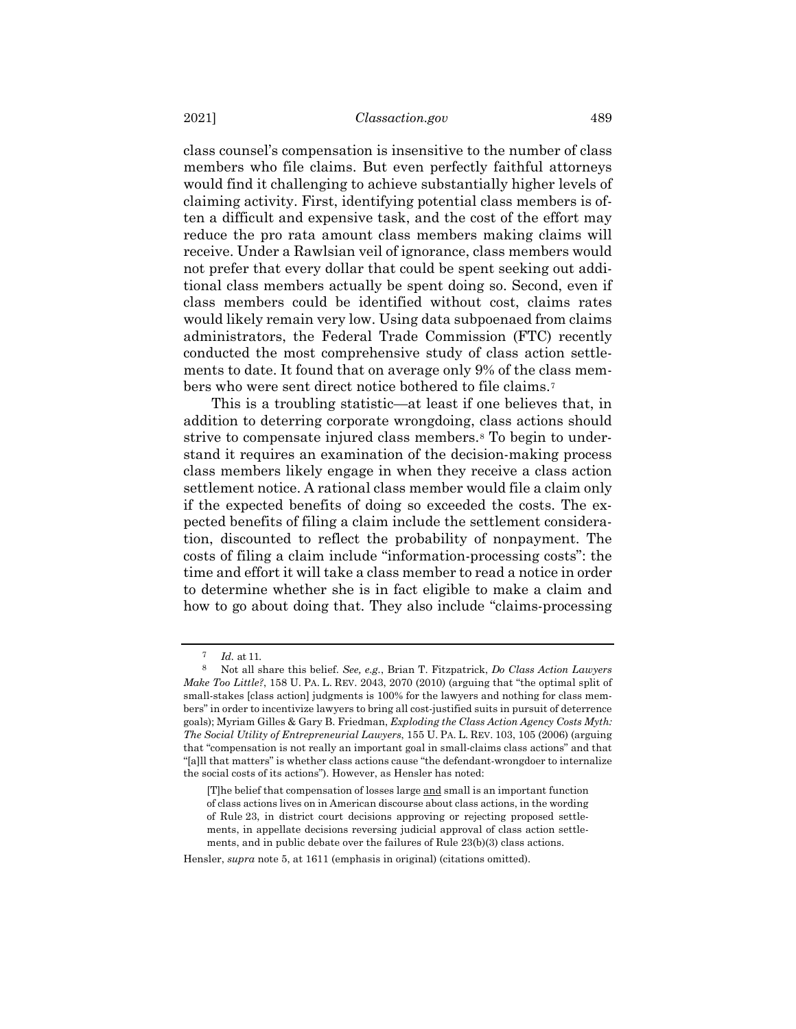class counsel's compensation is insensitive to the number of class members who file claims. But even perfectly faithful attorneys would find it challenging to achieve substantially higher levels of claiming activity. First, identifying potential class members is often a difficult and expensive task, and the cost of the effort may reduce the pro rata amount class members making claims will receive. Under a Rawlsian veil of ignorance, class members would not prefer that every dollar that could be spent seeking out additional class members actually be spent doing so. Second, even if class members could be identified without cost, claims rates would likely remain very low. Using data subpoenaed from claims administrators, the Federal Trade Commission (FTC) recently conducted the most comprehensive study of class action settlements to date. It found that on average only 9% of the class members who were sent direct notice bothered to file claims.[7]

This is a troubling statistic—at least if one believes that, in addition to deterring corporate wrongdoing, class actions should strive to compensate injured class members.[8] To begin to understand it requires an examination of the decision-making process class members likely engage in when they receive a class action settlement notice. A rational class member would file a claim only if the expected benefits of doing so exceeded the costs. The expected benefits of filing a claim include the settlement consideration, discounted to reflect the probability of nonpayment. The costs of filing a claim include "information-processing costs": the time and effort it will take a class member to read a notice in order to determine whether she is in fact eligible to make a claim and how to go about doing that. They also include "claims-processing

---

[7] *Id.* at 11.

[8] Not all share this belief. *See, e.g.*, Brian T. Fitzpatrick, *Do Class Action Lawyers Make Too Little?*, 158 U. PA. L. REV. 2043, 2070 (2010) (arguing that "the optimal split of small-stakes [class action] judgments is 100% for the lawyers and nothing for class members" in order to incentivize lawyers to bring all cost-justified suits in pursuit of deterrence goals); Myriam Gilles & Gary B. Friedman, *Exploding the Class Action Agency Costs Myth: The Social Utility of Entrepreneurial Lawyers*, 155 U. PA. L. REV. 103, 105 (2006) (arguing that "compensation is not really an important goal in small-claims class actions" and that "[a]ll that matters" is whether class actions cause "the defendant-wrongdoer to internalize the social costs of its actions"). However, as Hensler has noted:

> [T]he belief that compensation of losses large and small is an important function of class actions lives on in American discourse about class actions, in the wording of Rule 23, in district court decisions approving or rejecting proposed settlements, in appellate decisions reversing judicial approval of class action settlements, and in public debate over the failures of Rule 23(b)(3) class actions.

Hensler, *supra* note 5, at 1611 (emphasis in original) (citations omitted).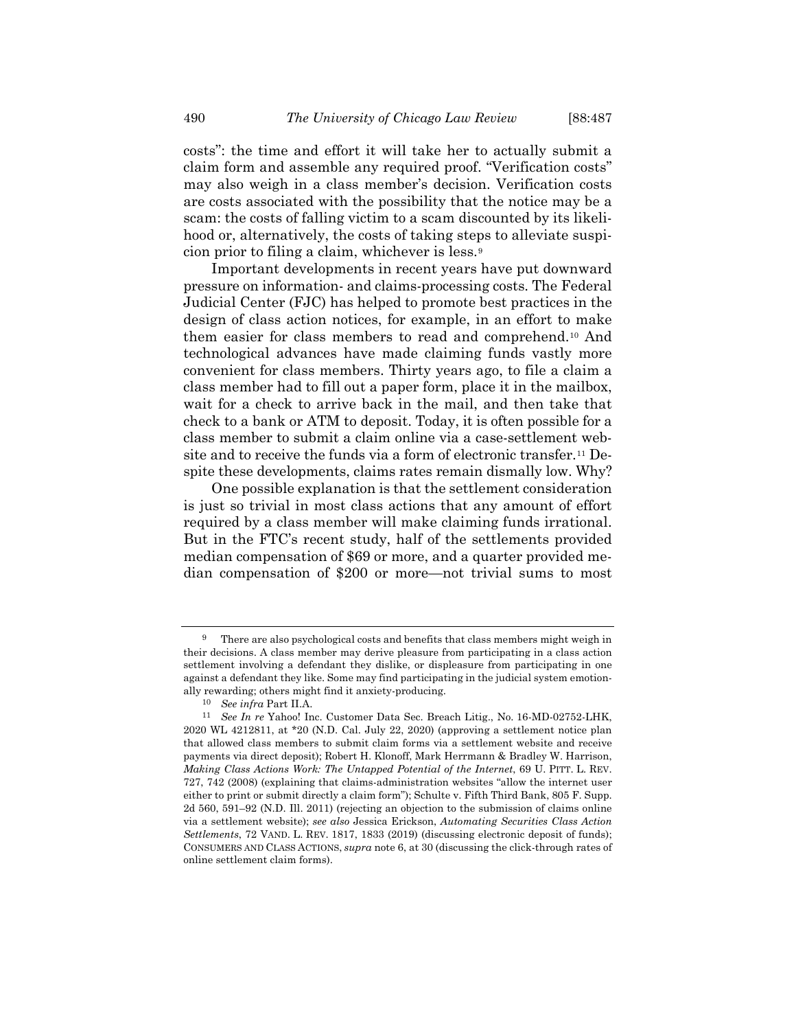costs": the time and effort it will take her to actually submit a claim form and assemble any required proof. "Verification costs" may also weigh in a class member's decision. Verification costs are costs associated with the possibility that the notice may be a scam: the costs of falling victim to a scam discounted by its likelihood or, alternatively, the costs of taking steps to alleviate suspicion prior to filing a claim, whichever is less.[9]

Important developments in recent years have put downward pressure on information- and claims-processing costs. The Federal Judicial Center (FJC) has helped to promote best practices in the design of class action notices, for example, in an effort to make them easier for class members to read and comprehend.[10] And technological advances have made claiming funds vastly more convenient for class members. Thirty years ago, to file a claim a class member had to fill out a paper form, place it in the mailbox, wait for a check to arrive back in the mail, and then take that check to a bank or ATM to deposit. Today, it is often possible for a class member to submit a claim online via a case-settlement website and to receive the funds via a form of electronic transfer.[11] Despite these developments, claims rates remain dismally low. Why?

One possible explanation is that the settlement consideration is just so trivial in most class actions that any amount of effort required by a class member will make claiming funds irrational. But in the FTC's recent study, half of the settlements provided median compensation of $69 or more, and a quarter provided median compensation of $200 or more—not trivial sums to most

---

[9] There are also psychological costs and benefits that class members might weigh in their decisions. A class member may derive pleasure from participating in a class action settlement involving a defendant they dislike, or displeasure from participating in one against a defendant they like. Some may find participating in the judicial system emotionally rewarding; others might find it anxiety-producing.

[10] *See infra* Part II.A.

[11] *See In re* Yahoo! Inc. Customer Data Sec. Breach Litig., No. 16-MD-02752-LHK, 2020 WL 4212811, at *20 (N.D. Cal. July 22, 2020) (approving a settlement notice plan that allowed class members to submit claim forms via a settlement website and receive payments via direct deposit); Robert H. Klonoff, Mark Herrmann & Bradley W. Harrison, *Making Class Actions Work: The Untapped Potential of the Internet*, 69 U. PITT. L. REV. 727, 742 (2008) (explaining that claims-administration websites "allow the internet user either to print or submit directly a claim form"); Schulte v. Fifth Third Bank, 805 F. Supp. 2d 560, 591–92 (N.D. Ill. 2011) (rejecting an objection to the submission of claims online via a settlement website); *see also* Jessica Erickson, *Automating Securities Class Action Settlements*, 72 VAND. L. REV. 1817, 1833 (2019) (discussing electronic deposit of funds); CONSUMERS AND CLASS ACTIONS, *supra* note 6, at 30 (discussing the click-through rates of online settlement claim forms).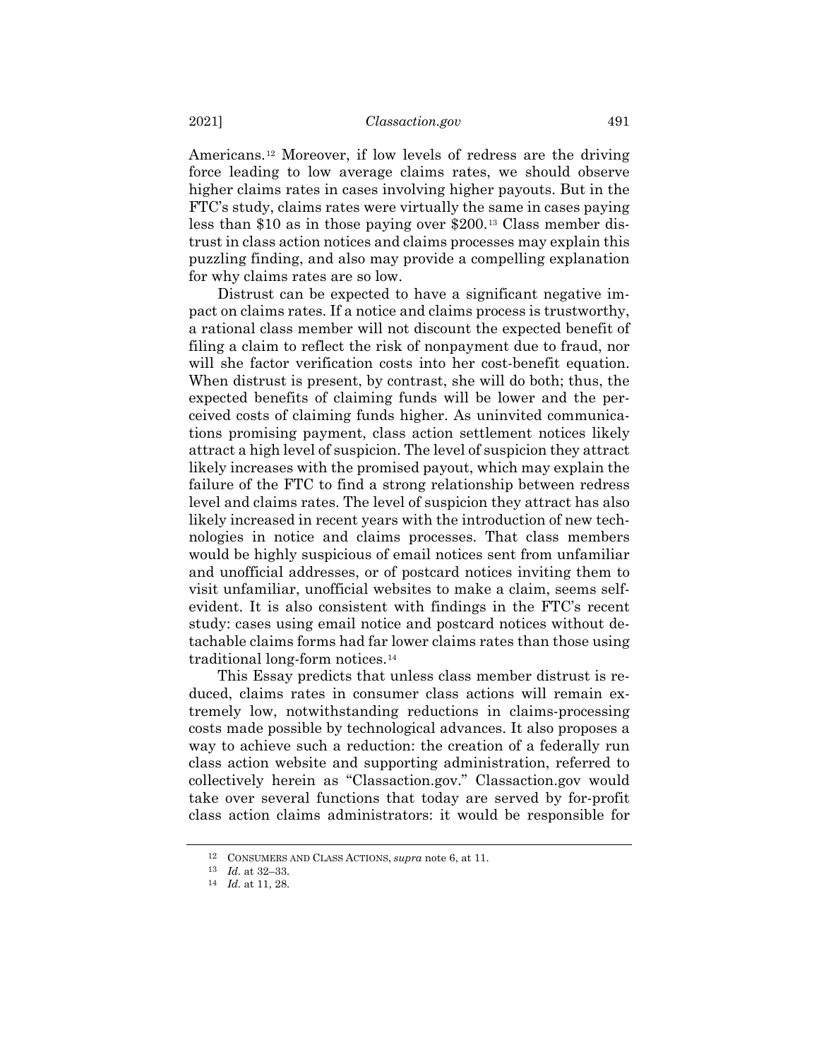Americans.[12] Moreover, if low levels of redress are the driving force leading to low average claims rates, we should observe higher claims rates in cases involving higher payouts. But in the FTC's study, claims rates were virtually the same in cases paying less than $10 as in those paying over $200.[13] Class member distrust in class action notices and claims processes may explain this puzzling finding, and also may provide a compelling explanation for why claims rates are so low.

Distrust can be expected to have a significant negative impact on claims rates. If a notice and claims process is trustworthy, a rational class member will not discount the expected benefit of filing a claim to reflect the risk of nonpayment due to fraud, nor will she factor verification costs into her cost-benefit equation. When distrust is present, by contrast, she will do both; thus, the expected benefits of claiming funds will be lower and the perceived costs of claiming funds higher. As uninvited communications promising payment, class action settlement notices likely attract a high level of suspicion. The level of suspicion they attract likely increases with the promised payout, which may explain the failure of the FTC to find a strong relationship between redress level and claims rates. The level of suspicion they attract has also likely increased in recent years with the introduction of new technologies in notice and claims processes. That class members would be highly suspicious of email notices sent from unfamiliar and unofficial addresses, or of postcard notices inviting them to visit unfamiliar, unofficial websites to make a claim, seems self-evident. It is also consistent with findings in the FTC's recent study: cases using email notice and postcard notices without detachable claims forms had far lower claims rates than those using traditional long-form notices.[14]

This Essay predicts that unless class member distrust is reduced, claims rates in consumer class actions will remain extremely low, notwithstanding reductions in claims-processing costs made possible by technological advances. It also proposes a way to achieve such a reduction: the creation of a federally run class action website and supporting administration, referred to collectively herein as "Classaction.gov." Classaction.gov would take over several functions that today are served by for-profit class action claims administrators: it would be responsible for

---

[12] CONSUMERS AND CLASS ACTIONS, *supra* note 6, at 11.

[13] *Id.* at 32–33.

[14] *Id.* at 11, 28.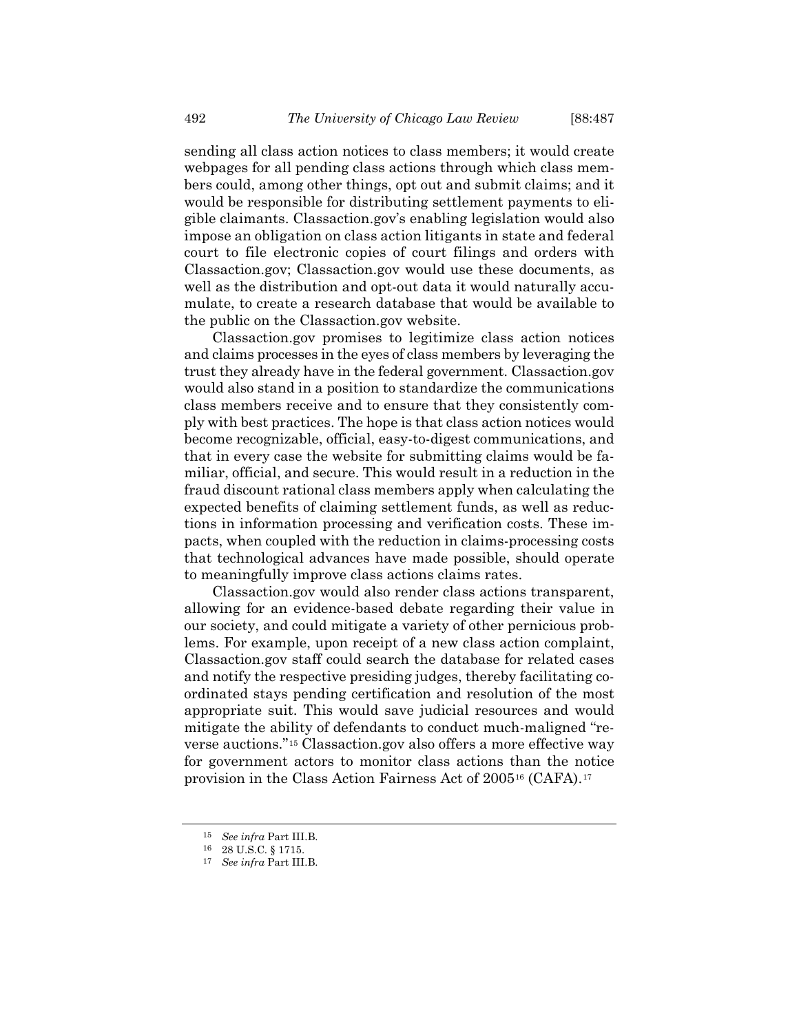sending all class action notices to class members; it would create webpages for all pending class actions through which class members could, among other things, opt out and submit claims; and it would be responsible for distributing settlement payments to eligible claimants. Classaction.gov's enabling legislation would also impose an obligation on class action litigants in state and federal court to file electronic copies of court filings and orders with Classaction.gov; Classaction.gov would use these documents, as well as the distribution and opt-out data it would naturally accumulate, to create a research database that would be available to the public on the Classaction.gov website.

Classaction.gov promises to legitimize class action notices and claims processes in the eyes of class members by leveraging the trust they already have in the federal government. Classaction.gov would also stand in a position to standardize the communications class members receive and to ensure that they consistently comply with best practices. The hope is that class action notices would become recognizable, official, easy-to-digest communications, and that in every case the website for submitting claims would be familiar, official, and secure. This would result in a reduction in the fraud discount rational class members apply when calculating the expected benefits of claiming settlement funds, as well as reductions in information processing and verification costs. These impacts, when coupled with the reduction in claims-processing costs that technological advances have made possible, should operate to meaningfully improve class actions claims rates.

Classaction.gov would also render class actions transparent, allowing for an evidence-based debate regarding their value in our society, and could mitigate a variety of other pernicious problems. For example, upon receipt of a new class action complaint, Classaction.gov staff could search the database for related cases and notify the respective presiding judges, thereby facilitating coordinated stays pending certification and resolution of the most appropriate suit. This would save judicial resources and would mitigate the ability of defendants to conduct much-maligned "reverse auctions."[15] Classaction.gov also offers a more effective way for government actors to monitor class actions than the notice provision in the Class Action Fairness Act of 2005[16] (CAFA).[17]

---

[15] *See infra* Part III.B.

[16] 28 U.S.C. § 1715.

[17] *See infra* Part III.B.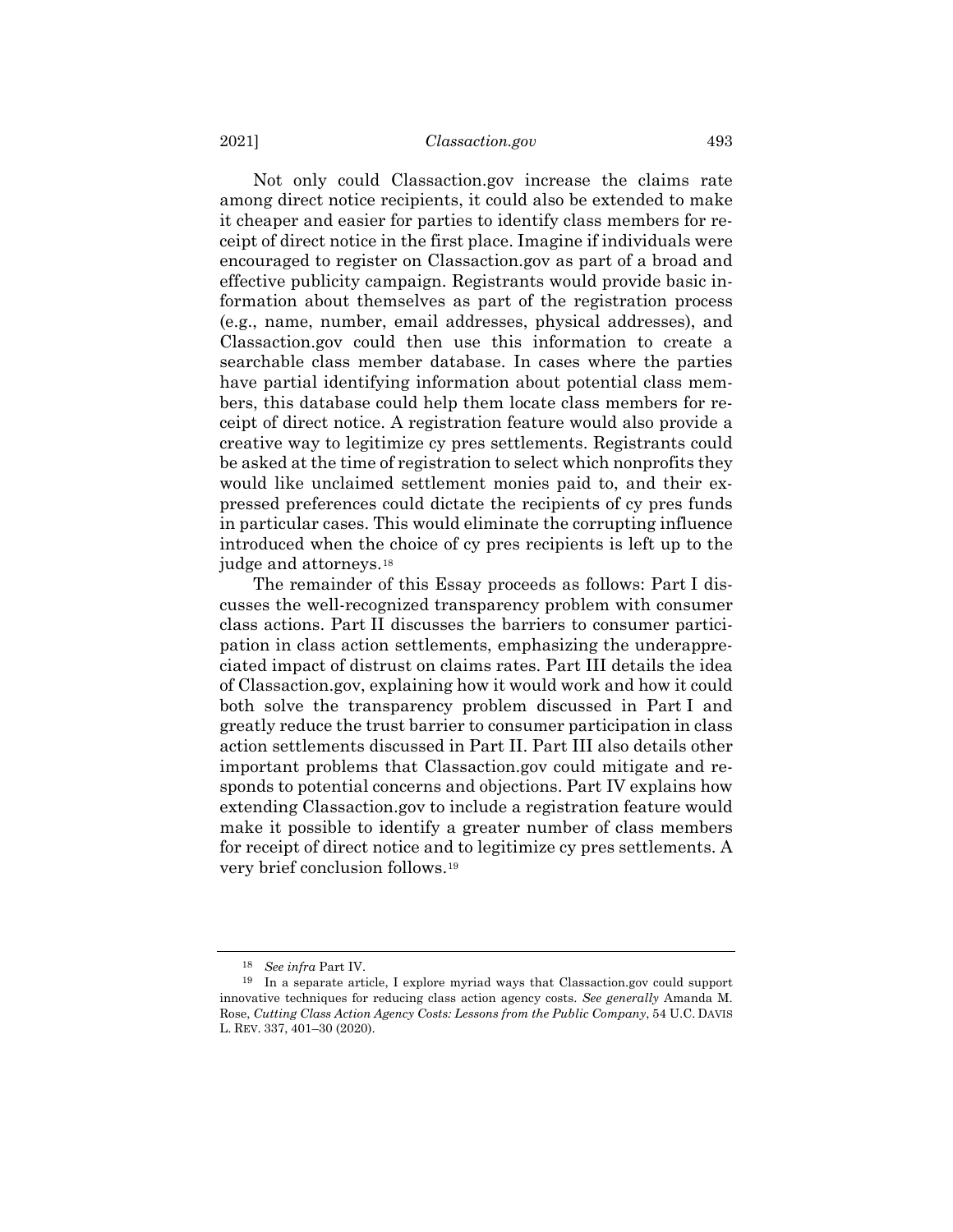Not only could Classaction.gov increase the claims rate among direct notice recipients, it could also be extended to make it cheaper and easier for parties to identify class members for receipt of direct notice in the first place. Imagine if individuals were encouraged to register on Classaction.gov as part of a broad and effective publicity campaign. Registrants would provide basic information about themselves as part of the registration process (e.g., name, number, email addresses, physical addresses), and Classaction.gov could then use this information to create a searchable class member database. In cases where the parties have partial identifying information about potential class members, this database could help them locate class members for receipt of direct notice. A registration feature would also provide a creative way to legitimize cy pres settlements. Registrants could be asked at the time of registration to select which nonprofits they would like unclaimed settlement monies paid to, and their expressed preferences could dictate the recipients of cy pres funds in particular cases. This would eliminate the corrupting influence introduced when the choice of cy pres recipients is left up to the judge and attorneys.[18]

The remainder of this Essay proceeds as follows: Part I discusses the well-recognized transparency problem with consumer class actions. Part II discusses the barriers to consumer participation in class action settlements, emphasizing the underappreciated impact of distrust on claims rates. Part III details the idea of Classaction.gov, explaining how it would work and how it could both solve the transparency problem discussed in Part I and greatly reduce the trust barrier to consumer participation in class action settlements discussed in Part II. Part III also details other important problems that Classaction.gov could mitigate and responds to potential concerns and objections. Part IV explains how extending Classaction.gov to include a registration feature would make it possible to identify a greater number of class members for receipt of direct notice and to legitimize cy pres settlements. A very brief conclusion follows.[19]

---

[18] *See infra* Part IV.

[19] In a separate article, I explore myriad ways that Classaction.gov could support innovative techniques for reducing class action agency costs. *See generally* Amanda M. Rose, *Cutting Class Action Agency Costs: Lessons from the Public Company*, 54 U.C. DAVIS L. REV. 337, 401–30 (2020).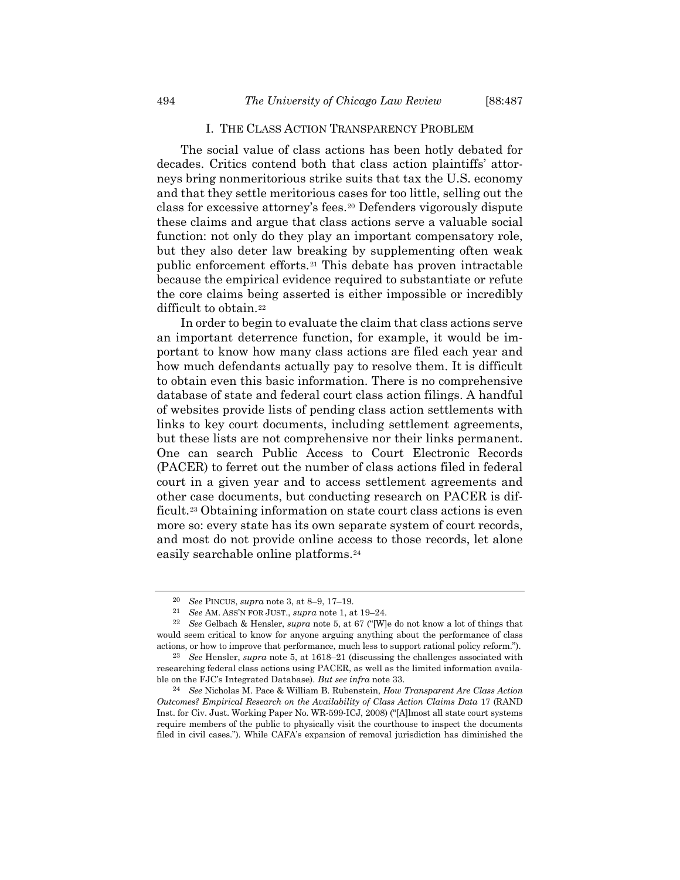## I. THE CLASS ACTION TRANSPARENCY PROBLEM

The social value of class actions has been hotly debated for decades. Critics contend both that class action plaintiffs' attorneys bring nonmeritorious strike suits that tax the U.S. economy and that they settle meritorious cases for too little, selling out the class for excessive attorney's fees.[20] Defenders vigorously dispute these claims and argue that class actions serve a valuable social function: not only do they play an important compensatory role, but they also deter law breaking by supplementing often weak public enforcement efforts.[21] This debate has proven intractable because the empirical evidence required to substantiate or refute the core claims being asserted is either impossible or incredibly difficult to obtain.[22]

In order to begin to evaluate the claim that class actions serve an important deterrence function, for example, it would be important to know how many class actions are filed each year and how much defendants actually pay to resolve them. It is difficult to obtain even this basic information. There is no comprehensive database of state and federal court class action filings. A handful of websites provide lists of pending class action settlements with links to key court documents, including settlement agreements, but these lists are not comprehensive nor their links permanent. One can search Public Access to Court Electronic Records (PACER) to ferret out the number of class actions filed in federal court in a given year and to access settlement agreements and other case documents, but conducting research on PACER is difficult.[23] Obtaining information on state court class actions is even more so: every state has its own separate system of court records, and most do not provide online access to those records, let alone easily searchable online platforms.[24]

---

20 *See* PINCUS, *supra* note 3, at 8–9, 17–19.

21 *See* AM. ASS'N FOR JUST., *supra* note 1, at 19–24.

22 *See* Gelbach & Hensler, *supra* note 5, at 67 ("[W]e do not know a lot of things that would seem critical to know for anyone arguing anything about the performance of class actions, or how to improve that performance, much less to support rational policy reform.").

23 *See* Hensler, *supra* note 5, at 1618–21 (discussing the challenges associated with researching federal class actions using PACER, as well as the limited information available on the FJC's Integrated Database). *But see infra* note 33.

24 *See* Nicholas M. Pace & William B. Rubenstein, *How Transparent Are Class Action Outcomes? Empirical Research on the Availability of Class Action Claims Data* 17 (RAND Inst. for Civ. Just. Working Paper No. WR-599-ICJ, 2008) ("[A]lmost all state court systems require members of the public to physically visit the courthouse to inspect the documents filed in civil cases."). While CAFA's expansion of removal jurisdiction has diminished the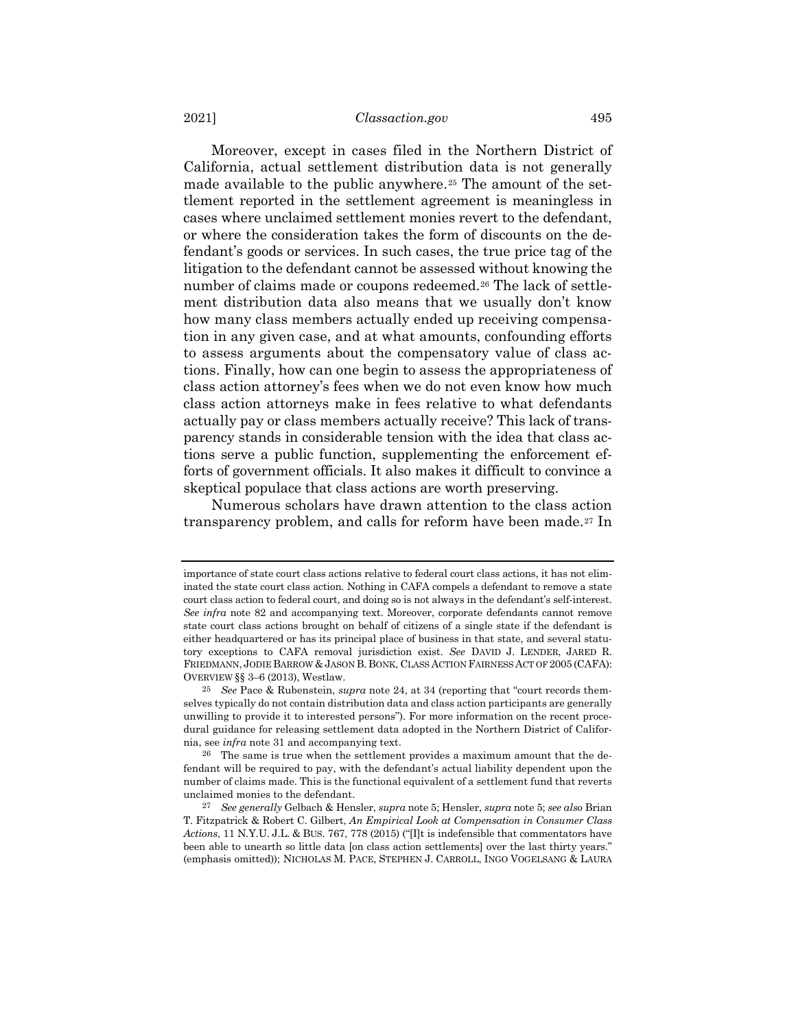Moreover, except in cases filed in the Northern District of California, actual settlement distribution data is not generally made available to the public anywhere.[25] The amount of the settlement reported in the settlement agreement is meaningless in cases where unclaimed settlement monies revert to the defendant, or where the consideration takes the form of discounts on the defendant's goods or services. In such cases, the true price tag of the litigation to the defendant cannot be assessed without knowing the number of claims made or coupons redeemed.[26] The lack of settlement distribution data also means that we usually don't know how many class members actually ended up receiving compensation in any given case, and at what amounts, confounding efforts to assess arguments about the compensatory value of class actions. Finally, how can one begin to assess the appropriateness of class action attorney's fees when we do not even know how much class action attorneys make in fees relative to what defendants actually pay or class members actually receive? This lack of transparency stands in considerable tension with the idea that class actions serve a public function, supplementing the enforcement efforts of government officials. It also makes it difficult to convince a skeptical populace that class actions are worth preserving.

Numerous scholars have drawn attention to the class action transparency problem, and calls for reform have been made.[27] In

---

importance of state court class actions relative to federal court class actions, it has not eliminated the state court class action. Nothing in CAFA compels a defendant to remove a state court class action to federal court, and doing so is not always in the defendant's self-interest. *See infra* note 82 and accompanying text. Moreover, corporate defendants cannot remove state court class actions brought on behalf of citizens of a single state if the defendant is either headquartered or has its principal place of business in that state, and several statutory exceptions to CAFA removal jurisdiction exist. *See* DAVID J. LENDER, JARED R. FRIEDMANN, JODIE BARROW & JASON B. BONK, CLASS ACTION FAIRNESS ACT OF 2005 (CAFA): OVERVIEW §§ 3–6 (2013), Westlaw.

[25] *See* Pace & Rubenstein, *supra* note 24, at 34 (reporting that "court records themselves typically do not contain distribution data and class action participants are generally unwilling to provide it to interested persons"). For more information on the recent procedural guidance for releasing settlement data adopted in the Northern District of California, see *infra* note 31 and accompanying text.

[26] The same is true when the settlement provides a maximum amount that the defendant will be required to pay, with the defendant's actual liability dependent upon the number of claims made. This is the functional equivalent of a settlement fund that reverts unclaimed monies to the defendant.

[27] *See generally* Gelbach & Hensler, *supra* note 5; Hensler, *supra* note 5; *see also* Brian T. Fitzpatrick & Robert C. Gilbert, *An Empirical Look at Compensation in Consumer Class Actions*, 11 N.Y.U. J.L. & BUS. 767, 778 (2015) ("[I]t is indefensible that commentators have been able to unearth so little data [on class action settlements] over the last thirty years." (emphasis omitted)); NICHOLAS M. PACE, STEPHEN J. CARROLL, INGO VOGELSANG & LAURA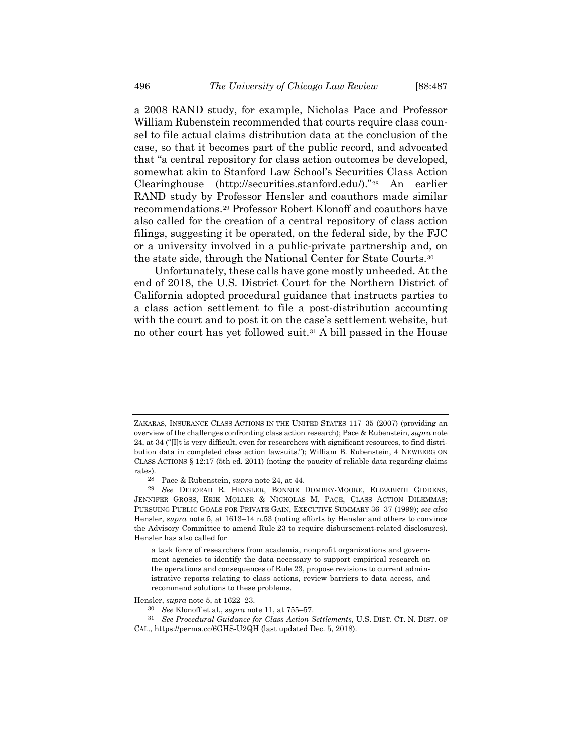a 2008 RAND study, for example, Nicholas Pace and Professor William Rubenstein recommended that courts require class counsel to file actual claims distribution data at the conclusion of the case, so that it becomes part of the public record, and advocated that "a central repository for class action outcomes be developed, somewhat akin to Stanford Law School's Securities Class Action Clearinghouse (http://securities.stanford.edu/)."[28] An earlier RAND study by Professor Hensler and coauthors made similar recommendations.[29] Professor Robert Klonoff and coauthors have also called for the creation of a central repository of class action filings, suggesting it be operated, on the federal side, by the FJC or a university involved in a public-private partnership and, on the state side, through the National Center for State Courts.[30]

Unfortunately, these calls have gone mostly unheeded. At the end of 2018, the U.S. District Court for the Northern District of California adopted procedural guidance that instructs parties to a class action settlement to file a post-distribution accounting with the court and to post it on the case's settlement website, but no other court has yet followed suit.[31] A bill passed in the House

---

ZAKARAS, INSURANCE CLASS ACTIONS IN THE UNITED STATES 117–35 (2007) (providing an overview of the challenges confronting class action research); Pace & Rubenstein, *supra* note 24, at 34 ("[I]t is very difficult, even for researchers with significant resources, to find distribution data in completed class action lawsuits."); William B. Rubenstein, 4 NEWBERG ON CLASS ACTIONS § 12:17 (5th ed. 2011) (noting the paucity of reliable data regarding claims rates).

[28] Pace & Rubenstein, *supra* note 24, at 44.

[29] *See* DEBORAH R. HENSLER, BONNIE DOMBEY-MOORE, ELIZABETH GIDDENS, JENNIFER GROSS, ERIK MOLLER & NICHOLAS M. PACE, CLASS ACTION DILEMMAS: PURSUING PUBLIC GOALS FOR PRIVATE GAIN, EXECUTIVE SUMMARY 36–37 (1999); *see also* Hensler, *supra* note 5, at 1613–14 n.53 (noting efforts by Hensler and others to convince the Advisory Committee to amend Rule 23 to require disbursement-related disclosures). Hensler has also called for

> a task force of researchers from academia, nonprofit organizations and government agencies to identify the data necessary to support empirical research on the operations and consequences of Rule 23, propose revisions to current administrative reports relating to class actions, review barriers to data access, and recommend solutions to these problems.

Hensler, *supra* note 5, at 1622–23.

[30] *See* Klonoff et al., *supra* note 11, at 755–57.

[31] *See Procedural Guidance for Class Action Settlements*, U.S. DIST. CT. N. DIST. OF CAL., https://perma.cc/6GHS-U2QH (last updated Dec. 5, 2018).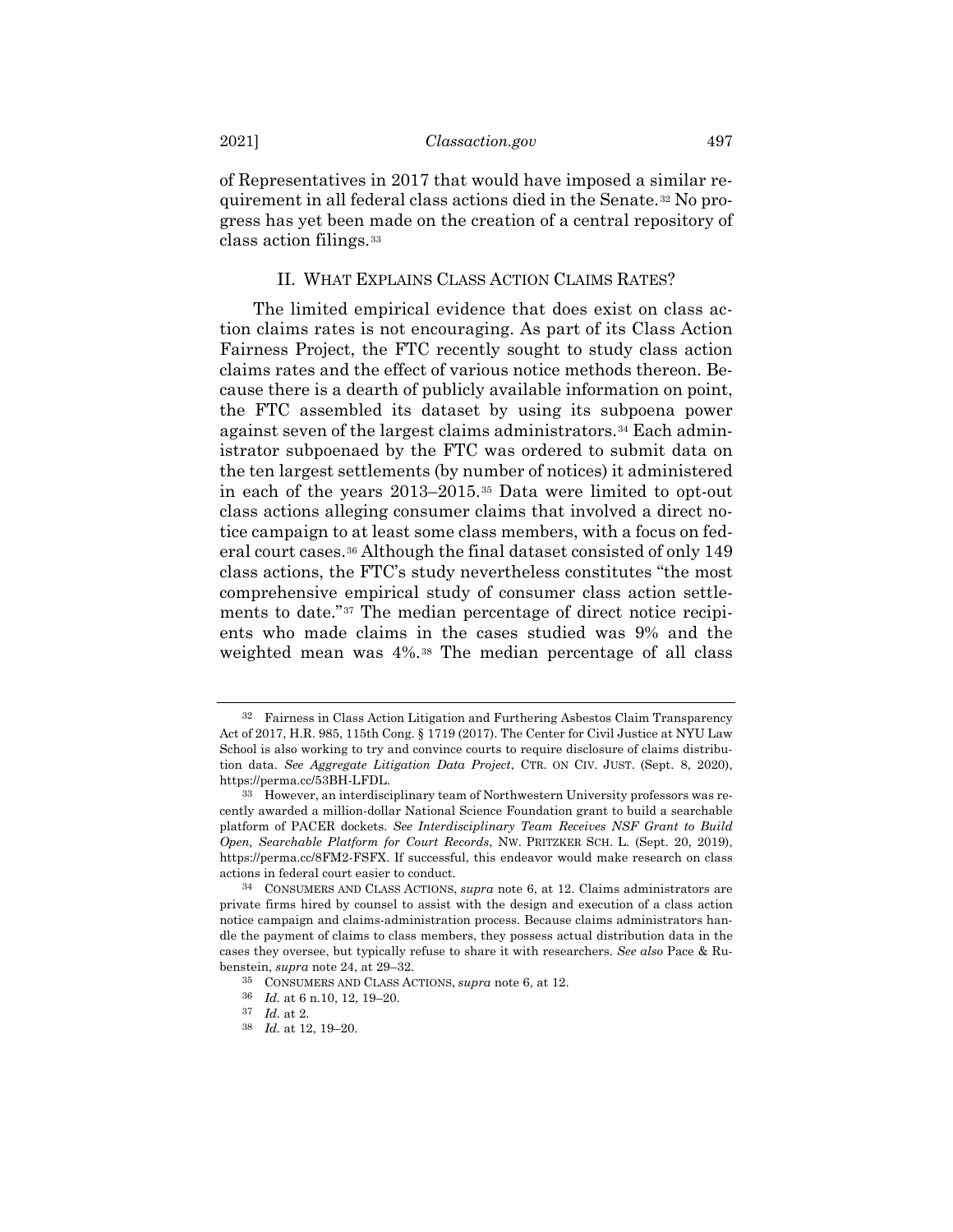of Representatives in 2017 that would have imposed a similar requirement in all federal class actions died in the Senate.[32] No progress has yet been made on the creation of a central repository of class action filings.[33]

## II. WHAT EXPLAINS CLASS ACTION CLAIMS RATES?

The limited empirical evidence that does exist on class action claims rates is not encouraging. As part of its Class Action Fairness Project, the FTC recently sought to study class action claims rates and the effect of various notice methods thereon. Because there is a dearth of publicly available information on point, the FTC assembled its dataset by using its subpoena power against seven of the largest claims administrators.[34] Each administrator subpoenaed by the FTC was ordered to submit data on the ten largest settlements (by number of notices) it administered in each of the years 2013–2015.[35] Data were limited to opt-out class actions alleging consumer claims that involved a direct notice campaign to at least some class members, with a focus on federal court cases.[36] Although the final dataset consisted of only 149 class actions, the FTC's study nevertheless constitutes "the most comprehensive empirical study of consumer class action settlements to date."[37] The median percentage of direct notice recipients who made claims in the cases studied was 9% and the weighted mean was 4%.[38] The median percentage of all class

---

[32] Fairness in Class Action Litigation and Furthering Asbestos Claim Transparency Act of 2017, H.R. 985, 115th Cong. § 1719 (2017). The Center for Civil Justice at NYU Law School is also working to try and convince courts to require disclosure of claims distribution data. *See Aggregate Litigation Data Project*, CTR. ON CIV. JUST. (Sept. 8, 2020), https://perma.cc/53BH-LFDL.

[33] However, an interdisciplinary team of Northwestern University professors was recently awarded a million-dollar National Science Foundation grant to build a searchable platform of PACER dockets. *See Interdisciplinary Team Receives NSF Grant to Build Open, Searchable Platform for Court Records*, NW. PRITZKER SCH. L. (Sept. 20, 2019), https://perma.cc/8FM2-FSFX. If successful, this endeavor would make research on class actions in federal court easier to conduct.

[34] CONSUMERS AND CLASS ACTIONS, *supra* note 6, at 12. Claims administrators are private firms hired by counsel to assist with the design and execution of a class action notice campaign and claims-administration process. Because claims administrators handle the payment of claims to class members, they possess actual distribution data in the cases they oversee, but typically refuse to share it with researchers. *See also* Pace & Rubenstein, *supra* note 24, at 29–32.

[35] CONSUMERS AND CLASS ACTIONS, *supra* note 6, at 12.

[36] *Id.* at 6 n.10, 12, 19–20.

[37] *Id.* at 2.

[38] *Id.* at 12, 19–20.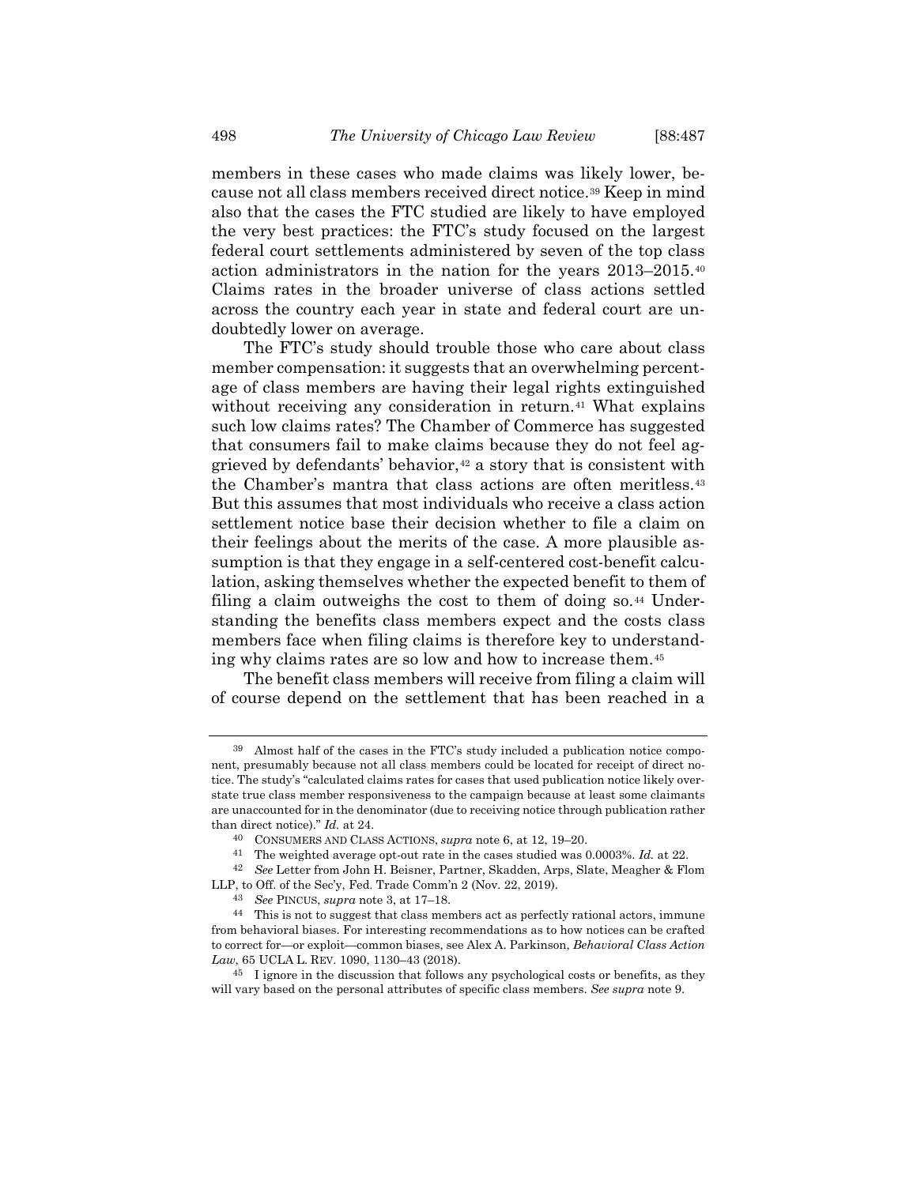members in these cases who made claims was likely lower, because not all class members received direct notice.[39] Keep in mind also that the cases the FTC studied are likely to have employed the very best practices: the FTC's study focused on the largest federal court settlements administered by seven of the top class action administrators in the nation for the years 2013–2015.[40] Claims rates in the broader universe of class actions settled across the country each year in state and federal court are undoubtedly lower on average.

The FTC's study should trouble those who care about class member compensation: it suggests that an overwhelming percentage of class members are having their legal rights extinguished without receiving any consideration in return.[41] What explains such low claims rates? The Chamber of Commerce has suggested that consumers fail to make claims because they do not feel aggrieved by defendants' behavior,[42] a story that is consistent with the Chamber's mantra that class actions are often meritless.[43] But this assumes that most individuals who receive a class action settlement notice base their decision whether to file a claim on their feelings about the merits of the case. A more plausible assumption is that they engage in a self-centered cost-benefit calculation, asking themselves whether the expected benefit to them of filing a claim outweighs the cost to them of doing so.[44] Understanding the benefits class members expect and the costs class members face when filing claims is therefore key to understanding why claims rates are so low and how to increase them.[45]

The benefit class members will receive from filing a claim will of course depend on the settlement that has been reached in a

---

[39] Almost half of the cases in the FTC's study included a publication notice component, presumably because not all class members could be located for receipt of direct notice. The study's "calculated claims rates for cases that used publication notice likely overstate true class member responsiveness to the campaign because at least some claimants are unaccounted for in the denominator (due to receiving notice through publication rather than direct notice)." *Id.* at 24.

[40] CONSUMERS AND CLASS ACTIONS, *supra* note 6, at 12, 19–20.

[41] The weighted average opt-out rate in the cases studied was 0.0003%. *Id.* at 22.

[42] *See* Letter from John H. Beisner, Partner, Skadden, Arps, Slate, Meagher & Flom LLP, to Off. of the Sec'y, Fed. Trade Comm'n 2 (Nov. 22, 2019).

[43] *See* PINCUS, *supra* note 3, at 17–18.

[44] This is not to suggest that class members act as perfectly rational actors, immune from behavioral biases. For interesting recommendations as to how notices can be crafted to correct for—or exploit—common biases, see Alex A. Parkinson, *Behavioral Class Action Law*, 65 UCLA L. REV. 1090, 1130–43 (2018).

[45] I ignore in the discussion that follows any psychological costs or benefits, as they will vary based on the personal attributes of specific class members. *See supra* note 9.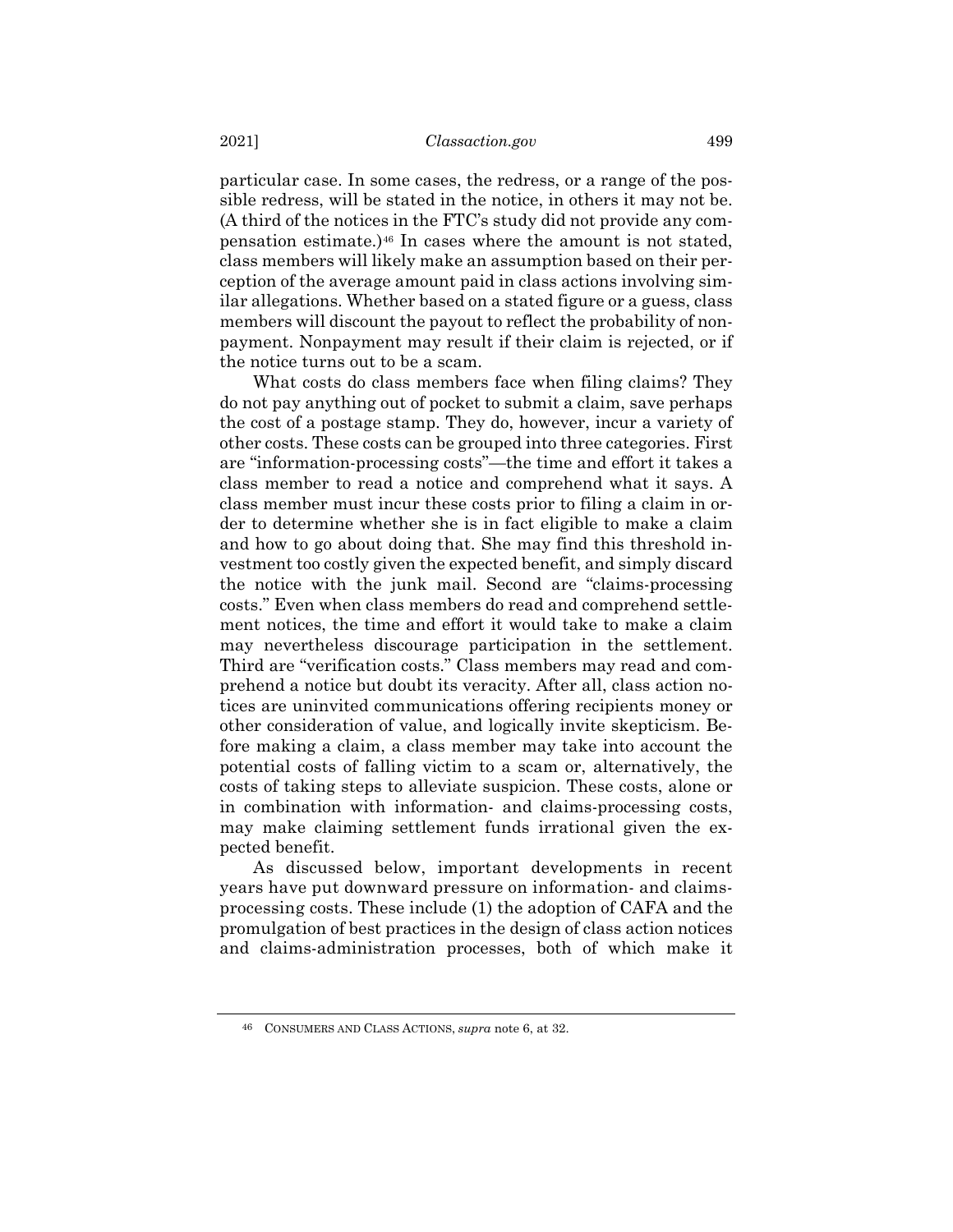particular case. In some cases, the redress, or a range of the possible redress, will be stated in the notice, in others it may not be. (A third of the notices in the FTC's study did not provide any compensation estimate.)[46] In cases where the amount is not stated, class members will likely make an assumption based on their perception of the average amount paid in class actions involving similar allegations. Whether based on a stated figure or a guess, class members will discount the payout to reflect the probability of nonpayment. Nonpayment may result if their claim is rejected, or if the notice turns out to be a scam.

What costs do class members face when filing claims? They do not pay anything out of pocket to submit a claim, save perhaps the cost of a postage stamp. They do, however, incur a variety of other costs. These costs can be grouped into three categories. First are "information-processing costs"—the time and effort it takes a class member to read a notice and comprehend what it says. A class member must incur these costs prior to filing a claim in order to determine whether she is in fact eligible to make a claim and how to go about doing that. She may find this threshold investment too costly given the expected benefit, and simply discard the notice with the junk mail. Second are "claims-processing costs." Even when class members do read and comprehend settlement notices, the time and effort it would take to make a claim may nevertheless discourage participation in the settlement. Third are "verification costs." Class members may read and comprehend a notice but doubt its veracity. After all, class action notices are uninvited communications offering recipients money or other consideration of value, and logically invite skepticism. Before making a claim, a class member may take into account the potential costs of falling victim to a scam or, alternatively, the costs of taking steps to alleviate suspicion. These costs, alone or in combination with information- and claims-processing costs, may make claiming settlement funds irrational given the expected benefit.

As discussed below, important developments in recent years have put downward pressure on information- and claims-processing costs. These include (1) the adoption of CAFA and the promulgation of best practices in the design of class action notices and claims-administration processes, both of which make it

---

[46] CONSUMERS AND CLASS ACTIONS, *supra* note 6, at 32.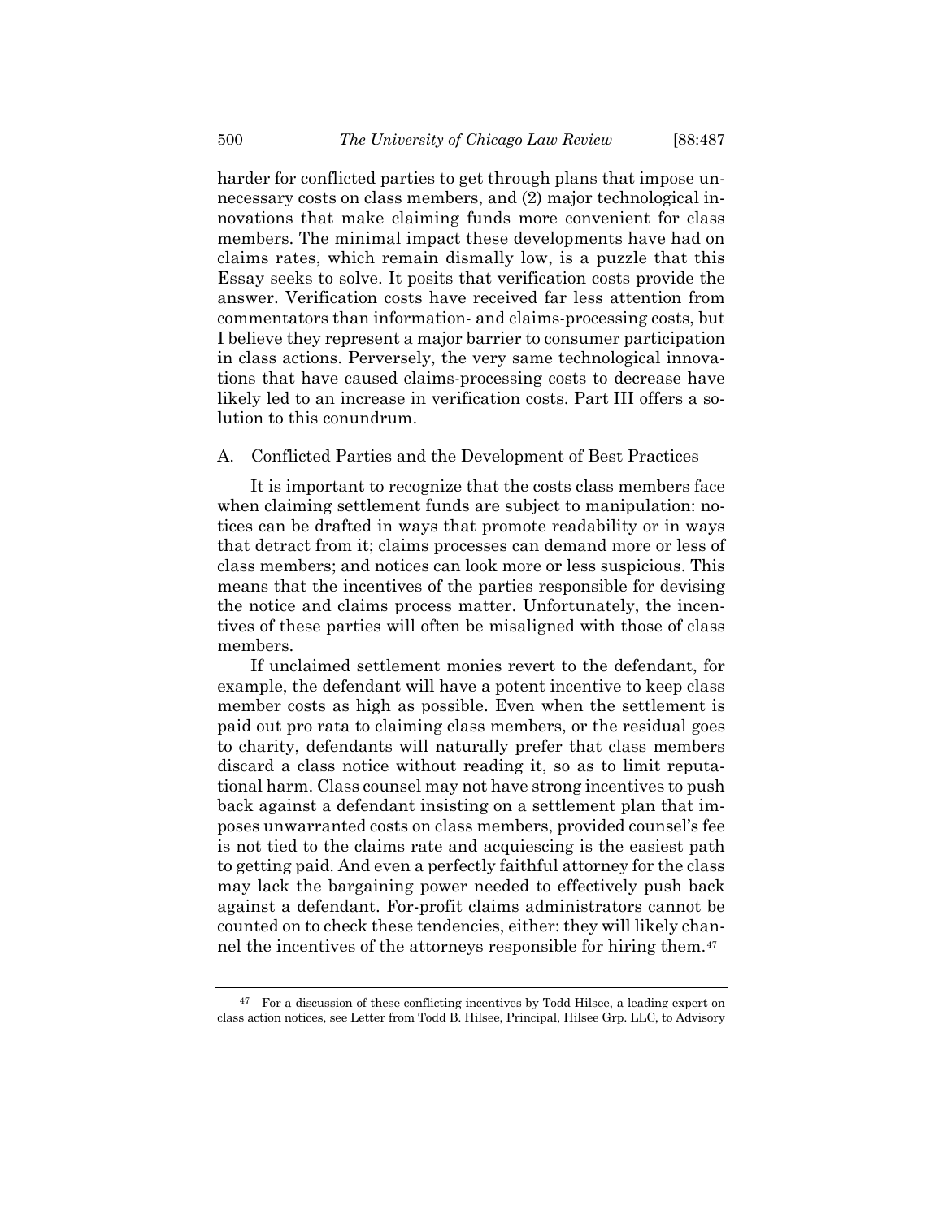harder for conflicted parties to get through plans that impose unnecessary costs on class members, and (2) major technological innovations that make claiming funds more convenient for class members. The minimal impact these developments have had on claims rates, which remain dismally low, is a puzzle that this Essay seeks to solve. It posits that verification costs provide the answer. Verification costs have received far less attention from commentators than information- and claims-processing costs, but I believe they represent a major barrier to consumer participation in class actions. Perversely, the very same technological innovations that have caused claims-processing costs to decrease have likely led to an increase in verification costs. Part III offers a solution to this conundrum.

### A. Conflicted Parties and the Development of Best Practices

It is important to recognize that the costs class members face when claiming settlement funds are subject to manipulation: notices can be drafted in ways that promote readability or in ways that detract from it; claims processes can demand more or less of class members; and notices can look more or less suspicious. This means that the incentives of the parties responsible for devising the notice and claims process matter. Unfortunately, the incentives of these parties will often be misaligned with those of class members.

If unclaimed settlement monies revert to the defendant, for example, the defendant will have a potent incentive to keep class member costs as high as possible. Even when the settlement is paid out pro rata to claiming class members, or the residual goes to charity, defendants will naturally prefer that class members discard a class notice without reading it, so as to limit reputational harm. Class counsel may not have strong incentives to push back against a defendant insisting on a settlement plan that imposes unwarranted costs on class members, provided counsel's fee is not tied to the claims rate and acquiescing is the easiest path to getting paid. And even a perfectly faithful attorney for the class may lack the bargaining power needed to effectively push back against a defendant. For-profit claims administrators cannot be counted on to check these tendencies, either: they will likely channel the incentives of the attorneys responsible for hiring them.[47]

[47] For a discussion of these conflicting incentives by Todd Hilsee, a leading expert on class action notices, see Letter from Todd B. Hilsee, Principal, Hilsee Grp. LLC, to Advisory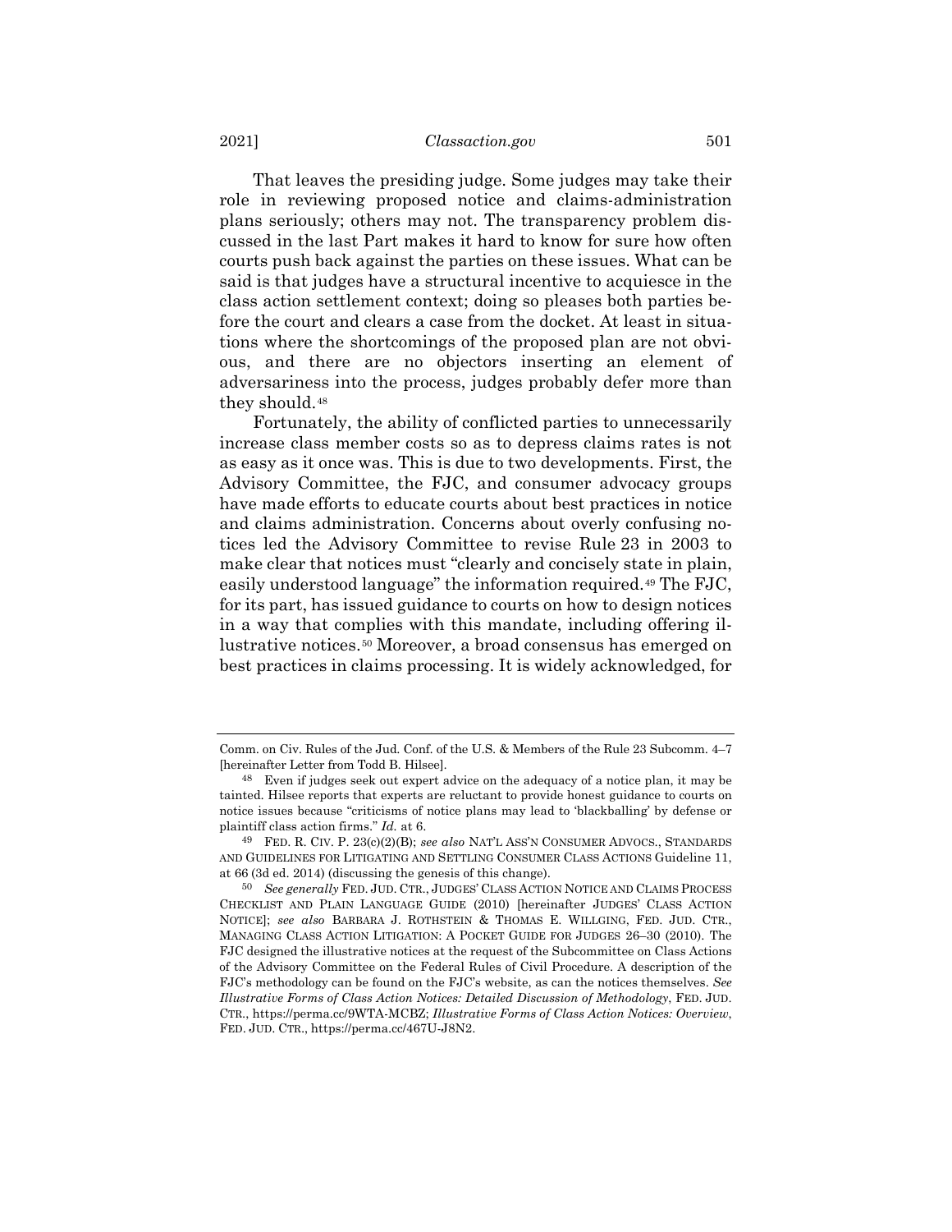That leaves the presiding judge. Some judges may take their role in reviewing proposed notice and claims-administration plans seriously; others may not. The transparency problem discussed in the last Part makes it hard to know for sure how often courts push back against the parties on these issues. What can be said is that judges have a structural incentive to acquiesce in the class action settlement context; doing so pleases both parties before the court and clears a case from the docket. At least in situations where the shortcomings of the proposed plan are not obvious, and there are no objectors inserting an element of adversariness into the process, judges probably defer more than they should.[48]

Fortunately, the ability of conflicted parties to unnecessarily increase class member costs so as to depress claims rates is not as easy as it once was. This is due to two developments. First, the Advisory Committee, the FJC, and consumer advocacy groups have made efforts to educate courts about best practices in notice and claims administration. Concerns about overly confusing notices led the Advisory Committee to revise Rule 23 in 2003 to make clear that notices must "clearly and concisely state in plain, easily understood language" the information required.[49] The FJC, for its part, has issued guidance to courts on how to design notices in a way that complies with this mandate, including offering illustrative notices.[50] Moreover, a broad consensus has emerged on best practices in claims processing. It is widely acknowledged, for

---

Comm. on Civ. Rules of the Jud. Conf. of the U.S. & Members of the Rule 23 Subcomm. 4–7 [hereinafter Letter from Todd B. Hilsee].

[48] Even if judges seek out expert advice on the adequacy of a notice plan, it may be tainted. Hilsee reports that experts are reluctant to provide honest guidance to courts on notice issues because "criticisms of notice plans may lead to 'blackballing' by defense or plaintiff class action firms." *Id.* at 6.

[49] FED. R. CIV. P. 23(c)(2)(B); *see also* NAT'L ASS'N CONSUMER ADVOCS., STANDARDS AND GUIDELINES FOR LITIGATING AND SETTLING CONSUMER CLASS ACTIONS Guideline 11, at 66 (3d ed. 2014) (discussing the genesis of this change).

[50] *See generally* FED. JUD. CTR., JUDGES' CLASS ACTION NOTICE AND CLAIMS PROCESS CHECKLIST AND PLAIN LANGUAGE GUIDE (2010) [hereinafter JUDGES' CLASS ACTION NOTICE]; *see also* BARBARA J. ROTHSTEIN & THOMAS E. WILLGING, FED. JUD. CTR., MANAGING CLASS ACTION LITIGATION: A POCKET GUIDE FOR JUDGES 26–30 (2010). The FJC designed the illustrative notices at the request of the Subcommittee on Class Actions of the Advisory Committee on the Federal Rules of Civil Procedure. A description of the FJC's methodology can be found on the FJC's website, as can the notices themselves. *See Illustrative Forms of Class Action Notices: Detailed Discussion of Methodology*, FED. JUD. CTR., https://perma.cc/9WTA-MCBZ; *Illustrative Forms of Class Action Notices: Overview*, FED. JUD. CTR., https://perma.cc/467U-J8N2.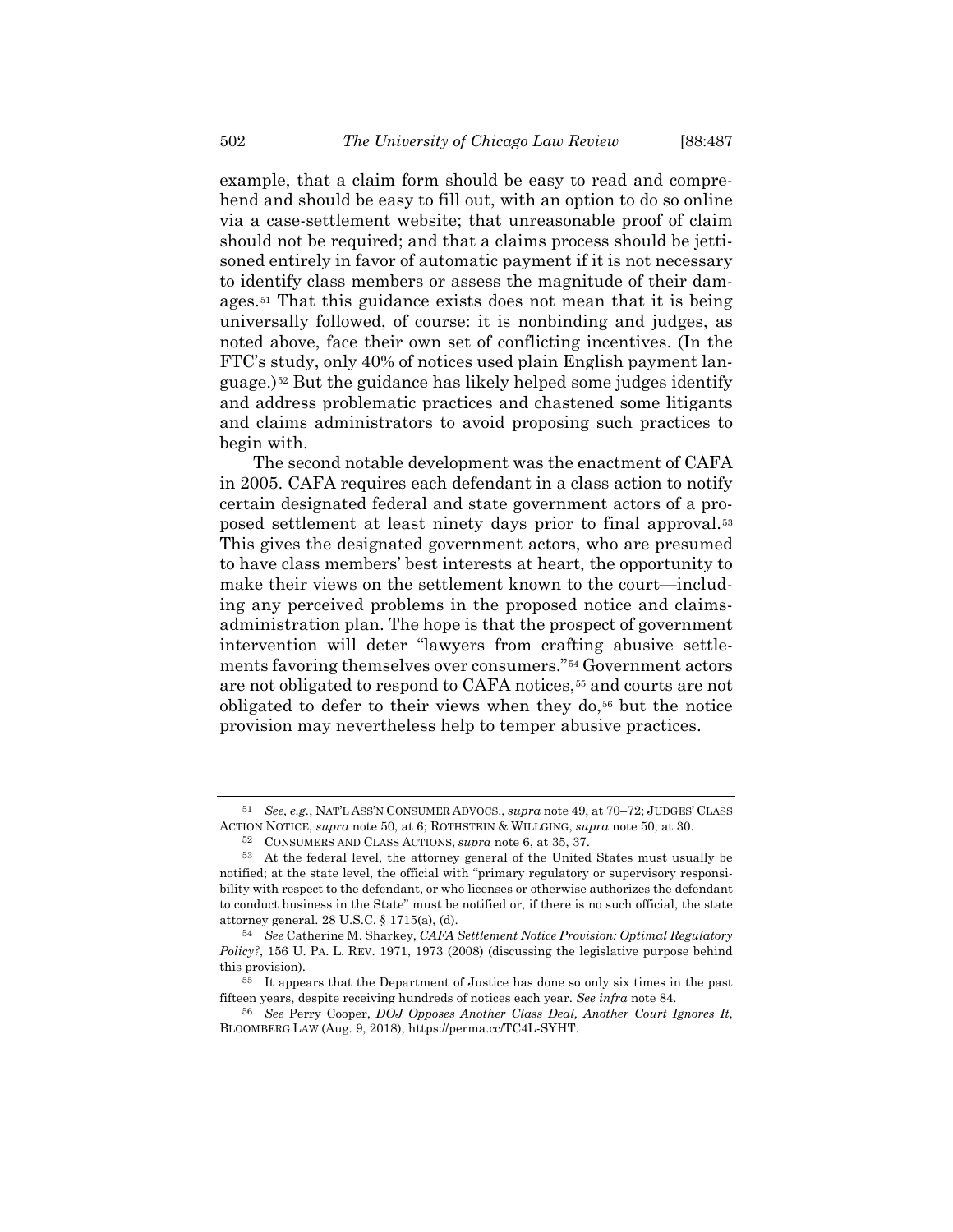example, that a claim form should be easy to read and comprehend and should be easy to fill out, with an option to do so online via a case-settlement website; that unreasonable proof of claim should not be required; and that a claims process should be jettisoned entirely in favor of automatic payment if it is not necessary to identify class members or assess the magnitude of their damages.[51] That this guidance exists does not mean that it is being universally followed, of course: it is nonbinding and judges, as noted above, face their own set of conflicting incentives. (In the FTC's study, only 40% of notices used plain English payment language.)[52] But the guidance has likely helped some judges identify and address problematic practices and chastened some litigants and claims administrators to avoid proposing such practices to begin with.

The second notable development was the enactment of CAFA in 2005. CAFA requires each defendant in a class action to notify certain designated federal and state government actors of a proposed settlement at least ninety days prior to final approval.[53] This gives the designated government actors, who are presumed to have class members' best interests at heart, the opportunity to make their views on the settlement known to the court—including any perceived problems in the proposed notice and claims-administration plan. The hope is that the prospect of government intervention will deter "lawyers from crafting abusive settlements favoring themselves over consumers."[54] Government actors are not obligated to respond to CAFA notices,[55] and courts are not obligated to defer to their views when they do,[56] but the notice provision may nevertheless help to temper abusive practices.

---

[51] *See, e.g.*, NAT'L ASS'N CONSUMER ADVOCS., *supra* note 49, at 70–72; JUDGES' CLASS ACTION NOTICE, *supra* note 50, at 6; ROTHSTEIN & WILLGING, *supra* note 50, at 30.

[52] CONSUMERS AND CLASS ACTIONS, *supra* note 6, at 35, 37.

[53] At the federal level, the attorney general of the United States must usually be notified; at the state level, the official with "primary regulatory or supervisory responsibility with respect to the defendant, or who licenses or otherwise authorizes the defendant to conduct business in the State" must be notified or, if there is no such official, the state attorney general. 28 U.S.C. § 1715(a), (d).

[54] *See* Catherine M. Sharkey, *CAFA Settlement Notice Provision: Optimal Regulatory Policy?*, 156 U. PA. L. REV. 1971, 1973 (2008) (discussing the legislative purpose behind this provision).

[55] It appears that the Department of Justice has done so only six times in the past fifteen years, despite receiving hundreds of notices each year. *See infra* note 84.

[56] *See* Perry Cooper, *DOJ Opposes Another Class Deal, Another Court Ignores It*, BLOOMBERG LAW (Aug. 9, 2018), https://perma.cc/TC4L-SYHT.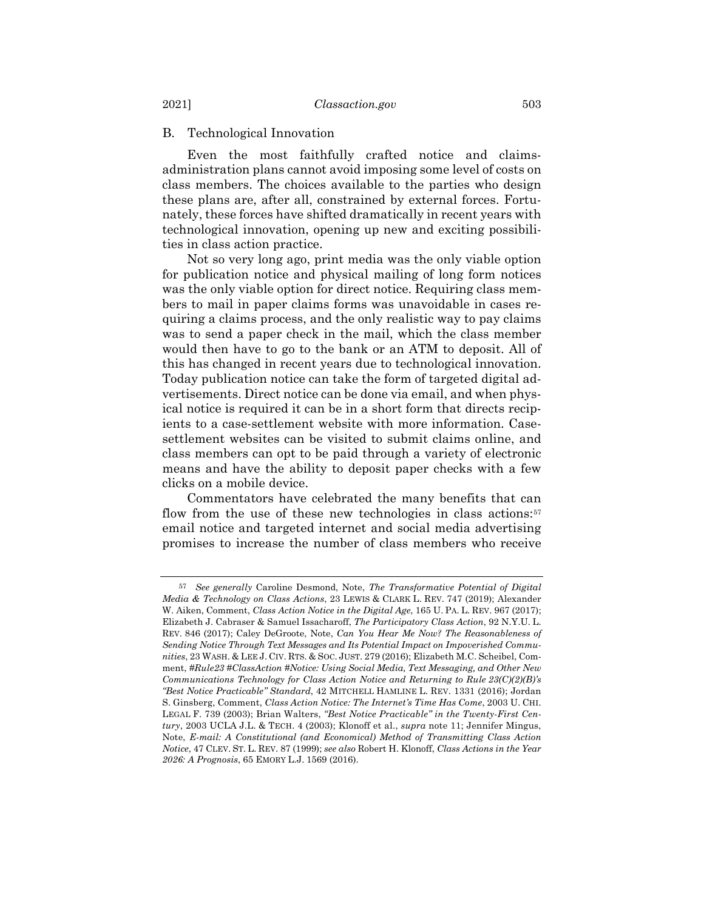### B. Technological Innovation

Even the most faithfully crafted notice and claims-administration plans cannot avoid imposing some level of costs on class members. The choices available to the parties who design these plans are, after all, constrained by external forces. Fortunately, these forces have shifted dramatically in recent years with technological innovation, opening up new and exciting possibilities in class action practice.

Not so very long ago, print media was the only viable option for publication notice and physical mailing of long form notices was the only viable option for direct notice. Requiring class members to mail in paper claims forms was unavoidable in cases requiring a claims process, and the only realistic way to pay claims was to send a paper check in the mail, which the class member would then have to go to the bank or an ATM to deposit. All of this has changed in recent years due to technological innovation. Today publication notice can take the form of targeted digital advertisements. Direct notice can be done via email, and when physical notice is required it can be in a short form that directs recipients to a case-settlement website with more information. Case-settlement websites can be visited to submit claims online, and class members can opt to be paid through a variety of electronic means and have the ability to deposit paper checks with a few clicks on a mobile device.

Commentators have celebrated the many benefits that can flow from the use of these new technologies in class actions:[57] email notice and targeted internet and social media advertising promises to increase the number of class members who receive

---

57 *See generally* Caroline Desmond, Note, *The Transformative Potential of Digital Media & Technology on Class Actions*, 23 LEWIS & CLARK L. REV. 747 (2019); Alexander W. Aiken, Comment, *Class Action Notice in the Digital Age*, 165 U. PA. L. REV. 967 (2017); Elizabeth J. Cabraser & Samuel Issacharoff, *The Participatory Class Action*, 92 N.Y.U. L. REV. 846 (2017); Caley DeGroote, Note, *Can You Hear Me Now? The Reasonableness of Sending Notice Through Text Messages and Its Potential Impact on Impoverished Communities*, 23 WASH. & LEE J. CIV. RTS. & SOC. JUST. 279 (2016); Elizabeth M.C. Scheibel, Comment, *#Rule23 #ClassAction #Notice: Using Social Media, Text Messaging, and Other New Communications Technology for Class Action Notice and Returning to Rule 23(C)(2)(B)'s "Best Notice Practicable" Standard*, 42 MITCHELL HAMLINE L. REV. 1331 (2016); Jordan S. Ginsberg, Comment, *Class Action Notice: The Internet's Time Has Come*, 2003 U. CHI. LEGAL F. 739 (2003); Brian Walters, *"Best Notice Practicable" in the Twenty-First Century*, 2003 UCLA J.L. & TECH. 4 (2003); Klonoff et al., *supra* note 11; Jennifer Mingus, Note, *E-mail: A Constitutional (and Economical) Method of Transmitting Class Action Notice*, 47 CLEV. ST. L. REV. 87 (1999); *see also* Robert H. Klonoff, *Class Actions in the Year 2026: A Prognosis*, 65 EMORY L.J. 1569 (2016).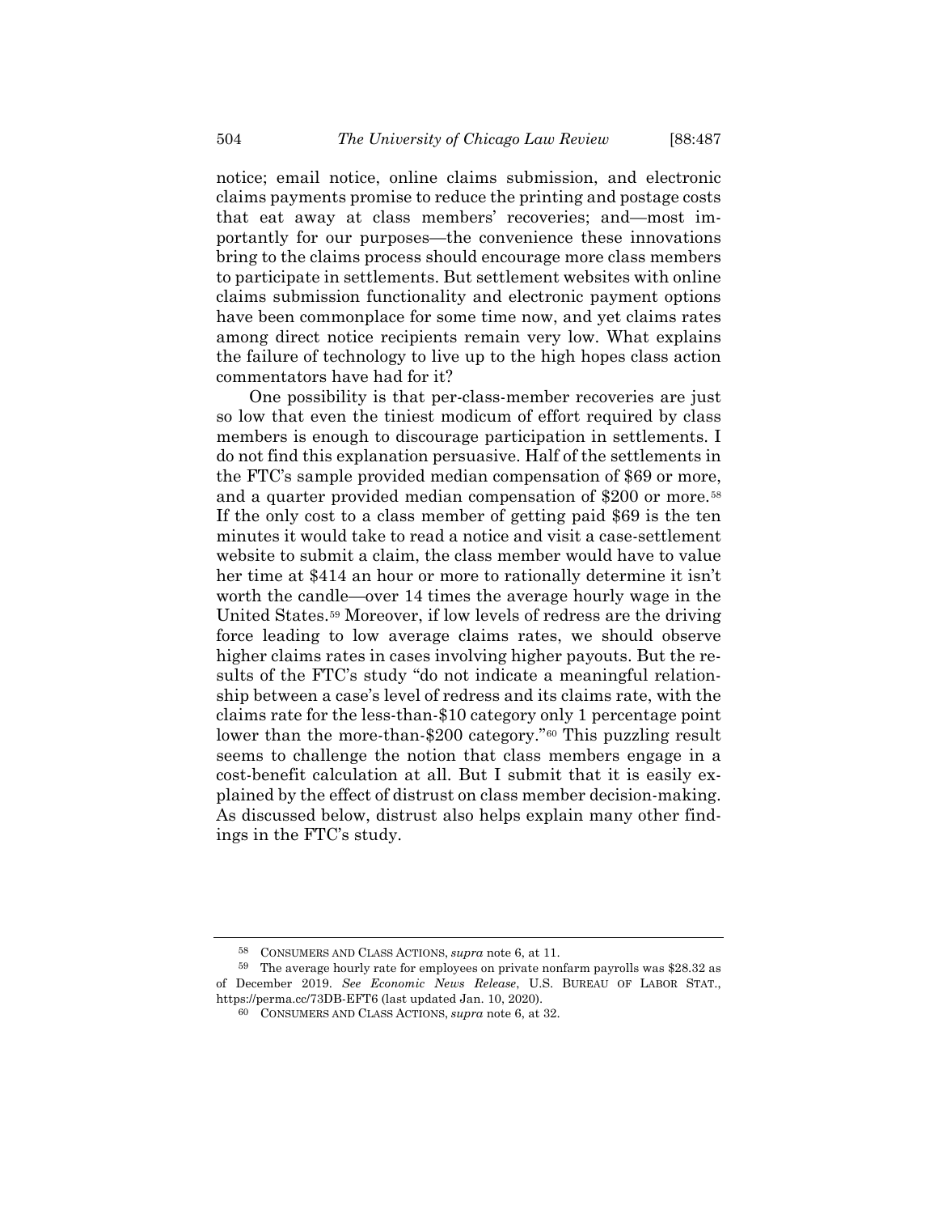notice; email notice, online claims submission, and electronic claims payments promise to reduce the printing and postage costs that eat away at class members' recoveries; and—most importantly for our purposes—the convenience these innovations bring to the claims process should encourage more class members to participate in settlements. But settlement websites with online claims submission functionality and electronic payment options have been commonplace for some time now, and yet claims rates among direct notice recipients remain very low. What explains the failure of technology to live up to the high hopes class action commentators have had for it?

One possibility is that per-class-member recoveries are just so low that even the tiniest modicum of effort required by class members is enough to discourage participation in settlements. I do not find this explanation persuasive. Half of the settlements in the FTC's sample provided median compensation of $69 or more, and a quarter provided median compensation of $200 or more.[58] If the only cost to a class member of getting paid $69 is the ten minutes it would take to read a notice and visit a case-settlement website to submit a claim, the class member would have to value her time at $414 an hour or more to rationally determine it isn't worth the candle—over 14 times the average hourly wage in the United States.[59] Moreover, if low levels of redress are the driving force leading to low average claims rates, we should observe higher claims rates in cases involving higher payouts. But the results of the FTC's study "do not indicate a meaningful relationship between a case's level of redress and its claims rate, with the claims rate for the less-than-$10 category only 1 percentage point lower than the more-than-$200 category."[60] This puzzling result seems to challenge the notion that class members engage in a cost-benefit calculation at all. But I submit that it is easily explained by the effect of distrust on class member decision-making. As discussed below, distrust also helps explain many other findings in the FTC's study.

---

[58] CONSUMERS AND CLASS ACTIONS, *supra* note 6, at 11.

[59] The average hourly rate for employees on private nonfarm payrolls was $28.32 as of December 2019. *See Economic News Release*, U.S. BUREAU OF LABOR STAT., https://perma.cc/73DB-EFT6 (last updated Jan. 10, 2020).

[60] CONSUMERS AND CLASS ACTIONS, *supra* note 6, at 32.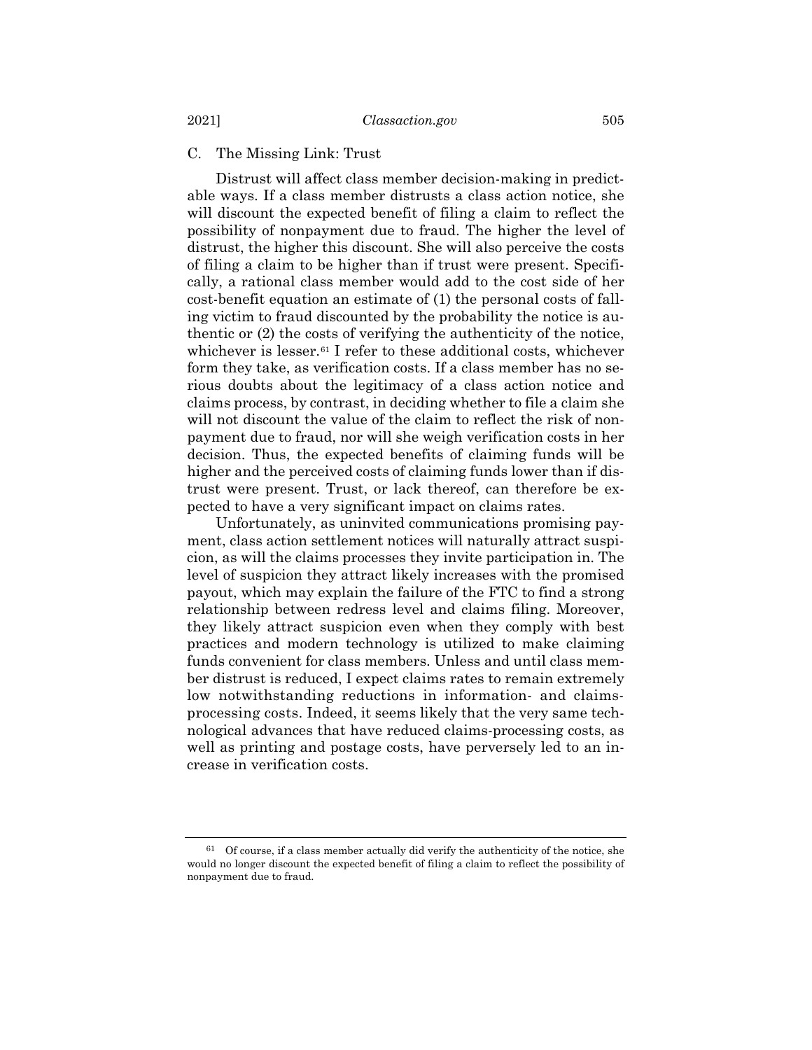### C. The Missing Link: Trust

Distrust will affect class member decision-making in predictable ways. If a class member distrusts a class action notice, she will discount the expected benefit of filing a claim to reflect the possibility of nonpayment due to fraud. The higher the level of distrust, the higher this discount. She will also perceive the costs of filing a claim to be higher than if trust were present. Specifically, a rational class member would add to the cost side of her cost-benefit equation an estimate of (1) the personal costs of falling victim to fraud discounted by the probability the notice is authentic or (2) the costs of verifying the authenticity of the notice, whichever is lesser.[61] I refer to these additional costs, whichever form they take, as verification costs. If a class member has no serious doubts about the legitimacy of a class action notice and claims process, by contrast, in deciding whether to file a claim she will not discount the value of the claim to reflect the risk of nonpayment due to fraud, nor will she weigh verification costs in her decision. Thus, the expected benefits of claiming funds will be higher and the perceived costs of claiming funds lower than if distrust were present. Trust, or lack thereof, can therefore be expected to have a very significant impact on claims rates.

Unfortunately, as uninvited communications promising payment, class action settlement notices will naturally attract suspicion, as will the claims processes they invite participation in. The level of suspicion they attract likely increases with the promised payout, which may explain the failure of the FTC to find a strong relationship between redress level and claims filing. Moreover, they likely attract suspicion even when they comply with best practices and modern technology is utilized to make claiming funds convenient for class members. Unless and until class member distrust is reduced, I expect claims rates to remain extremely low notwithstanding reductions in information- and claims-processing costs. Indeed, it seems likely that the very same technological advances that have reduced claims-processing costs, as well as printing and postage costs, have perversely led to an increase in verification costs.

---

[61] Of course, if a class member actually did verify the authenticity of the notice, she would no longer discount the expected benefit of filing a claim to reflect the possibility of nonpayment due to fraud.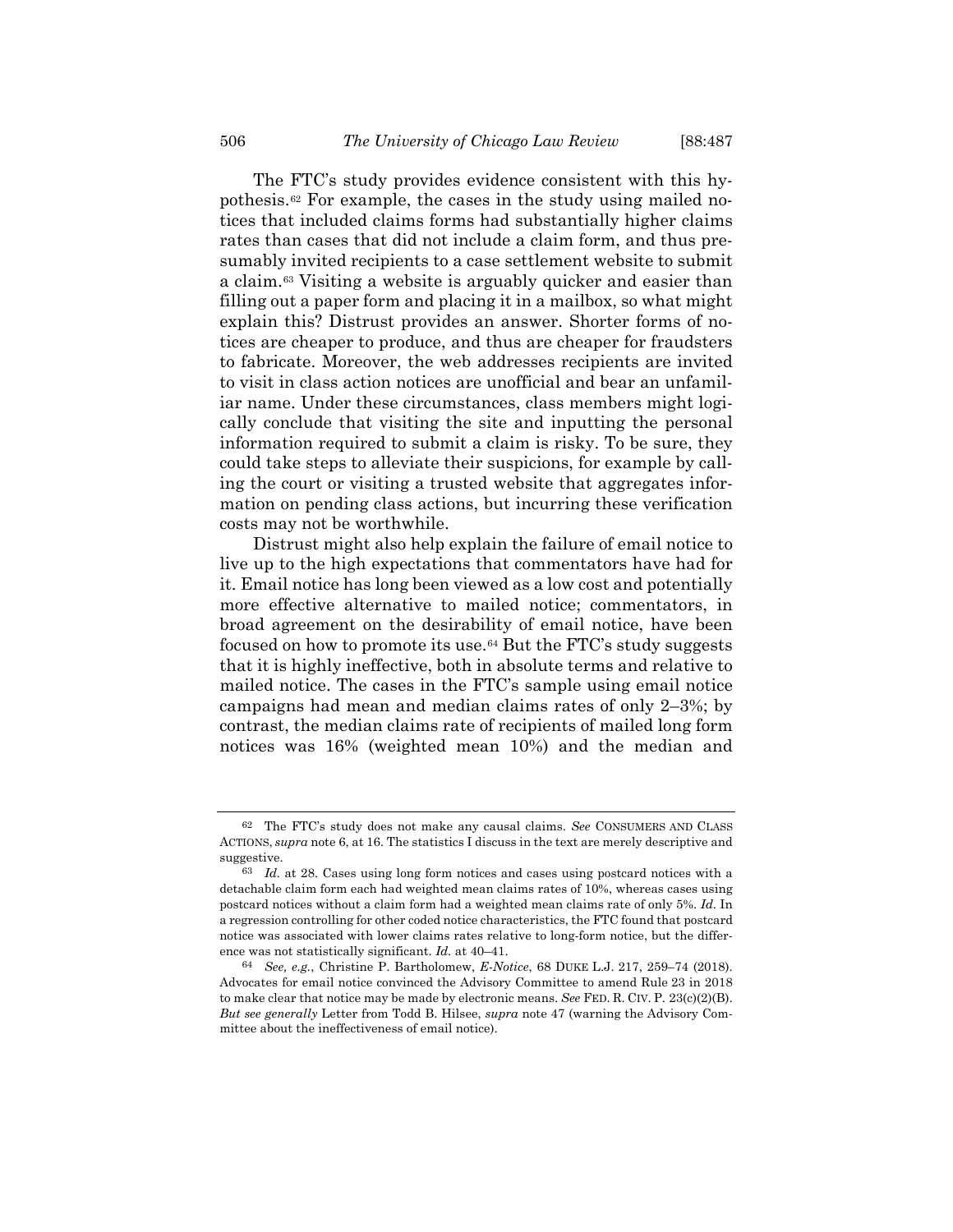The FTC's study provides evidence consistent with this hypothesis.[62] For example, the cases in the study using mailed notices that included claims forms had substantially higher claims rates than cases that did not include a claim form, and thus presumably invited recipients to a case settlement website to submit a claim.[63] Visiting a website is arguably quicker and easier than filling out a paper form and placing it in a mailbox, so what might explain this? Distrust provides an answer. Shorter forms of notices are cheaper to produce, and thus are cheaper for fraudsters to fabricate. Moreover, the web addresses recipients are invited to visit in class action notices are unofficial and bear an unfamiliar name. Under these circumstances, class members might logically conclude that visiting the site and inputting the personal information required to submit a claim is risky. To be sure, they could take steps to alleviate their suspicions, for example by calling the court or visiting a trusted website that aggregates information on pending class actions, but incurring these verification costs may not be worthwhile.

Distrust might also help explain the failure of email notice to live up to the high expectations that commentators have had for it. Email notice has long been viewed as a low cost and potentially more effective alternative to mailed notice; commentators, in broad agreement on the desirability of email notice, have been focused on how to promote its use.[64] But the FTC's study suggests that it is highly ineffective, both in absolute terms and relative to mailed notice. The cases in the FTC's sample using email notice campaigns had mean and median claims rates of only 2–3%; by contrast, the median claims rate of recipients of mailed long form notices was 16% (weighted mean 10%) and the median and

---

[62] The FTC's study does not make any causal claims. *See* CONSUMERS AND CLASS ACTIONS, *supra* note 6, at 16. The statistics I discuss in the text are merely descriptive and suggestive.

[63] *Id.* at 28. Cases using long form notices and cases using postcard notices with a detachable claim form each had weighted mean claims rates of 10%, whereas cases using postcard notices without a claim form had a weighted mean claims rate of only 5%. *Id.* In a regression controlling for other coded notice characteristics, the FTC found that postcard notice was associated with lower claims rates relative to long-form notice, but the difference was not statistically significant. *Id.* at 40–41.

[64] *See, e.g.*, Christine P. Bartholomew, *E-Notice*, 68 DUKE L.J. 217, 259–74 (2018). Advocates for email notice convinced the Advisory Committee to amend Rule 23 in 2018 to make clear that notice may be made by electronic means. *See* FED. R. CIV. P. 23(c)(2)(B). *But see generally* Letter from Todd B. Hilsee, *supra* note 47 (warning the Advisory Committee about the ineffectiveness of email notice).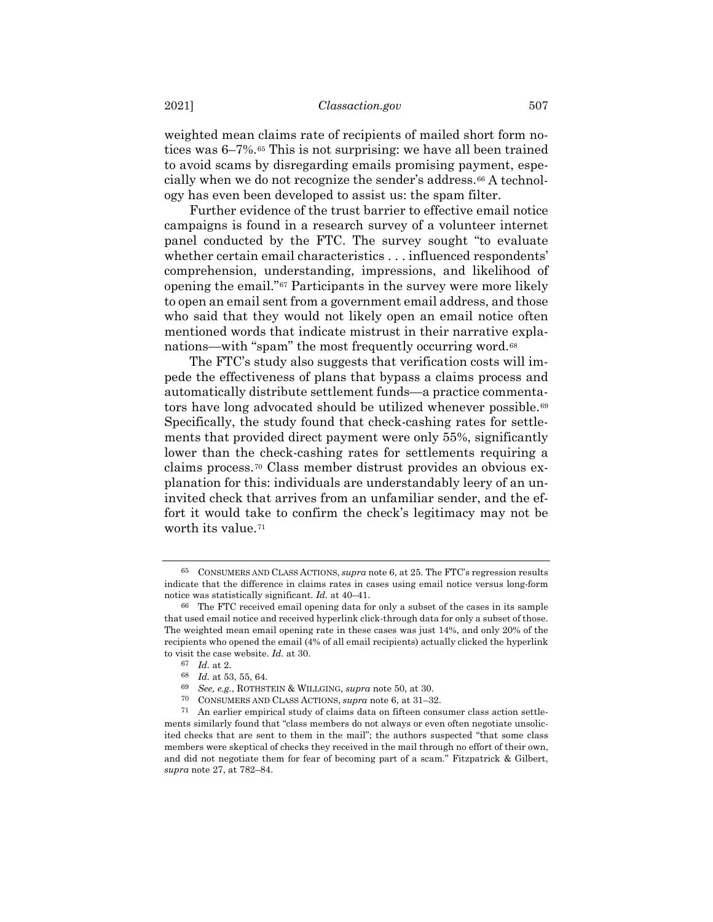weighted mean claims rate of recipients of mailed short form notices was 6–7%.[65] This is not surprising: we have all been trained to avoid scams by disregarding emails promising payment, especially when we do not recognize the sender's address.[66] A technology has even been developed to assist us: the spam filter.

Further evidence of the trust barrier to effective email notice campaigns is found in a research survey of a volunteer internet panel conducted by the FTC. The survey sought "to evaluate whether certain email characteristics . . . influenced respondents' comprehension, understanding, impressions, and likelihood of opening the email."[67] Participants in the survey were more likely to open an email sent from a government email address, and those who said that they would not likely open an email notice often mentioned words that indicate mistrust in their narrative explanations—with "spam" the most frequently occurring word.[68]

The FTC's study also suggests that verification costs will impede the effectiveness of plans that bypass a claims process and automatically distribute settlement funds—a practice commentators have long advocated should be utilized whenever possible.[69] Specifically, the study found that check-cashing rates for settlements that provided direct payment were only 55%, significantly lower than the check-cashing rates for settlements requiring a claims process.[70] Class member distrust provides an obvious explanation for this: individuals are understandably leery of an uninvited check that arrives from an unfamiliar sender, and the effort it would take to confirm the check's legitimacy may not be worth its value.[71]

---

[65] CONSUMERS AND CLASS ACTIONS, *supra* note 6, at 25. The FTC's regression results indicate that the difference in claims rates in cases using email notice versus long-form notice was statistically significant. *Id.* at 40–41.

[66] The FTC received email opening data for only a subset of the cases in its sample that used email notice and received hyperlink click-through data for only a subset of those. The weighted mean email opening rate in these cases was just 14%, and only 20% of the recipients who opened the email (4% of all email recipients) actually clicked the hyperlink to visit the case website. *Id.* at 30.

[67] *Id.* at 2.

[68] *Id.* at 53, 55, 64.

[69] *See, e.g.*, ROTHSTEIN & WILLGING, *supra* note 50, at 30.

[70] CONSUMERS AND CLASS ACTIONS, *supra* note 6, at 31–32.

[71] An earlier empirical study of claims data on fifteen consumer class action settlements similarly found that "class members do not always or even often negotiate unsolicited checks that are sent to them in the mail"; the authors suspected "that some class members were skeptical of checks they received in the mail through no effort of their own, and did not negotiate them for fear of becoming part of a scam." Fitzpatrick & Gilbert, *supra* note 27, at 782–84.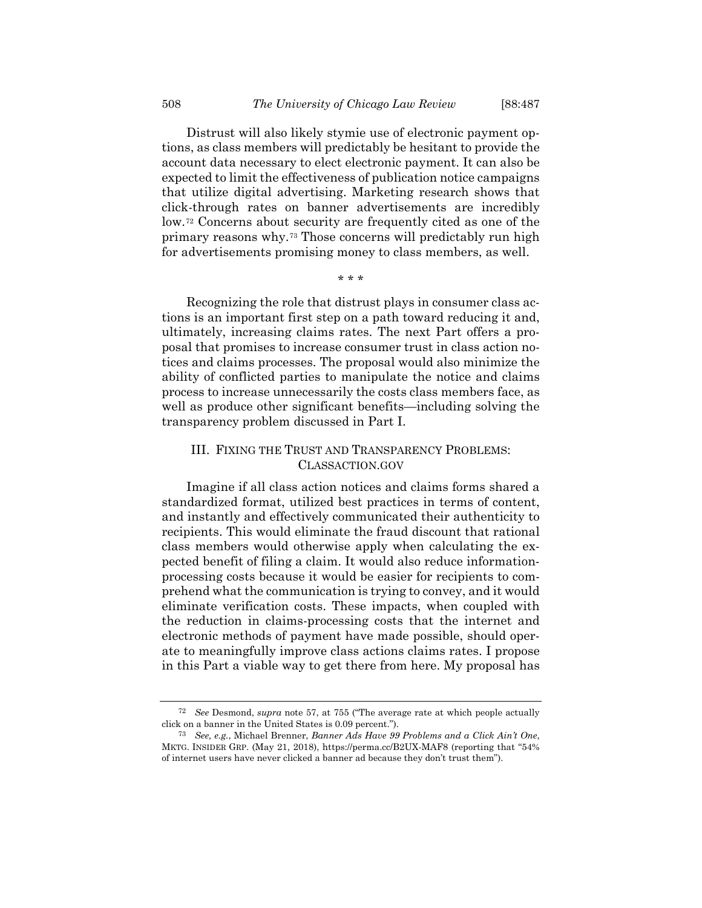Distrust will also likely stymie use of electronic payment options, as class members will predictably be hesitant to provide the account data necessary to elect electronic payment. It can also be expected to limit the effectiveness of publication notice campaigns that utilize digital advertising. Marketing research shows that click-through rates on banner advertisements are incredibly low.[72] Concerns about security are frequently cited as one of the primary reasons why.[73] Those concerns will predictably run high for advertisements promising money to class members, as well.

\* \* \*

Recognizing the role that distrust plays in consumer class actions is an important first step on a path toward reducing it and, ultimately, increasing claims rates. The next Part offers a proposal that promises to increase consumer trust in class action notices and claims processes. The proposal would also minimize the ability of conflicted parties to manipulate the notice and claims process to increase unnecessarily the costs class members face, as well as produce other significant benefits—including solving the transparency problem discussed in Part I.

## III. FIXING THE TRUST AND TRANSPARENCY PROBLEMS: CLASSACTION.GOV

Imagine if all class action notices and claims forms shared a standardized format, utilized best practices in terms of content, and instantly and effectively communicated their authenticity to recipients. This would eliminate the fraud discount that rational class members would otherwise apply when calculating the expected benefit of filing a claim. It would also reduce information-processing costs because it would be easier for recipients to comprehend what the communication is trying to convey, and it would eliminate verification costs. These impacts, when coupled with the reduction in claims-processing costs that the internet and electronic methods of payment have made possible, should operate to meaningfully improve class actions claims rates. I propose in this Part a viable way to get there from here. My proposal has

---

[72] *See* Desmond, *supra* note 57, at 755 ("The average rate at which people actually click on a banner in the United States is 0.09 percent.").

[73] *See, e.g.*, Michael Brenner, *Banner Ads Have 99 Problems and a Click Ain't One*, MKTG. INSIDER GRP. (May 21, 2018), https://perma.cc/B2UX-MAF8 (reporting that "54% of internet users have never clicked a banner ad because they don't trust them").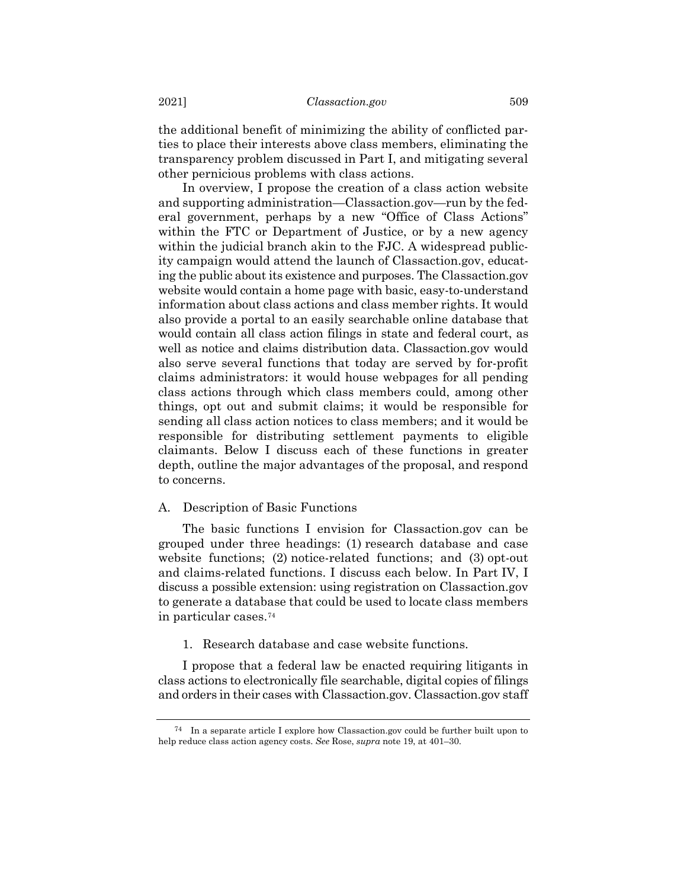the additional benefit of minimizing the ability of conflicted parties to place their interests above class members, eliminating the transparency problem discussed in Part I, and mitigating several other pernicious problems with class actions.

In overview, I propose the creation of a class action website and supporting administration—Classaction.gov—run by the federal government, perhaps by a new "Office of Class Actions" within the FTC or Department of Justice, or by a new agency within the judicial branch akin to the FJC. A widespread publicity campaign would attend the launch of Classaction.gov, educating the public about its existence and purposes. The Classaction.gov website would contain a home page with basic, easy-to-understand information about class actions and class member rights. It would also provide a portal to an easily searchable online database that would contain all class action filings in state and federal court, as well as notice and claims distribution data. Classaction.gov would also serve several functions that today are served by for-profit claims administrators: it would house webpages for all pending class actions through which class members could, among other things, opt out and submit claims; it would be responsible for sending all class action notices to class members; and it would be responsible for distributing settlement payments to eligible claimants. Below I discuss each of these functions in greater depth, outline the major advantages of the proposal, and respond to concerns.

## A. Description of Basic Functions

The basic functions I envision for Classaction.gov can be grouped under three headings: (1) research database and case website functions; (2) notice-related functions; and (3) opt-out and claims-related functions. I discuss each below. In Part IV, I discuss a possible extension: using registration on Classaction.gov to generate a database that could be used to locate class members in particular cases.[74]

### 1. Research database and case website functions.

I propose that a federal law be enacted requiring litigants in class actions to electronically file searchable, digital copies of filings and orders in their cases with Classaction.gov. Classaction.gov staff

[74] In a separate article I explore how Classaction.gov could be further built upon to help reduce class action agency costs. *See* Rose, *supra* note 19, at 401–30.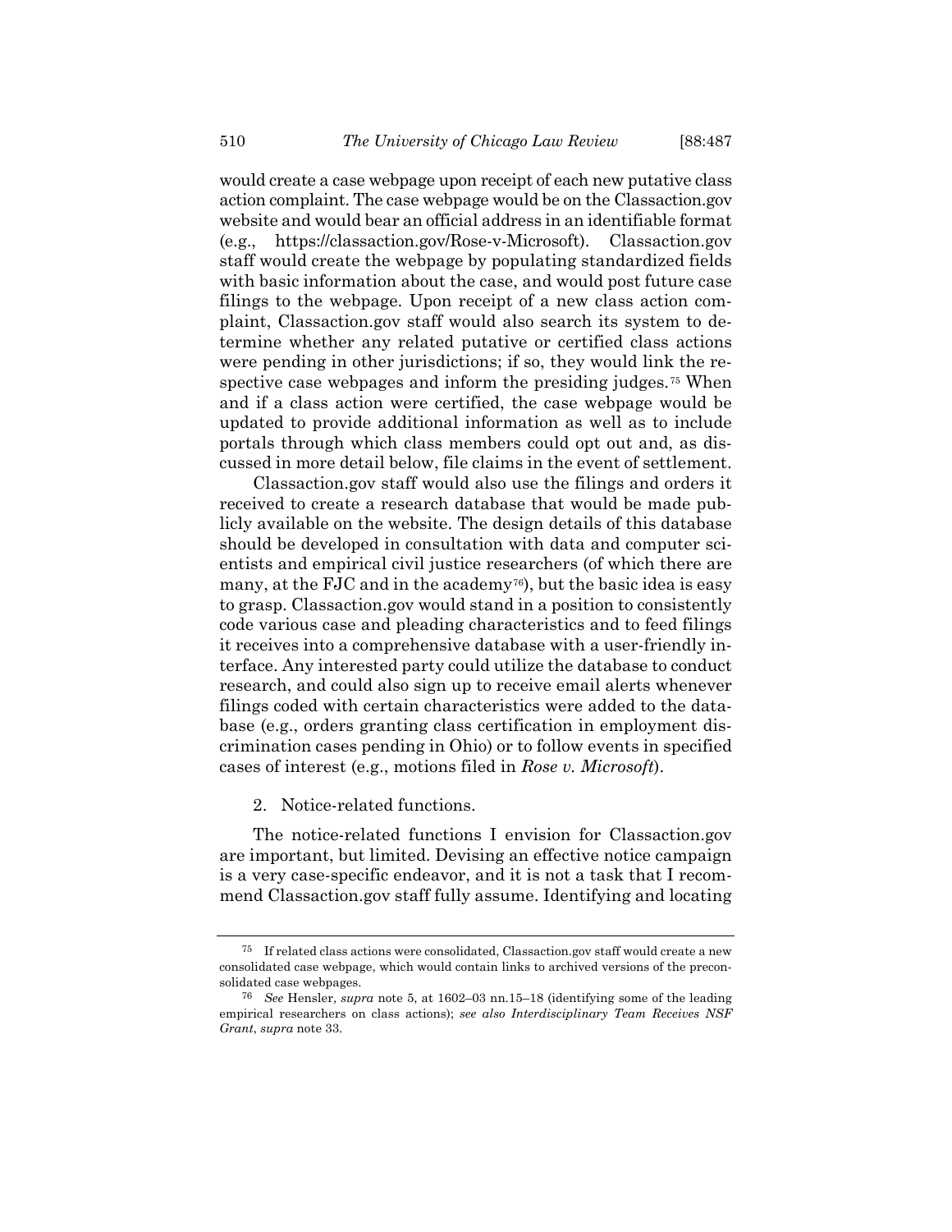would create a case webpage upon receipt of each new putative class action complaint. The case webpage would be on the Classaction.gov website and would bear an official address in an identifiable format (e.g., https://classaction.gov/Rose-v-Microsoft). Classaction.gov staff would create the webpage by populating standardized fields with basic information about the case, and would post future case filings to the webpage. Upon receipt of a new class action complaint, Classaction.gov staff would also search its system to determine whether any related putative or certified class actions were pending in other jurisdictions; if so, they would link the respective case webpages and inform the presiding judges.[75] When and if a class action were certified, the case webpage would be updated to provide additional information as well as to include portals through which class members could opt out and, as discussed in more detail below, file claims in the event of settlement.

Classaction.gov staff would also use the filings and orders it received to create a research database that would be made publicly available on the website. The design details of this database should be developed in consultation with data and computer scientists and empirical civil justice researchers (of which there are many, at the FJC and in the academy[76]), but the basic idea is easy to grasp. Classaction.gov would stand in a position to consistently code various case and pleading characteristics and to feed filings it receives into a comprehensive database with a user-friendly interface. Any interested party could utilize the database to conduct research, and could also sign up to receive email alerts whenever filings coded with certain characteristics were added to the database (e.g., orders granting class certification in employment discrimination cases pending in Ohio) or to follow events in specified cases of interest (e.g., motions filed in *Rose v. Microsoft*).

2. Notice-related functions.

The notice-related functions I envision for Classaction.gov are important, but limited. Devising an effective notice campaign is a very case-specific endeavor, and it is not a task that I recommend Classaction.gov staff fully assume. Identifying and locating

---

[75] If related class actions were consolidated, Classaction.gov staff would create a new consolidated case webpage, which would contain links to archived versions of the preconsolidated case webpages.

[76] *See* Hensler, *supra* note 5, at 1602–03 nn.15–18 (identifying some of the leading empirical researchers on class actions); *see also Interdisciplinary Team Receives NSF Grant*, *supra* note 33.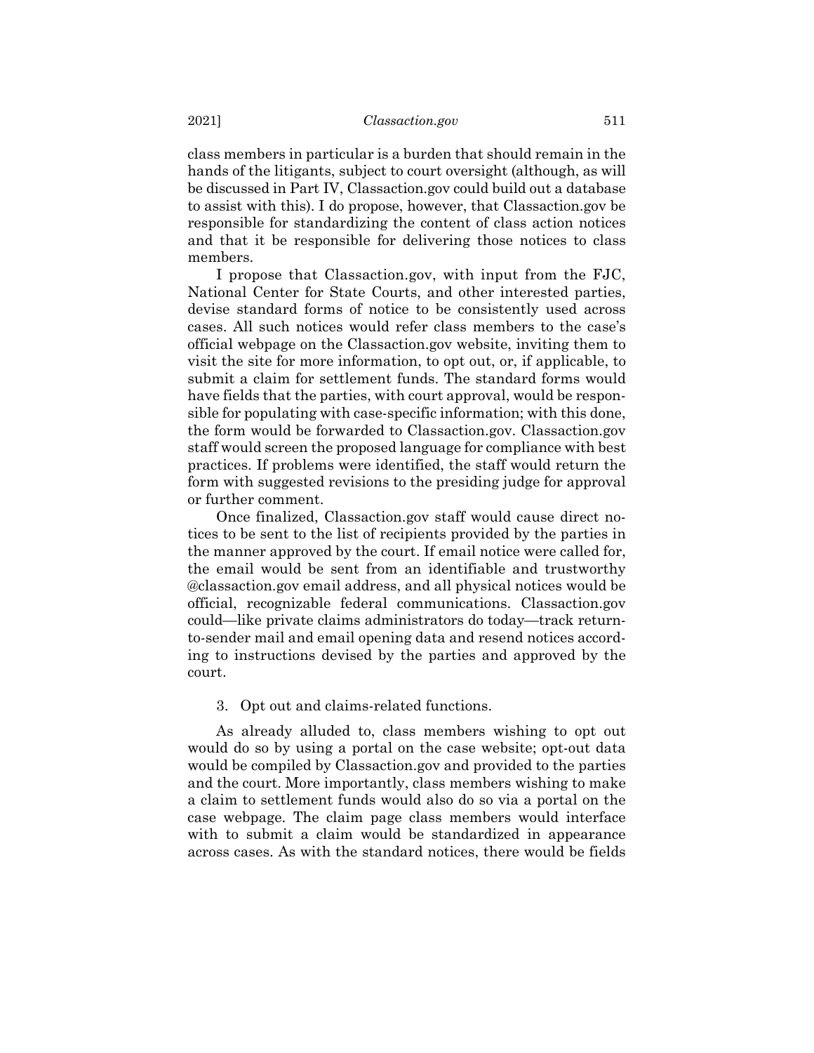class members in particular is a burden that should remain in the hands of the litigants, subject to court oversight (although, as will be discussed in Part IV, Classaction.gov could build out a database to assist with this). I do propose, however, that Classaction.gov be responsible for standardizing the content of class action notices and that it be responsible for delivering those notices to class members.

I propose that Classaction.gov, with input from the FJC, National Center for State Courts, and other interested parties, devise standard forms of notice to be consistently used across cases. All such notices would refer class members to the case's official webpage on the Classaction.gov website, inviting them to visit the site for more information, to opt out, or, if applicable, to submit a claim for settlement funds. The standard forms would have fields that the parties, with court approval, would be responsible for populating with case-specific information; with this done, the form would be forwarded to Classaction.gov. Classaction.gov staff would screen the proposed language for compliance with best practices. If problems were identified, the staff would return the form with suggested revisions to the presiding judge for approval or further comment.

Once finalized, Classaction.gov staff would cause direct notices to be sent to the list of recipients provided by the parties in the manner approved by the court. If email notice were called for, the email would be sent from an identifiable and trustworthy @classaction.gov email address, and all physical notices would be official, recognizable federal communications. Classaction.gov could—like private claims administrators do today—track return-to-sender mail and email opening data and resend notices according to instructions devised by the parties and approved by the court.

3. Opt out and claims-related functions.

As already alluded to, class members wishing to opt out would do so by using a portal on the case website; opt-out data would be compiled by Classaction.gov and provided to the parties and the court. More importantly, class members wishing to make a claim to settlement funds would also do so via a portal on the case webpage. The claim page class members would interface with to submit a claim would be standardized in appearance across cases. As with the standard notices, there would be fields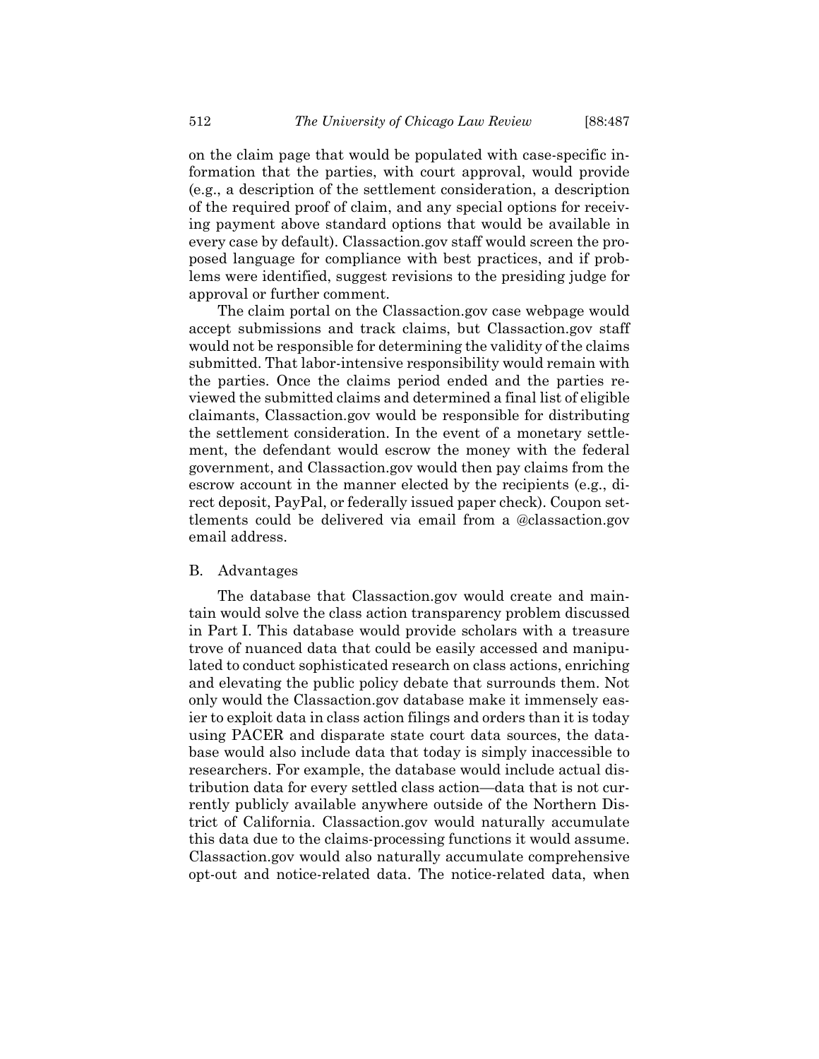on the claim page that would be populated with case-specific information that the parties, with court approval, would provide (e.g., a description of the settlement consideration, a description of the required proof of claim, and any special options for receiving payment above standard options that would be available in every case by default). Classaction.gov staff would screen the proposed language for compliance with best practices, and if problems were identified, suggest revisions to the presiding judge for approval or further comment.

The claim portal on the Classaction.gov case webpage would accept submissions and track claims, but Classaction.gov staff would not be responsible for determining the validity of the claims submitted. That labor-intensive responsibility would remain with the parties. Once the claims period ended and the parties reviewed the submitted claims and determined a final list of eligible claimants, Classaction.gov would be responsible for distributing the settlement consideration. In the event of a monetary settlement, the defendant would escrow the money with the federal government, and Classaction.gov would then pay claims from the escrow account in the manner elected by the recipients (e.g., direct deposit, PayPal, or federally issued paper check). Coupon settlements could be delivered via email from a @classaction.gov email address.

## B. Advantages

The database that Classaction.gov would create and maintain would solve the class action transparency problem discussed in Part I. This database would provide scholars with a treasure trove of nuanced data that could be easily accessed and manipulated to conduct sophisticated research on class actions, enriching and elevating the public policy debate that surrounds them. Not only would the Classaction.gov database make it immensely easier to exploit data in class action filings and orders than it is today using PACER and disparate state court data sources, the database would also include data that today is simply inaccessible to researchers. For example, the database would include actual distribution data for every settled class action—data that is not currently publicly available anywhere outside of the Northern District of California. Classaction.gov would naturally accumulate this data due to the claims-processing functions it would assume. Classaction.gov would also naturally accumulate comprehensive opt-out and notice-related data. The notice-related data, when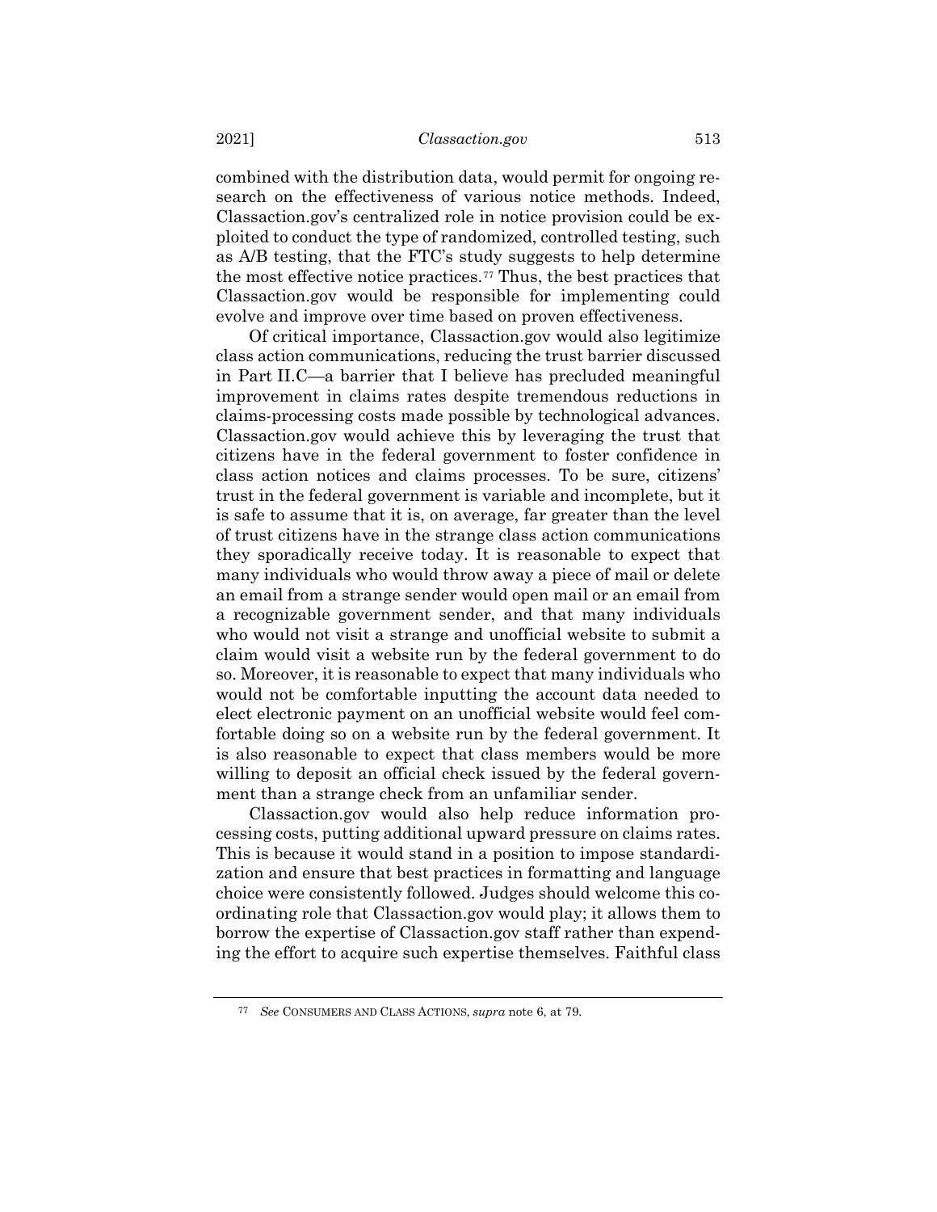combined with the distribution data, would permit for ongoing research on the effectiveness of various notice methods. Indeed, Classaction.gov's centralized role in notice provision could be exploited to conduct the type of randomized, controlled testing, such as A/B testing, that the FTC's study suggests to help determine the most effective notice practices.[77] Thus, the best practices that Classaction.gov would be responsible for implementing could evolve and improve over time based on proven effectiveness.

Of critical importance, Classaction.gov would also legitimize class action communications, reducing the trust barrier discussed in Part II.C—a barrier that I believe has precluded meaningful improvement in claims rates despite tremendous reductions in claims-processing costs made possible by technological advances. Classaction.gov would achieve this by leveraging the trust that citizens have in the federal government to foster confidence in class action notices and claims processes. To be sure, citizens' trust in the federal government is variable and incomplete, but it is safe to assume that it is, on average, far greater than the level of trust citizens have in the strange class action communications they sporadically receive today. It is reasonable to expect that many individuals who would throw away a piece of mail or delete an email from a strange sender would open mail or an email from a recognizable government sender, and that many individuals who would not visit a strange and unofficial website to submit a claim would visit a website run by the federal government to do so. Moreover, it is reasonable to expect that many individuals who would not be comfortable inputting the account data needed to elect electronic payment on an unofficial website would feel comfortable doing so on a website run by the federal government. It is also reasonable to expect that class members would be more willing to deposit an official check issued by the federal government than a strange check from an unfamiliar sender.

Classaction.gov would also help reduce information processing costs, putting additional upward pressure on claims rates. This is because it would stand in a position to impose standardization and ensure that best practices in formatting and language choice were consistently followed. Judges should welcome this coordinating role that Classaction.gov would play; it allows them to borrow the expertise of Classaction.gov staff rather than expending the effort to acquire such expertise themselves. Faithful class

---

[77] *See* CONSUMERS AND CLASS ACTIONS, *supra* note 6, at 79.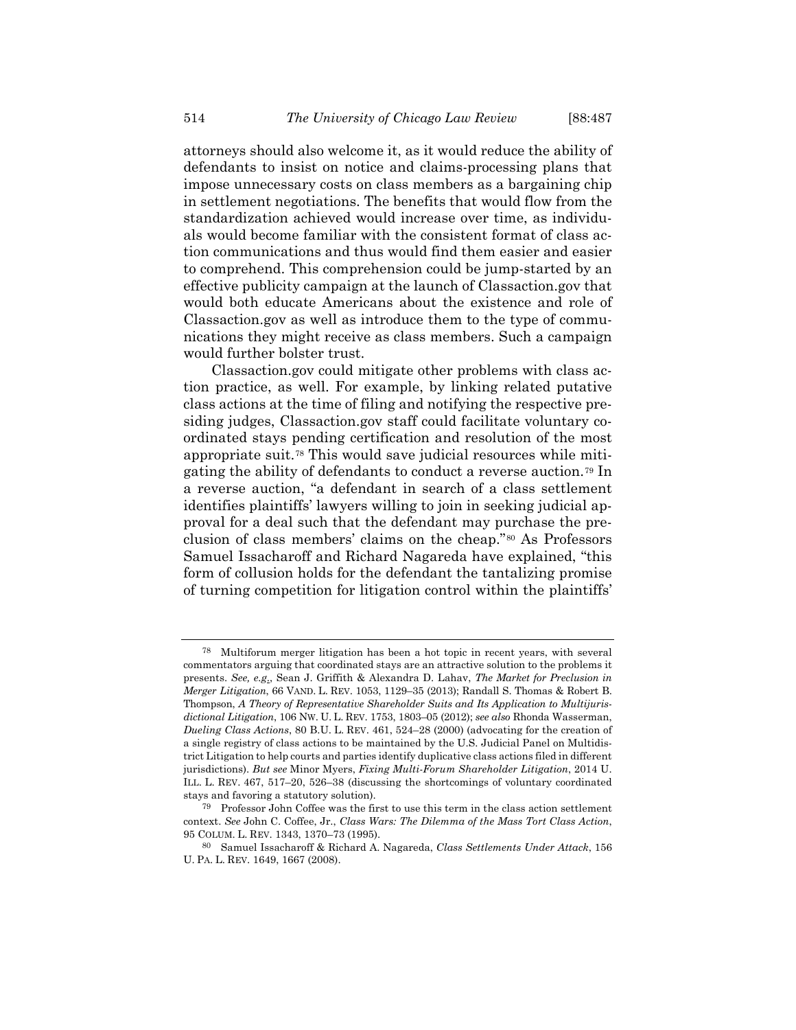attorneys should also welcome it, as it would reduce the ability of defendants to insist on notice and claims-processing plans that impose unnecessary costs on class members as a bargaining chip in settlement negotiations. The benefits that would flow from the standardization achieved would increase over time, as individuals would become familiar with the consistent format of class action communications and thus would find them easier and easier to comprehend. This comprehension could be jump-started by an effective publicity campaign at the launch of Classaction.gov that would both educate Americans about the existence and role of Classaction.gov as well as introduce them to the type of communications they might receive as class members. Such a campaign would further bolster trust.

Classaction.gov could mitigate other problems with class action practice, as well. For example, by linking related putative class actions at the time of filing and notifying the respective presiding judges, Classaction.gov staff could facilitate voluntary coordinated stays pending certification and resolution of the most appropriate suit.[78] This would save judicial resources while mitigating the ability of defendants to conduct a reverse auction.[79] In a reverse auction, "a defendant in search of a class settlement identifies plaintiffs' lawyers willing to join in seeking judicial approval for a deal such that the defendant may purchase the preclusion of class members' claims on the cheap."[80] As Professors Samuel Issacharoff and Richard Nagareda have explained, "this form of collusion holds for the defendant the tantalizing promise of turning competition for litigation control within the plaintiffs'

---

[78] Multiforum merger litigation has been a hot topic in recent years, with several commentators arguing that coordinated stays are an attractive solution to the problems it presents. *See, e.g.*, Sean J. Griffith & Alexandra D. Lahav, *The Market for Preclusion in Merger Litigation*, 66 VAND. L. REV. 1053, 1129–35 (2013); Randall S. Thomas & Robert B. Thompson, *A Theory of Representative Shareholder Suits and Its Application to Multijurisdictional Litigation*, 106 NW. U. L. REV. 1753, 1803–05 (2012); *see also* Rhonda Wasserman, *Dueling Class Actions*, 80 B.U. L. REV. 461, 524–28 (2000) (advocating for the creation of a single registry of class actions to be maintained by the U.S. Judicial Panel on Multidistrict Litigation to help courts and parties identify duplicative class actions filed in different jurisdictions). *But see* Minor Myers, *Fixing Multi-Forum Shareholder Litigation*, 2014 U. ILL. L. REV. 467, 517–20, 526–38 (discussing the shortcomings of voluntary coordinated stays and favoring a statutory solution).

[79] Professor John Coffee was the first to use this term in the class action settlement context. *See* John C. Coffee, Jr., *Class Wars: The Dilemma of the Mass Tort Class Action*, 95 COLUM. L. REV. 1343, 1370–73 (1995).

[80] Samuel Issacharoff & Richard A. Nagareda, *Class Settlements Under Attack*, 156 U. PA. L. REV. 1649, 1667 (2008).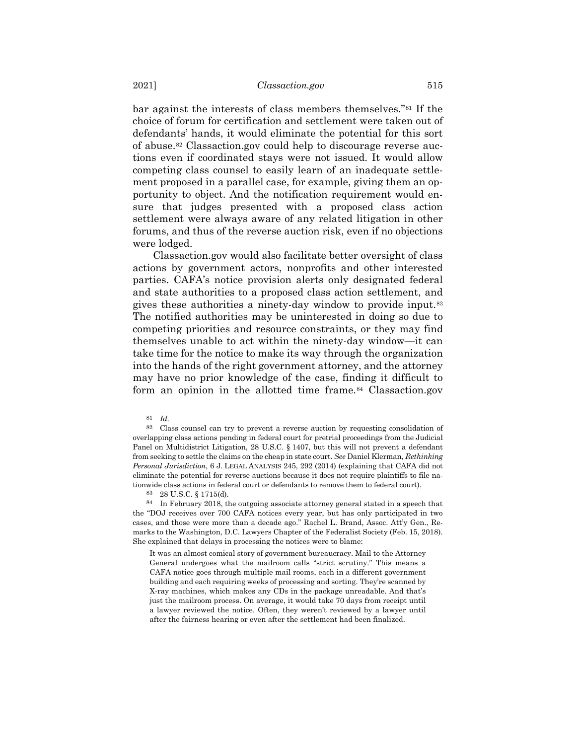bar against the interests of class members themselves."[81] If the choice of forum for certification and settlement were taken out of defendants' hands, it would eliminate the potential for this sort of abuse.[82] Classaction.gov could help to discourage reverse auctions even if coordinated stays were not issued. It would allow competing class counsel to easily learn of an inadequate settlement proposed in a parallel case, for example, giving them an opportunity to object. And the notification requirement would ensure that judges presented with a proposed class action settlement were always aware of any related litigation in other forums, and thus of the reverse auction risk, even if no objections were lodged.

Classaction.gov would also facilitate better oversight of class actions by government actors, nonprofits and other interested parties. CAFA's notice provision alerts only designated federal and state authorities to a proposed class action settlement, and gives these authorities a ninety-day window to provide input.[83] The notified authorities may be uninterested in doing so due to competing priorities and resource constraints, or they may find themselves unable to act within the ninety-day window—it can take time for the notice to make its way through the organization into the hands of the right government attorney, and the attorney may have no prior knowledge of the case, finding it difficult to form an opinion in the allotted time frame.[84] Classaction.gov

---

[81] *Id.*

[82] Class counsel can try to prevent a reverse auction by requesting consolidation of overlapping class actions pending in federal court for pretrial proceedings from the Judicial Panel on Multidistrict Litigation, 28 U.S.C. § 1407, but this will not prevent a defendant from seeking to settle the claims on the cheap in state court. *See* Daniel Klerman, *Rethinking Personal Jurisdiction*, 6 J. LEGAL ANALYSIS 245, 292 (2014) (explaining that CAFA did not eliminate the potential for reverse auctions because it does not require plaintiffs to file nationwide class actions in federal court or defendants to remove them to federal court).

[83] 28 U.S.C. § 1715(d).

[84] In February 2018, the outgoing associate attorney general stated in a speech that the "DOJ receives over 700 CAFA notices every year, but has only participated in two cases, and those were more than a decade ago." Rachel L. Brand, Assoc. Att'y Gen., Remarks to the Washington, D.C. Lawyers Chapter of the Federalist Society (Feb. 15, 2018). She explained that delays in processing the notices were to blame:

> It was an almost comical story of government bureaucracy. Mail to the Attorney General undergoes what the mailroom calls "strict scrutiny." This means a CAFA notice goes through multiple mail rooms, each in a different government building and each requiring weeks of processing and sorting. They're scanned by X-ray machines, which makes any CDs in the package unreadable. And that's just the mailroom process. On average, it would take 70 days from receipt until a lawyer reviewed the notice. Often, they weren't reviewed by a lawyer until after the fairness hearing or even after the settlement had been finalized.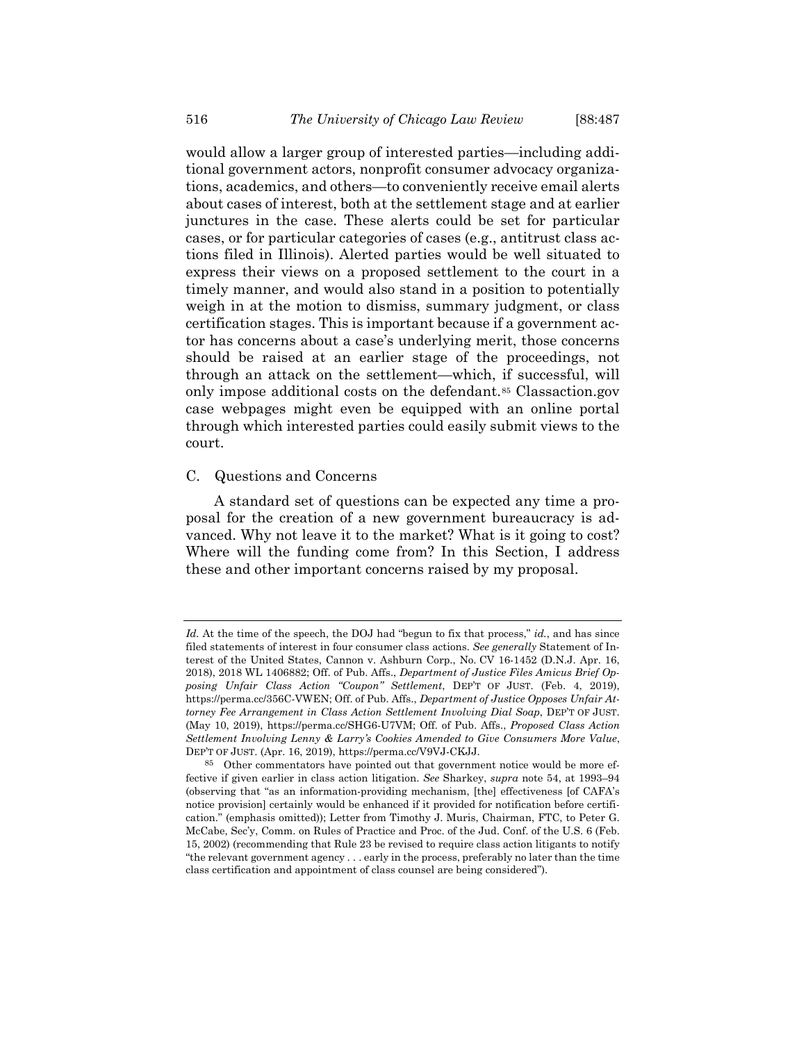would allow a larger group of interested parties—including additional government actors, nonprofit consumer advocacy organizations, academics, and others—to conveniently receive email alerts about cases of interest, both at the settlement stage and at earlier junctures in the case. These alerts could be set for particular cases, or for particular categories of cases (e.g., antitrust class actions filed in Illinois). Alerted parties would be well situated to express their views on a proposed settlement to the court in a timely manner, and would also stand in a position to potentially weigh in at the motion to dismiss, summary judgment, or class certification stages. This is important because if a government actor has concerns about a case's underlying merit, those concerns should be raised at an earlier stage of the proceedings, not through an attack on the settlement—which, if successful, will only impose additional costs on the defendant.[85] Classaction.gov case webpages might even be equipped with an online portal through which interested parties could easily submit views to the court.

## C. Questions and Concerns

A standard set of questions can be expected any time a proposal for the creation of a new government bureaucracy is advanced. Why not leave it to the market? What is it going to cost? Where will the funding come from? In this Section, I address these and other important concerns raised by my proposal.

---

*Id.* At the time of the speech, the DOJ had "begun to fix that process," *id.*, and has since filed statements of interest in four consumer class actions. *See generally* Statement of Interest of the United States, Cannon v. Ashburn Corp., No. CV 16-1452 (D.N.J. Apr. 16, 2018), 2018 WL 1406882; Off. of Pub. Affs., *Department of Justice Files Amicus Brief Opposing Unfair Class Action "Coupon" Settlement*, DEP'T OF JUST. (Feb. 4, 2019), https://perma.cc/356C-VWEN; Off. of Pub. Affs., *Department of Justice Opposes Unfair Attorney Fee Arrangement in Class Action Settlement Involving Dial Soap*, DEP'T OF JUST. (May 10, 2019), https://perma.cc/SHG6-U7VM; Off. of Pub. Affs., *Proposed Class Action Settlement Involving Lenny & Larry's Cookies Amended to Give Consumers More Value*, DEP'T OF JUST. (Apr. 16, 2019), https://perma.cc/V9VJ-CKJJ.

[85] Other commentators have pointed out that government notice would be more effective if given earlier in class action litigation. *See* Sharkey, *supra* note 54, at 1993–94 (observing that "as an information-providing mechanism, [the] effectiveness [of CAFA's notice provision] certainly would be enhanced if it provided for notification before certification." (emphasis omitted)); Letter from Timothy J. Muris, Chairman, FTC, to Peter G. McCabe, Sec'y, Comm. on Rules of Practice and Proc. of the Jud. Conf. of the U.S. 6 (Feb. 15, 2002) (recommending that Rule 23 be revised to require class action litigants to notify "the relevant government agency . . . early in the process, preferably no later than the time class certification and appointment of class counsel are being considered").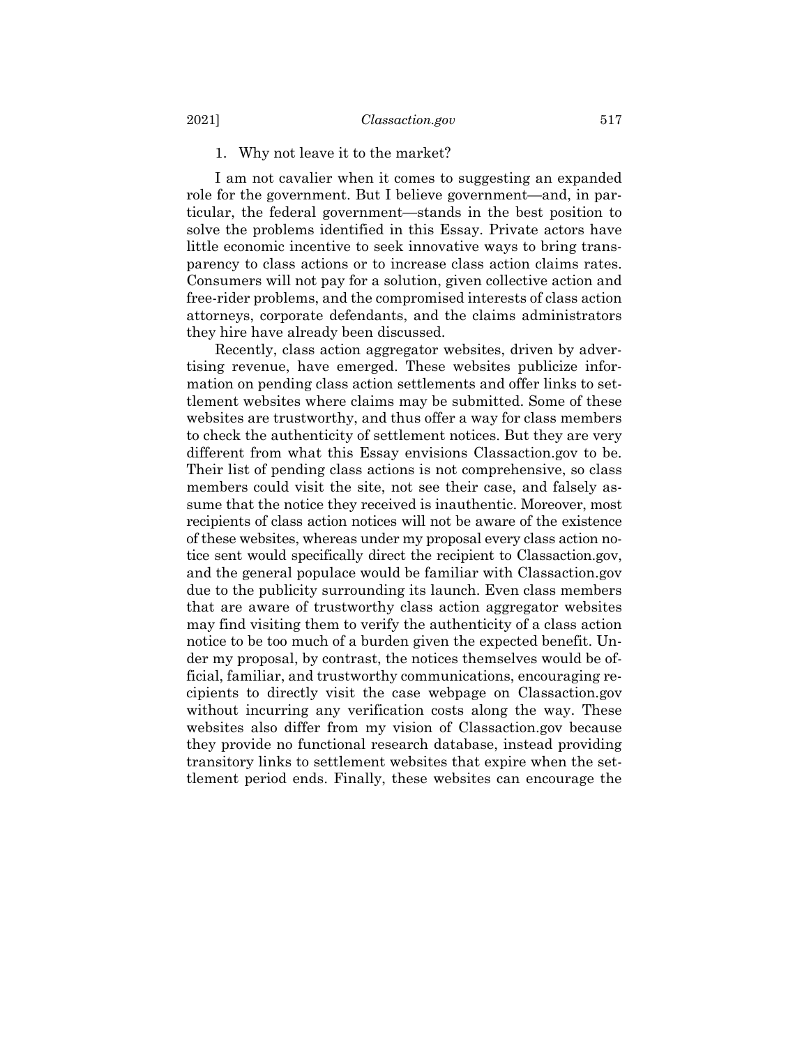### 1. Why not leave it to the market?

I am not cavalier when it comes to suggesting an expanded role for the government. But I believe government—and, in particular, the federal government—stands in the best position to solve the problems identified in this Essay. Private actors have little economic incentive to seek innovative ways to bring transparency to class actions or to increase class action claims rates. Consumers will not pay for a solution, given collective action and free-rider problems, and the compromised interests of class action attorneys, corporate defendants, and the claims administrators they hire have already been discussed.

Recently, class action aggregator websites, driven by advertising revenue, have emerged. These websites publicize information on pending class action settlements and offer links to settlement websites where claims may be submitted. Some of these websites are trustworthy, and thus offer a way for class members to check the authenticity of settlement notices. But they are very different from what this Essay envisions Classaction.gov to be. Their list of pending class actions is not comprehensive, so class members could visit the site, not see their case, and falsely assume that the notice they received is inauthentic. Moreover, most recipients of class action notices will not be aware of the existence of these websites, whereas under my proposal every class action notice sent would specifically direct the recipient to Classaction.gov, and the general populace would be familiar with Classaction.gov due to the publicity surrounding its launch. Even class members that are aware of trustworthy class action aggregator websites may find visiting them to verify the authenticity of a class action notice to be too much of a burden given the expected benefit. Under my proposal, by contrast, the notices themselves would be official, familiar, and trustworthy communications, encouraging recipients to directly visit the case webpage on Classaction.gov without incurring any verification costs along the way. These websites also differ from my vision of Classaction.gov because they provide no functional research database, instead providing transitory links to settlement websites that expire when the settlement period ends. Finally, these websites can encourage the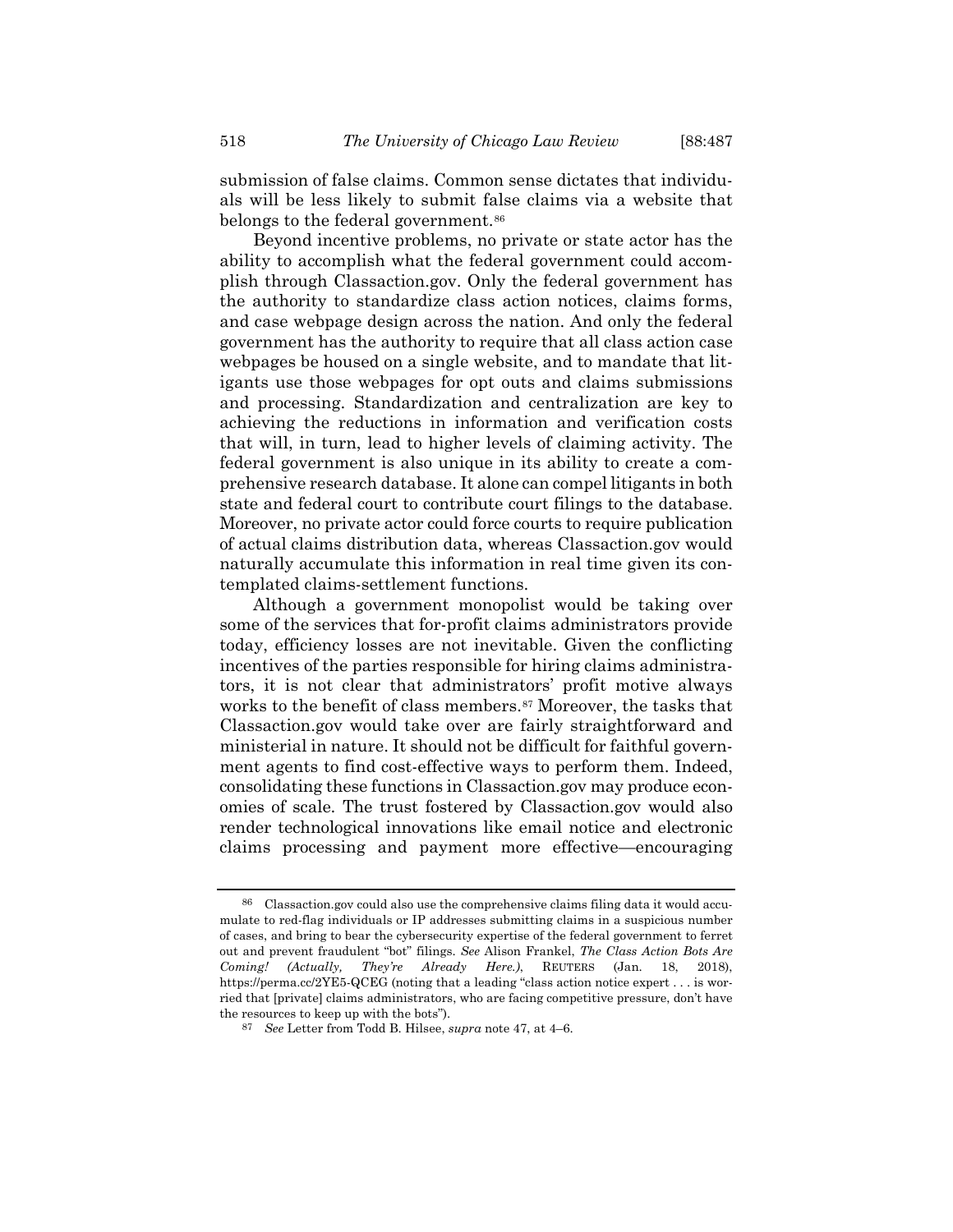submission of false claims. Common sense dictates that individuals will be less likely to submit false claims via a website that belongs to the federal government.[86]

Beyond incentive problems, no private or state actor has the ability to accomplish what the federal government could accomplish through Classaction.gov. Only the federal government has the authority to standardize class action notices, claims forms, and case webpage design across the nation. And only the federal government has the authority to require that all class action case webpages be housed on a single website, and to mandate that litigants use those webpages for opt outs and claims submissions and processing. Standardization and centralization are key to achieving the reductions in information and verification costs that will, in turn, lead to higher levels of claiming activity. The federal government is also unique in its ability to create a comprehensive research database. It alone can compel litigants in both state and federal court to contribute court filings to the database. Moreover, no private actor could force courts to require publication of actual claims distribution data, whereas Classaction.gov would naturally accumulate this information in real time given its contemplated claims-settlement functions.

Although a government monopolist would be taking over some of the services that for-profit claims administrators provide today, efficiency losses are not inevitable. Given the conflicting incentives of the parties responsible for hiring claims administrators, it is not clear that administrators' profit motive always works to the benefit of class members.[87] Moreover, the tasks that Classaction.gov would take over are fairly straightforward and ministerial in nature. It should not be difficult for faithful government agents to find cost-effective ways to perform them. Indeed, consolidating these functions in Classaction.gov may produce economies of scale. The trust fostered by Classaction.gov would also render technological innovations like email notice and electronic claims processing and payment more effective—encouraging

---

[86] Classaction.gov could also use the comprehensive claims filing data it would accumulate to red-flag individuals or IP addresses submitting claims in a suspicious number of cases, and bring to bear the cybersecurity expertise of the federal government to ferret out and prevent fraudulent "bot" filings. *See* Alison Frankel, *The Class Action Bots Are Coming! (Actually, They're Already Here.)*, REUTERS (Jan. 18, 2018), https://perma.cc/2YE5-QCEG (noting that a leading "class action notice expert . . . is worried that [private] claims administrators, who are facing competitive pressure, don't have the resources to keep up with the bots").

[87] *See* Letter from Todd B. Hilsee, *supra* note 47, at 4–6.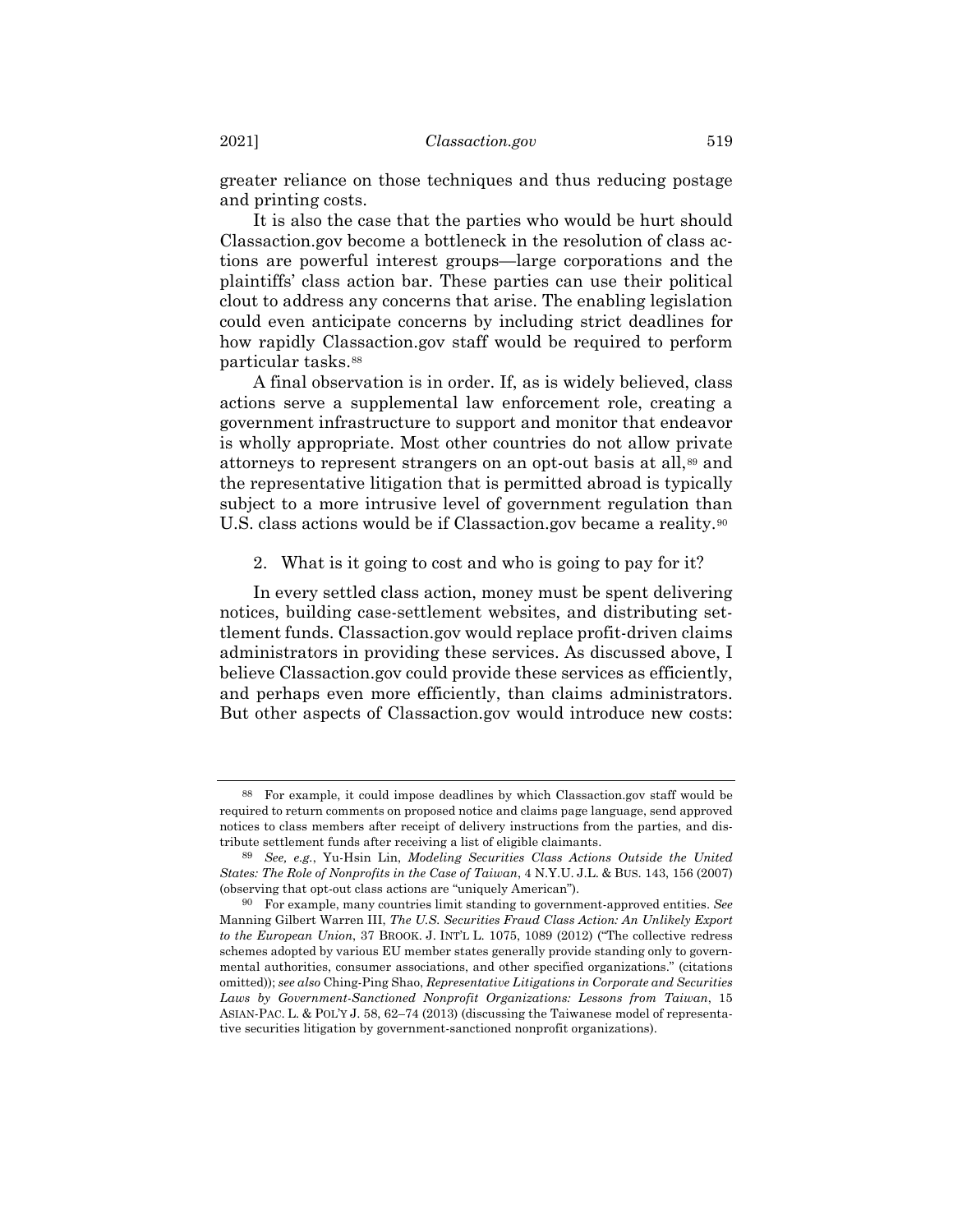greater reliance on those techniques and thus reducing postage and printing costs.

It is also the case that the parties who would be hurt should Classaction.gov become a bottleneck in the resolution of class actions are powerful interest groups—large corporations and the plaintiffs' class action bar. These parties can use their political clout to address any concerns that arise. The enabling legislation could even anticipate concerns by including strict deadlines for how rapidly Classaction.gov staff would be required to perform particular tasks.[88]

A final observation is in order. If, as is widely believed, class actions serve a supplemental law enforcement role, creating a government infrastructure to support and monitor that endeavor is wholly appropriate. Most other countries do not allow private attorneys to represent strangers on an opt-out basis at all,[89] and the representative litigation that is permitted abroad is typically subject to a more intrusive level of government regulation than U.S. class actions would be if Classaction.gov became a reality.[90]

2. What is it going to cost and who is going to pay for it?

In every settled class action, money must be spent delivering notices, building case-settlement websites, and distributing settlement funds. Classaction.gov would replace profit-driven claims administrators in providing these services. As discussed above, I believe Classaction.gov could provide these services as efficiently, and perhaps even more efficiently, than claims administrators. But other aspects of Classaction.gov would introduce new costs:

---

[88] For example, it could impose deadlines by which Classaction.gov staff would be required to return comments on proposed notice and claims page language, send approved notices to class members after receipt of delivery instructions from the parties, and distribute settlement funds after receiving a list of eligible claimants.

[89] *See, e.g.*, Yu-Hsin Lin, *Modeling Securities Class Actions Outside the United States: The Role of Nonprofits in the Case of Taiwan*, 4 N.Y.U. J.L. & BUS. 143, 156 (2007) (observing that opt-out class actions are "uniquely American").

[90] For example, many countries limit standing to government-approved entities. *See* Manning Gilbert Warren III, *The U.S. Securities Fraud Class Action: An Unlikely Export to the European Union*, 37 BROOK. J. INT'L L. 1075, 1089 (2012) ("The collective redress schemes adopted by various EU member states generally provide standing only to governmental authorities, consumer associations, and other specified organizations." (citations omitted)); *see also* Ching-Ping Shao, *Representative Litigations in Corporate and Securities Laws by Government-Sanctioned Nonprofit Organizations: Lessons from Taiwan*, 15 ASIAN-PAC. L. & POL'Y J. 58, 62–74 (2013) (discussing the Taiwanese model of representative securities litigation by government-sanctioned nonprofit organizations).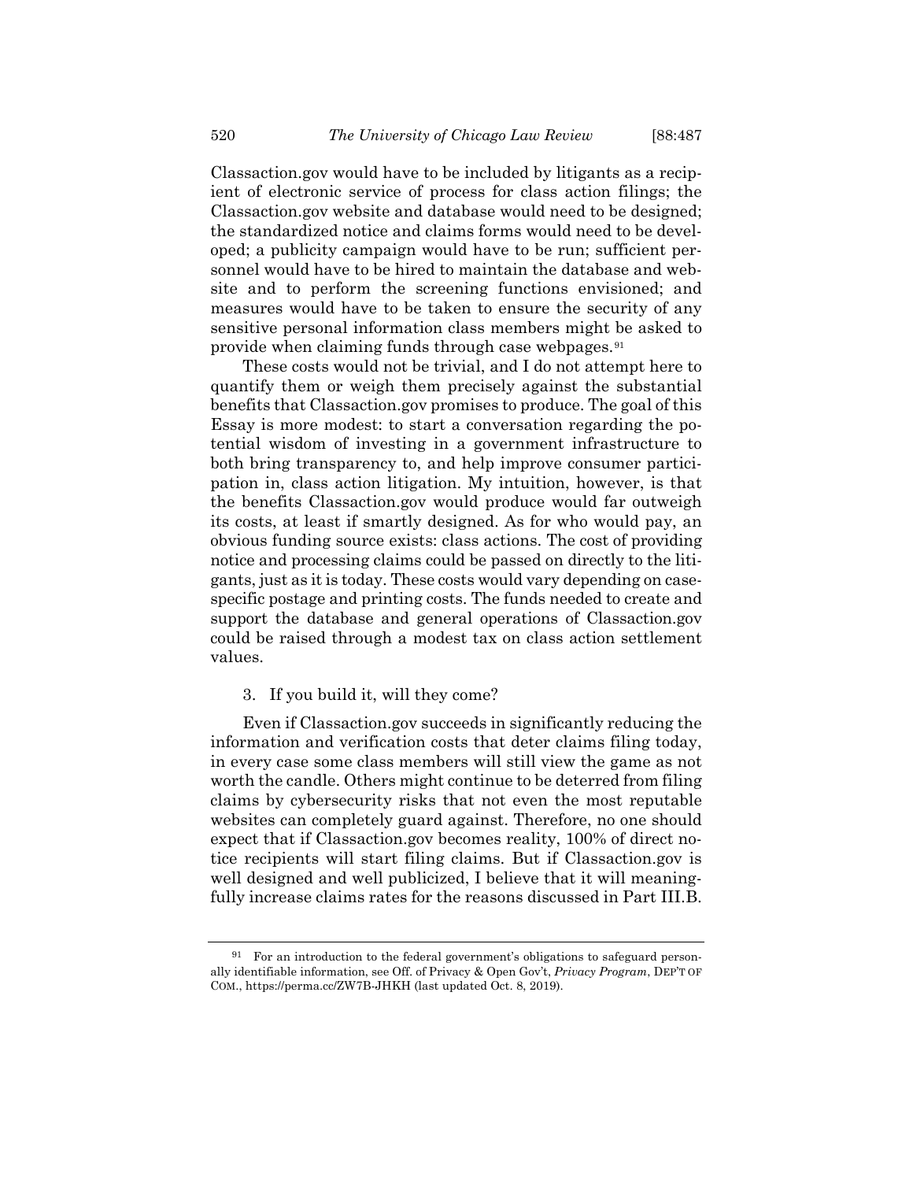Classaction.gov would have to be included by litigants as a recipient of electronic service of process for class action filings; the Classaction.gov website and database would need to be designed; the standardized notice and claims forms would need to be developed; a publicity campaign would have to be run; sufficient personnel would have to be hired to maintain the database and website and to perform the screening functions envisioned; and measures would have to be taken to ensure the security of any sensitive personal information class members might be asked to provide when claiming funds through case webpages.[91]

These costs would not be trivial, and I do not attempt here to quantify them or weigh them precisely against the substantial benefits that Classaction.gov promises to produce. The goal of this Essay is more modest: to start a conversation regarding the potential wisdom of investing in a government infrastructure to both bring transparency to, and help improve consumer participation in, class action litigation. My intuition, however, is that the benefits Classaction.gov would produce would far outweigh its costs, at least if smartly designed. As for who would pay, an obvious funding source exists: class actions. The cost of providing notice and processing claims could be passed on directly to the litigants, just as it is today. These costs would vary depending on case-specific postage and printing costs. The funds needed to create and support the database and general operations of Classaction.gov could be raised through a modest tax on class action settlement values.

3. If you build it, will they come?

Even if Classaction.gov succeeds in significantly reducing the information and verification costs that deter claims filing today, in every case some class members will still view the game as not worth the candle. Others might continue to be deterred from filing claims by cybersecurity risks that not even the most reputable websites can completely guard against. Therefore, no one should expect that if Classaction.gov becomes reality, 100% of direct notice recipients will start filing claims. But if Classaction.gov is well designed and well publicized, I believe that it will meaningfully increase claims rates for the reasons discussed in Part III.B.

[91] For an introduction to the federal government's obligations to safeguard personally identifiable information, see Off. of Privacy & Open Gov't, *Privacy Program*, DEP'T OF COM., https://perma.cc/ZW7B-JHKH (last updated Oct. 8, 2019).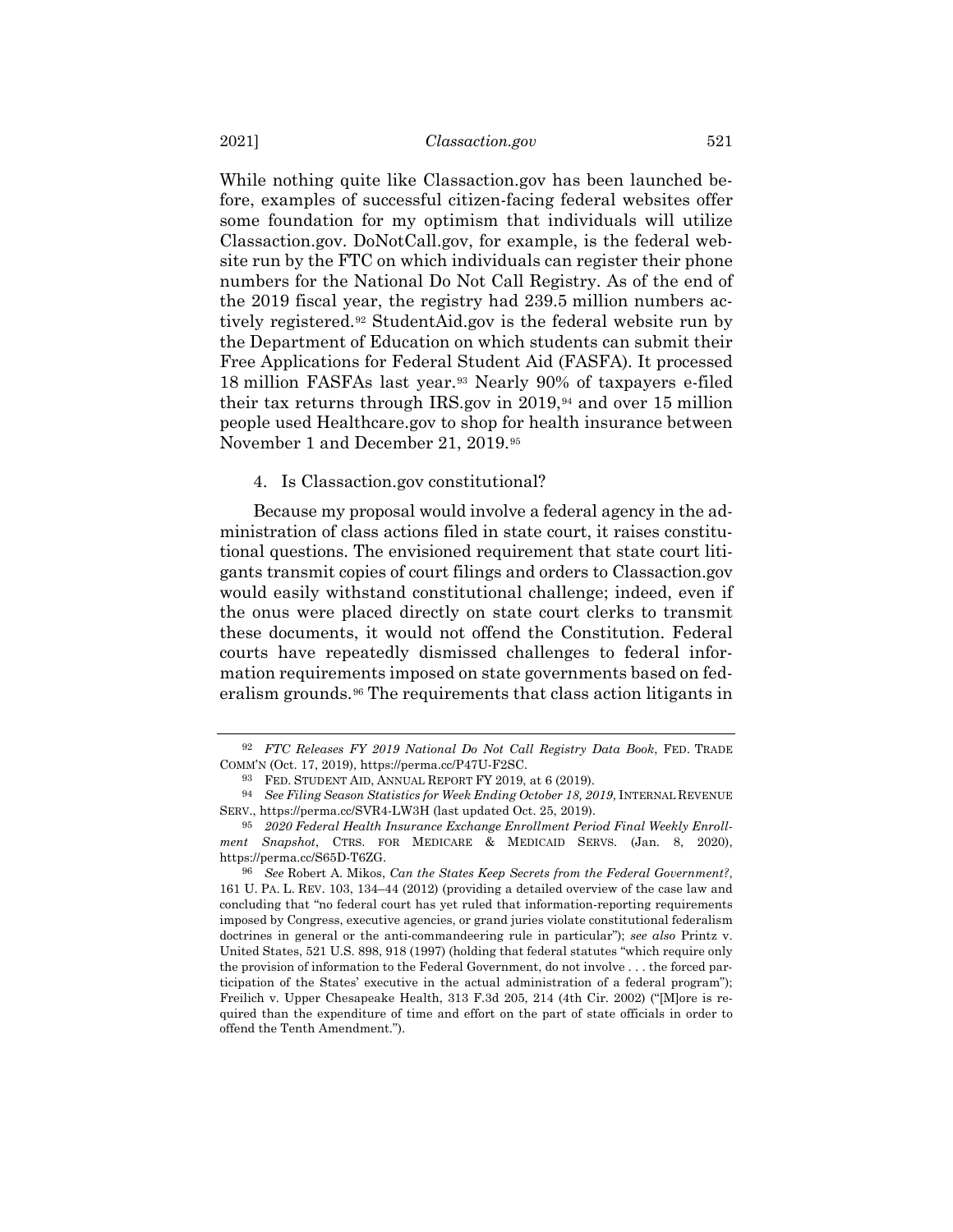While nothing quite like Classaction.gov has been launched before, examples of successful citizen-facing federal websites offer some foundation for my optimism that individuals will utilize Classaction.gov. DoNotCall.gov, for example, is the federal website run by the FTC on which individuals can register their phone numbers for the National Do Not Call Registry. As of the end of the 2019 fiscal year, the registry had 239.5 million numbers actively registered.[92] StudentAid.gov is the federal website run by the Department of Education on which students can submit their Free Applications for Federal Student Aid (FASFA). It processed 18 million FASFAs last year.[93] Nearly 90% of taxpayers e-filed their tax returns through IRS.gov in 2019,[94] and over 15 million people used Healthcare.gov to shop for health insurance between November 1 and December 21, 2019.[95]

4. Is Classaction.gov constitutional?

Because my proposal would involve a federal agency in the administration of class actions filed in state court, it raises constitutional questions. The envisioned requirement that state court litigants transmit copies of court filings and orders to Classaction.gov would easily withstand constitutional challenge; indeed, even if the onus were placed directly on state court clerks to transmit these documents, it would not offend the Constitution. Federal courts have repeatedly dismissed challenges to federal information requirements imposed on state governments based on federalism grounds.[96] The requirements that class action litigants in

---

[92] *FTC Releases FY 2019 National Do Not Call Registry Data Book*, FED. TRADE COMM'N (Oct. 17, 2019), https://perma.cc/P47U-F2SC.

[93] FED. STUDENT AID, ANNUAL REPORT FY 2019, at 6 (2019).

[94] *See Filing Season Statistics for Week Ending October 18, 2019*, INTERNAL REVENUE SERV., https://perma.cc/SVR4-LW3H (last updated Oct. 25, 2019).

[95] *2020 Federal Health Insurance Exchange Enrollment Period Final Weekly Enrollment Snapshot*, CTRS. FOR MEDICARE & MEDICAID SERVS. (Jan. 8, 2020), https://perma.cc/S65D-T6ZG.

[96] *See* Robert A. Mikos, *Can the States Keep Secrets from the Federal Government?*, 161 U. PA. L. REV. 103, 134–44 (2012) (providing a detailed overview of the case law and concluding that "no federal court has yet ruled that information-reporting requirements imposed by Congress, executive agencies, or grand juries violate constitutional federalism doctrines in general or the anti-commandeering rule in particular"); *see also* Printz v. United States, 521 U.S. 898, 918 (1997) (holding that federal statutes "which require only the provision of information to the Federal Government, do not involve . . . the forced participation of the States' executive in the actual administration of a federal program"); Freilich v. Upper Chesapeake Health, 313 F.3d 205, 214 (4th Cir. 2002) ("[M]ore is required than the expenditure of time and effort on the part of state officials in order to offend the Tenth Amendment.").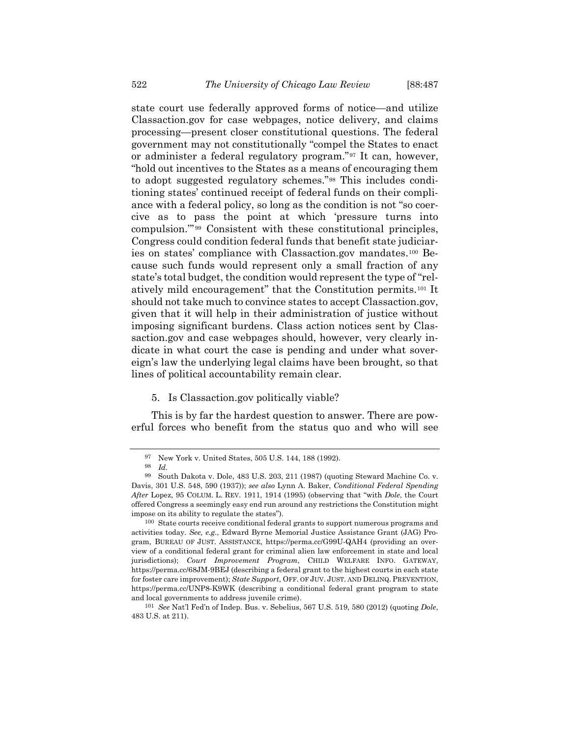state court use federally approved forms of notice—and utilize Classaction.gov for case webpages, notice delivery, and claims processing—present closer constitutional questions. The federal government may not constitutionally "compel the States to enact or administer a federal regulatory program."[97] It can, however, "hold out incentives to the States as a means of encouraging them to adopt suggested regulatory schemes."[98] This includes conditioning states' continued receipt of federal funds on their compliance with a federal policy, so long as the condition is not "so coercive as to pass the point at which 'pressure turns into compulsion.'"[99] Consistent with these constitutional principles, Congress could condition federal funds that benefit state judiciaries on states' compliance with Classaction.gov mandates.[100] Because such funds would represent only a small fraction of any state's total budget, the condition would represent the type of "relatively mild encouragement" that the Constitution permits.[101] It should not take much to convince states to accept Classaction.gov, given that it will help in their administration of justice without imposing significant burdens. Class action notices sent by Classaction.gov and case webpages should, however, very clearly indicate in what court the case is pending and under what sovereign's law the underlying legal claims have been brought, so that lines of political accountability remain clear.

5. Is Classaction.gov politically viable?

This is by far the hardest question to answer. There are powerful forces who benefit from the status quo and who will see

---

[97] New York v. United States, 505 U.S. 144, 188 (1992).

[98] *Id.*

[99] South Dakota v. Dole, 483 U.S. 203, 211 (1987) (quoting Steward Machine Co. v. Davis, 301 U.S. 548, 590 (1937)); *see also* Lynn A. Baker, *Conditional Federal Spending After* Lopez, 95 COLUM. L. REV. 1911, 1914 (1995) (observing that "with *Dole*, the Court offered Congress a seemingly easy end run around any restrictions the Constitution might impose on its ability to regulate the states").

[100] State courts receive conditional federal grants to support numerous programs and activities today. *See, e.g.*, Edward Byrne Memorial Justice Assistance Grant (JAG) Program, BUREAU OF JUST. ASSISTANCE, https://perma.cc/G99U-QAH4 (providing an overview of a conditional federal grant for criminal alien law enforcement in state and local jurisdictions); *Court Improvement Program*, CHILD WELFARE INFO. GATEWAY, https://perma.cc/68JM-9BEJ (describing a federal grant to the highest courts in each state for foster care improvement); *State Support*, OFF. OF JUV. JUST. AND DELINQ. PREVENTION, https://perma.cc/UNP8-K9WK (describing a conditional federal grant program to state and local governments to address juvenile crime).

[101] *See* Nat'l Fed'n of Indep. Bus. v. Sebelius, 567 U.S. 519, 580 (2012) (quoting *Dole*, 483 U.S. at 211).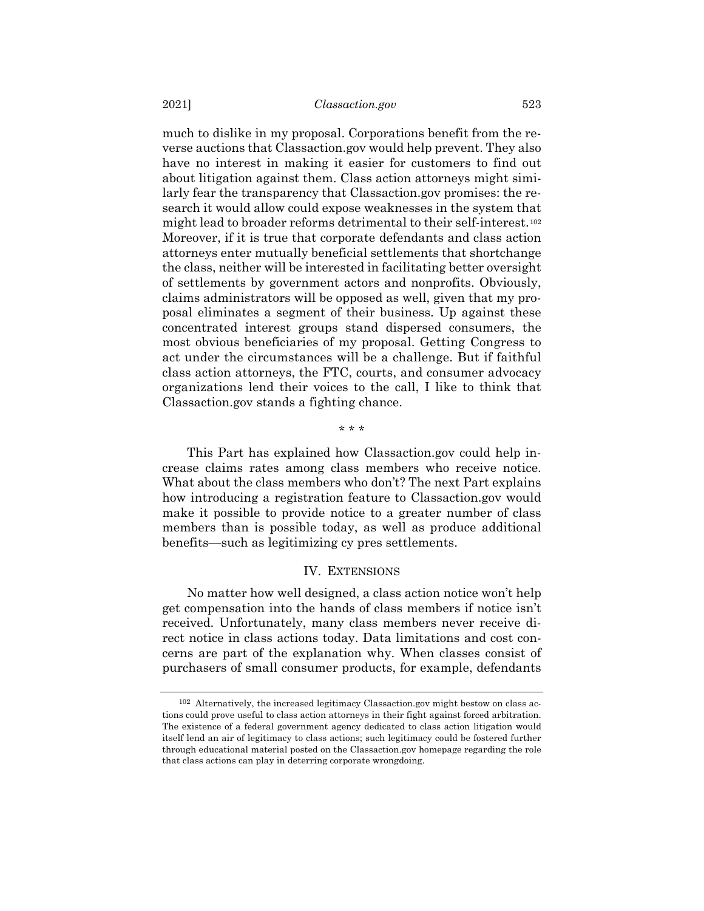much to dislike in my proposal. Corporations benefit from the reverse auctions that Classaction.gov would help prevent. They also have no interest in making it easier for customers to find out about litigation against them. Class action attorneys might similarly fear the transparency that Classaction.gov promises: the research it would allow could expose weaknesses in the system that might lead to broader reforms detrimental to their self-interest.[102] Moreover, if it is true that corporate defendants and class action attorneys enter mutually beneficial settlements that shortchange the class, neither will be interested in facilitating better oversight of settlements by government actors and nonprofits. Obviously, claims administrators will be opposed as well, given that my proposal eliminates a segment of their business. Up against these concentrated interest groups stand dispersed consumers, the most obvious beneficiaries of my proposal. Getting Congress to act under the circumstances will be a challenge. But if faithful class action attorneys, the FTC, courts, and consumer advocacy organizations lend their voices to the call, I like to think that Classaction.gov stands a fighting chance.

\* \* \*

This Part has explained how Classaction.gov could help increase claims rates among class members who receive notice. What about the class members who don't? The next Part explains how introducing a registration feature to Classaction.gov would make it possible to provide notice to a greater number of class members than is possible today, as well as produce additional benefits—such as legitimizing cy pres settlements.

## IV. EXTENSIONS

No matter how well designed, a class action notice won't help get compensation into the hands of class members if notice isn't received. Unfortunately, many class members never receive direct notice in class actions today. Data limitations and cost concerns are part of the explanation why. When classes consist of purchasers of small consumer products, for example, defendants

---

[102] Alternatively, the increased legitimacy Classaction.gov might bestow on class actions could prove useful to class action attorneys in their fight against forced arbitration. The existence of a federal government agency dedicated to class action litigation would itself lend an air of legitimacy to class actions; such legitimacy could be fostered further through educational material posted on the Classaction.gov homepage regarding the role that class actions can play in deterring corporate wrongdoing.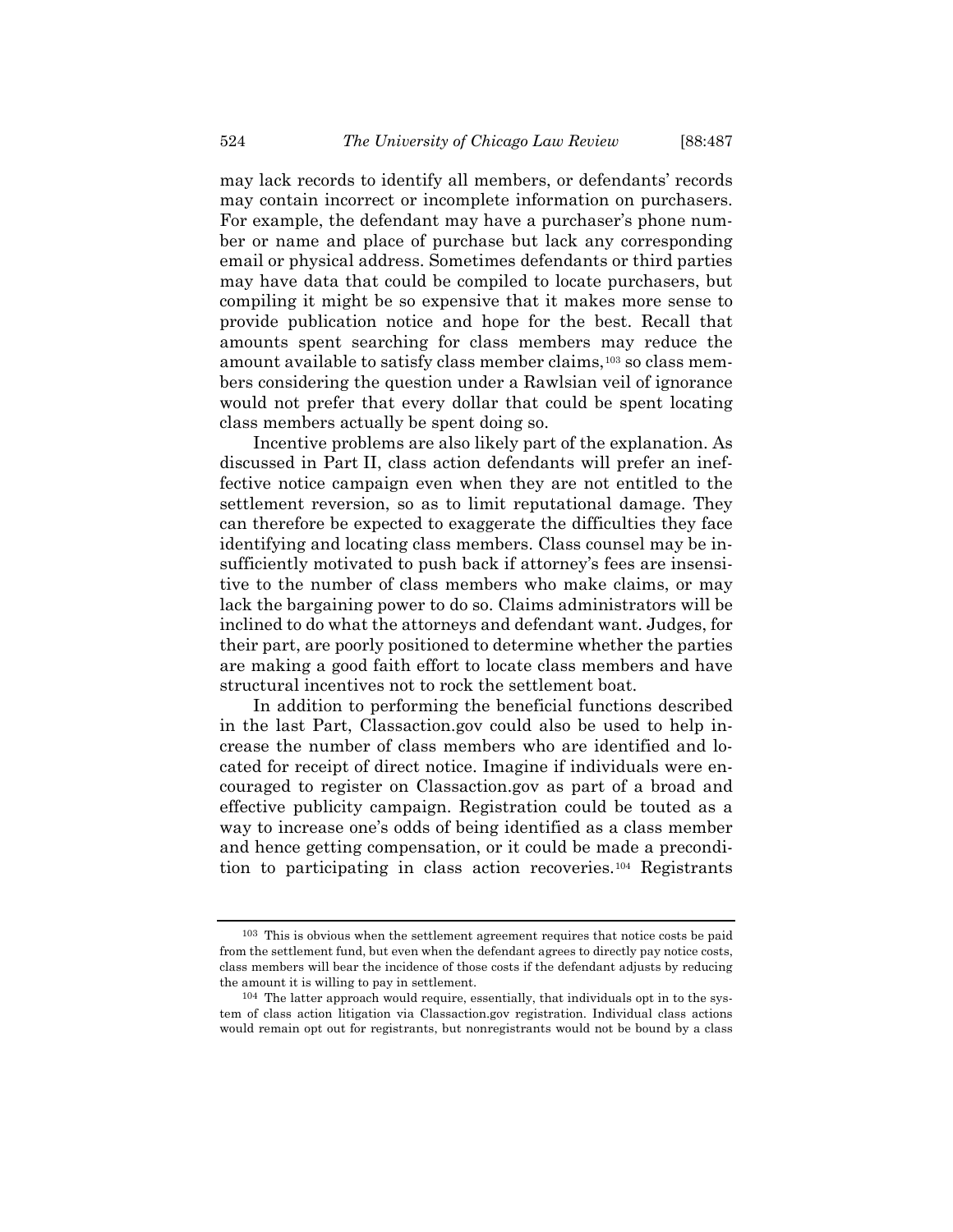may lack records to identify all members, or defendants' records may contain incorrect or incomplete information on purchasers. For example, the defendant may have a purchaser's phone number or name and place of purchase but lack any corresponding email or physical address. Sometimes defendants or third parties may have data that could be compiled to locate purchasers, but compiling it might be so expensive that it makes more sense to provide publication notice and hope for the best. Recall that amounts spent searching for class members may reduce the amount available to satisfy class member claims,[103] so class members considering the question under a Rawlsian veil of ignorance would not prefer that every dollar that could be spent locating class members actually be spent doing so.

Incentive problems are also likely part of the explanation. As discussed in Part II, class action defendants will prefer an ineffective notice campaign even when they are not entitled to the settlement reversion, so as to limit reputational damage. They can therefore be expected to exaggerate the difficulties they face identifying and locating class members. Class counsel may be insufficiently motivated to push back if attorney's fees are insensitive to the number of class members who make claims, or may lack the bargaining power to do so. Claims administrators will be inclined to do what the attorneys and defendant want. Judges, for their part, are poorly positioned to determine whether the parties are making a good faith effort to locate class members and have structural incentives not to rock the settlement boat.

In addition to performing the beneficial functions described in the last Part, Classaction.gov could also be used to help increase the number of class members who are identified and located for receipt of direct notice. Imagine if individuals were encouraged to register on Classaction.gov as part of a broad and effective publicity campaign. Registration could be touted as a way to increase one's odds of being identified as a class member and hence getting compensation, or it could be made a precondition to participating in class action recoveries.[104] Registrants

---

[103] This is obvious when the settlement agreement requires that notice costs be paid from the settlement fund, but even when the defendant agrees to directly pay notice costs, class members will bear the incidence of those costs if the defendant adjusts by reducing the amount it is willing to pay in settlement.

[104] The latter approach would require, essentially, that individuals opt in to the system of class action litigation via Classaction.gov registration. Individual class actions would remain opt out for registrants, but nonregistrants would not be bound by a class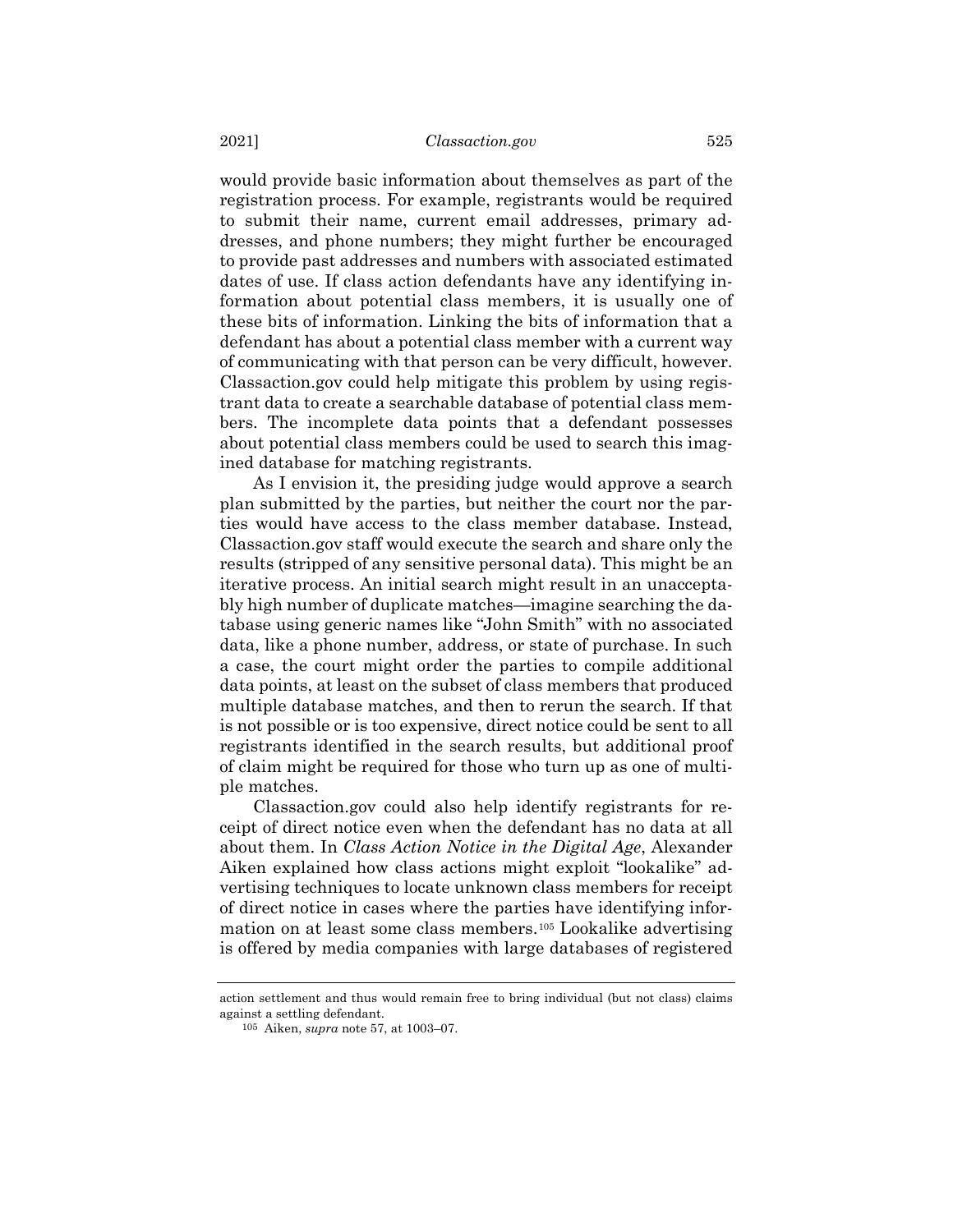would provide basic information about themselves as part of the registration process. For example, registrants would be required to submit their name, current email addresses, primary addresses, and phone numbers; they might further be encouraged to provide past addresses and numbers with associated estimated dates of use. If class action defendants have any identifying information about potential class members, it is usually one of these bits of information. Linking the bits of information that a defendant has about a potential class member with a current way of communicating with that person can be very difficult, however. Classaction.gov could help mitigate this problem by using registrant data to create a searchable database of potential class members. The incomplete data points that a defendant possesses about potential class members could be used to search this imagined database for matching registrants.

As I envision it, the presiding judge would approve a search plan submitted by the parties, but neither the court nor the parties would have access to the class member database. Instead, Classaction.gov staff would execute the search and share only the results (stripped of any sensitive personal data). This might be an iterative process. An initial search might result in an unacceptably high number of duplicate matches—imagine searching the database using generic names like "John Smith" with no associated data, like a phone number, address, or state of purchase. In such a case, the court might order the parties to compile additional data points, at least on the subset of class members that produced multiple database matches, and then to rerun the search. If that is not possible or is too expensive, direct notice could be sent to all registrants identified in the search results, but additional proof of claim might be required for those who turn up as one of multiple matches.

Classaction.gov could also help identify registrants for receipt of direct notice even when the defendant has no data at all about them. In *Class Action Notice in the Digital Age*, Alexander Aiken explained how class actions might exploit "lookalike" advertising techniques to locate unknown class members for receipt of direct notice in cases where the parties have identifying information on at least some class members.[105] Lookalike advertising is offered by media companies with large databases of registered

---

action settlement and thus would remain free to bring individual (but not class) claims against a settling defendant.

[105] Aiken, *supra* note 57, at 1003–07.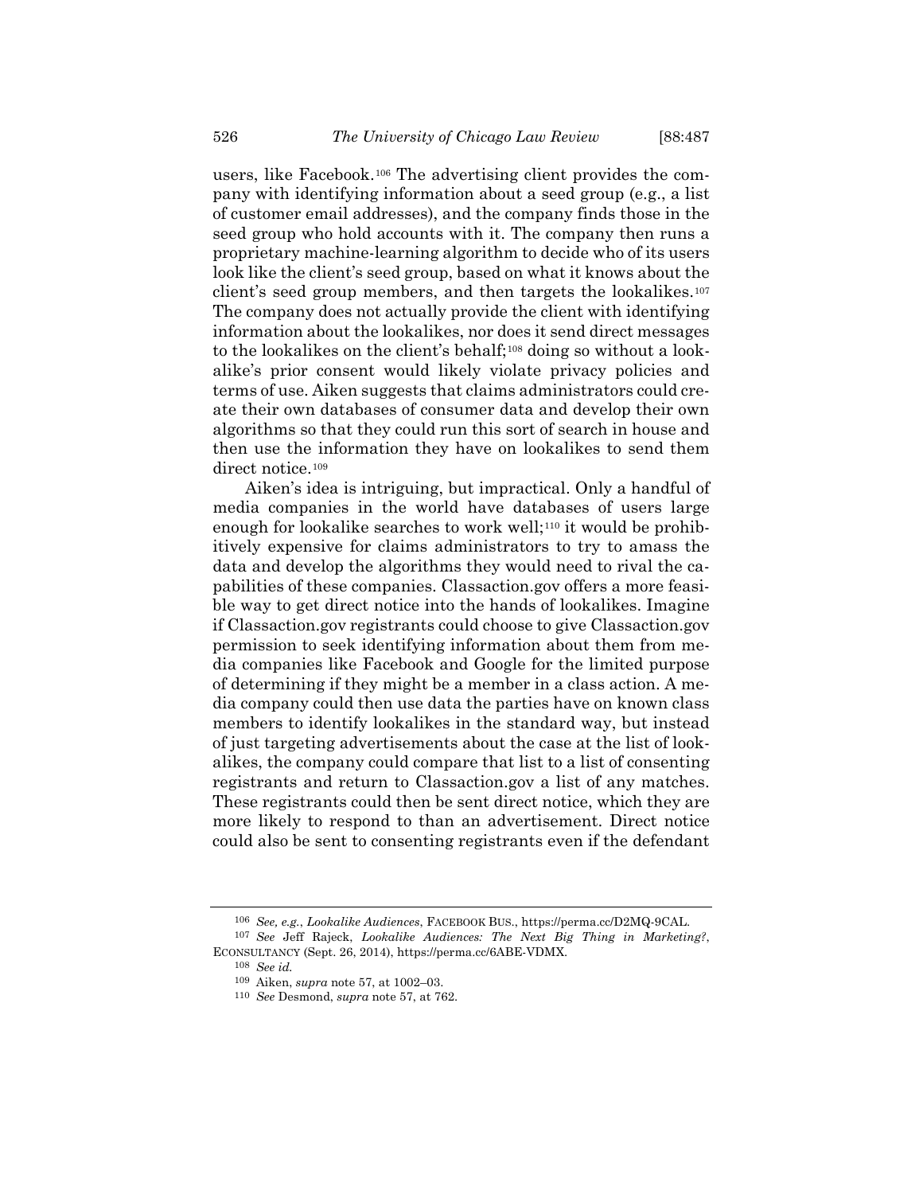users, like Facebook.[106] The advertising client provides the company with identifying information about a seed group (e.g., a list of customer email addresses), and the company finds those in the seed group who hold accounts with it. The company then runs a proprietary machine-learning algorithm to decide who of its users look like the client's seed group, based on what it knows about the client's seed group members, and then targets the lookalikes.[107] The company does not actually provide the client with identifying information about the lookalikes, nor does it send direct messages to the lookalikes on the client's behalf;[108] doing so without a lookalike's prior consent would likely violate privacy policies and terms of use. Aiken suggests that claims administrators could create their own databases of consumer data and develop their own algorithms so that they could run this sort of search in house and then use the information they have on lookalikes to send them direct notice.[109]

Aiken's idea is intriguing, but impractical. Only a handful of media companies in the world have databases of users large enough for lookalike searches to work well;[110] it would be prohibitively expensive for claims administrators to try to amass the data and develop the algorithms they would need to rival the capabilities of these companies. Classaction.gov offers a more feasible way to get direct notice into the hands of lookalikes. Imagine if Classaction.gov registrants could choose to give Classaction.gov permission to seek identifying information about them from media companies like Facebook and Google for the limited purpose of determining if they might be a member in a class action. A media company could then use data the parties have on known class members to identify lookalikes in the standard way, but instead of just targeting advertisements about the case at the list of lookalikes, the company could compare that list to a list of consenting registrants and return to Classaction.gov a list of any matches. These registrants could then be sent direct notice, which they are more likely to respond to than an advertisement. Direct notice could also be sent to consenting registrants even if the defendant

---

[106] *See, e.g.*, *Lookalike Audiences*, FACEBOOK BUS., https://perma.cc/D2MQ-9CAL.

[107] *See* Jeff Rajeck, *Lookalike Audiences: The Next Big Thing in Marketing?*, ECONSULTANCY (Sept. 26, 2014), https://perma.cc/6ABE-VDMX.

[108] *See id.*

[109] Aiken, *supra* note 57, at 1002–03.

[110] *See* Desmond, *supra* note 57, at 762.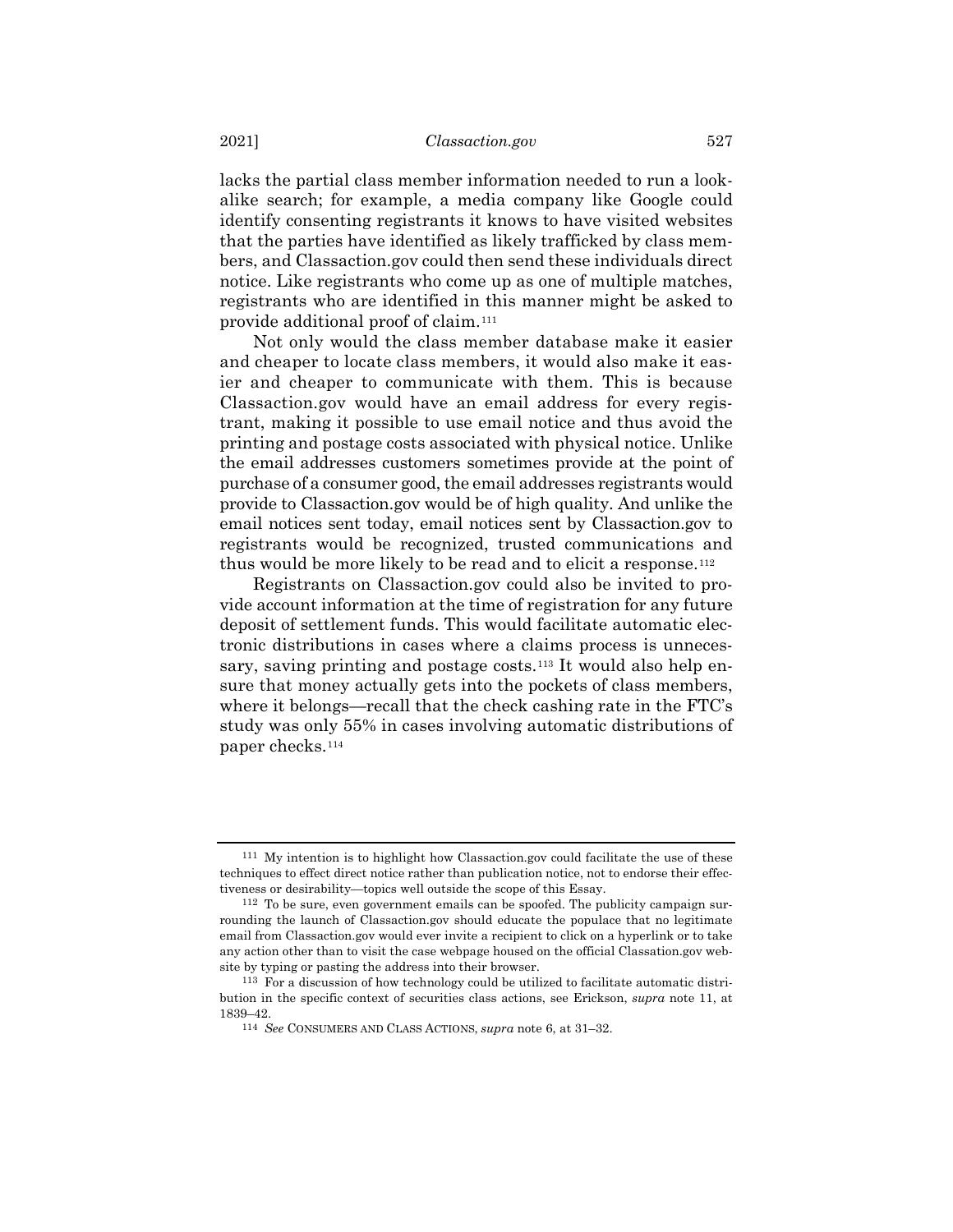lacks the partial class member information needed to run a look-alike search; for example, a media company like Google could identify consenting registrants it knows to have visited websites that the parties have identified as likely trafficked by class members, and Classaction.gov could then send these individuals direct notice. Like registrants who come up as one of multiple matches, registrants who are identified in this manner might be asked to provide additional proof of claim.[111]

Not only would the class member database make it easier and cheaper to locate class members, it would also make it easier and cheaper to communicate with them. This is because Classaction.gov would have an email address for every registrant, making it possible to use email notice and thus avoid the printing and postage costs associated with physical notice. Unlike the email addresses customers sometimes provide at the point of purchase of a consumer good, the email addresses registrants would provide to Classaction.gov would be of high quality. And unlike the email notices sent today, email notices sent by Classaction.gov to registrants would be recognized, trusted communications and thus would be more likely to be read and to elicit a response.[112]

Registrants on Classaction.gov could also be invited to provide account information at the time of registration for any future deposit of settlement funds. This would facilitate automatic electronic distributions in cases where a claims process is unnecessary, saving printing and postage costs.[113] It would also help ensure that money actually gets into the pockets of class members, where it belongs—recall that the check cashing rate in the FTC's study was only 55% in cases involving automatic distributions of paper checks.[114]

---

[111] My intention is to highlight how Classaction.gov could facilitate the use of these techniques to effect direct notice rather than publication notice, not to endorse their effectiveness or desirability—topics well outside the scope of this Essay.

[112] To be sure, even government emails can be spoofed. The publicity campaign surrounding the launch of Classaction.gov should educate the populace that no legitimate email from Classaction.gov would ever invite a recipient to click on a hyperlink or to take any action other than to visit the case webpage housed on the official Classation.gov website by typing or pasting the address into their browser.

[113] For a discussion of how technology could be utilized to facilitate automatic distribution in the specific context of securities class actions, see Erickson, *supra* note 11, at 1839–42.

[114] *See* CONSUMERS AND CLASS ACTIONS, *supra* note 6, at 31–32.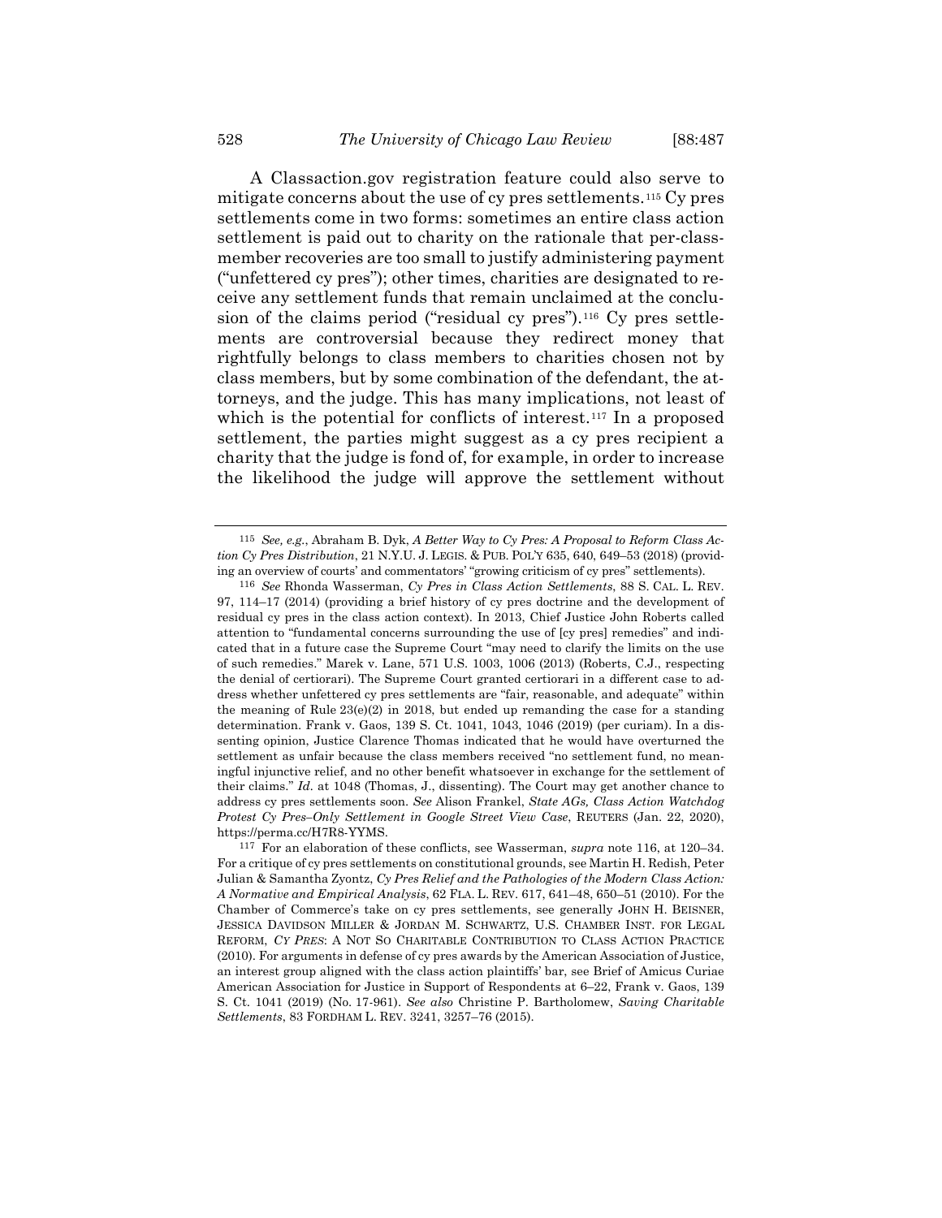A Classaction.gov registration feature could also serve to mitigate concerns about the use of cy pres settlements.[115] Cy pres settlements come in two forms: sometimes an entire class action settlement is paid out to charity on the rationale that per-class-member recoveries are too small to justify administering payment ("unfettered cy pres"); other times, charities are designated to receive any settlement funds that remain unclaimed at the conclusion of the claims period ("residual cy pres").[116] Cy pres settlements are controversial because they redirect money that rightfully belongs to class members to charities chosen not by class members, but by some combination of the defendant, the attorneys, and the judge. This has many implications, not least of which is the potential for conflicts of interest.[117] In a proposed settlement, the parties might suggest as a cy pres recipient a charity that the judge is fond of, for example, in order to increase the likelihood the judge will approve the settlement without

---

[115] *See, e.g.*, Abraham B. Dyk, *A Better Way to Cy Pres: A Proposal to Reform Class Action Cy Pres Distribution*, 21 N.Y.U. J. LEGIS. & PUB. POL'Y 635, 640, 649–53 (2018) (providing an overview of courts' and commentators' "growing criticism of cy pres" settlements).

[116] *See* Rhonda Wasserman, *Cy Pres in Class Action Settlements*, 88 S. CAL. L. REV. 97, 114–17 (2014) (providing a brief history of cy pres doctrine and the development of residual cy pres in the class action context). In 2013, Chief Justice John Roberts called attention to "fundamental concerns surrounding the use of [cy pres] remedies" and indicated that in a future case the Supreme Court "may need to clarify the limits on the use of such remedies." Marek v. Lane, 571 U.S. 1003, 1006 (2013) (Roberts, C.J., respecting the denial of certiorari). The Supreme Court granted certiorari in a different case to address whether unfettered cy pres settlements are "fair, reasonable, and adequate" within the meaning of Rule 23(e)(2) in 2018, but ended up remanding the case for a standing determination. Frank v. Gaos, 139 S. Ct. 1041, 1043, 1046 (2019) (per curiam). In a dissenting opinion, Justice Clarence Thomas indicated that he would have overturned the settlement as unfair because the class members received "no settlement fund, no meaningful injunctive relief, and no other benefit whatsoever in exchange for the settlement of their claims." *Id.* at 1048 (Thomas, J., dissenting). The Court may get another chance to address cy pres settlements soon. *See* Alison Frankel, *State AGs, Class Action Watchdog Protest Cy Pres–Only Settlement in Google Street View Case*, REUTERS (Jan. 22, 2020), https://perma.cc/H7R8-YYMS.

[117] For an elaboration of these conflicts, see Wasserman, *supra* note 116, at 120–34. For a critique of cy pres settlements on constitutional grounds, see Martin H. Redish, Peter Julian & Samantha Zyontz, *Cy Pres Relief and the Pathologies of the Modern Class Action: A Normative and Empirical Analysis*, 62 FLA. L. REV. 617, 641–48, 650–51 (2010). For the Chamber of Commerce's take on cy pres settlements, see generally JOHN H. BEISNER, JESSICA DAVIDSON MILLER & JORDAN M. SCHWARTZ, U.S. CHAMBER INST. FOR LEGAL REFORM, *CY PRES*: A NOT SO CHARITABLE CONTRIBUTION TO CLASS ACTION PRACTICE (2010). For arguments in defense of cy pres awards by the American Association of Justice, an interest group aligned with the class action plaintiffs' bar, see Brief of Amicus Curiae American Association for Justice in Support of Respondents at 6–22, Frank v. Gaos, 139 S. Ct. 1041 (2019) (No. 17-961). *See also* Christine P. Bartholomew, *Saving Charitable Settlements*, 83 FORDHAM L. REV. 3241, 3257–76 (2015).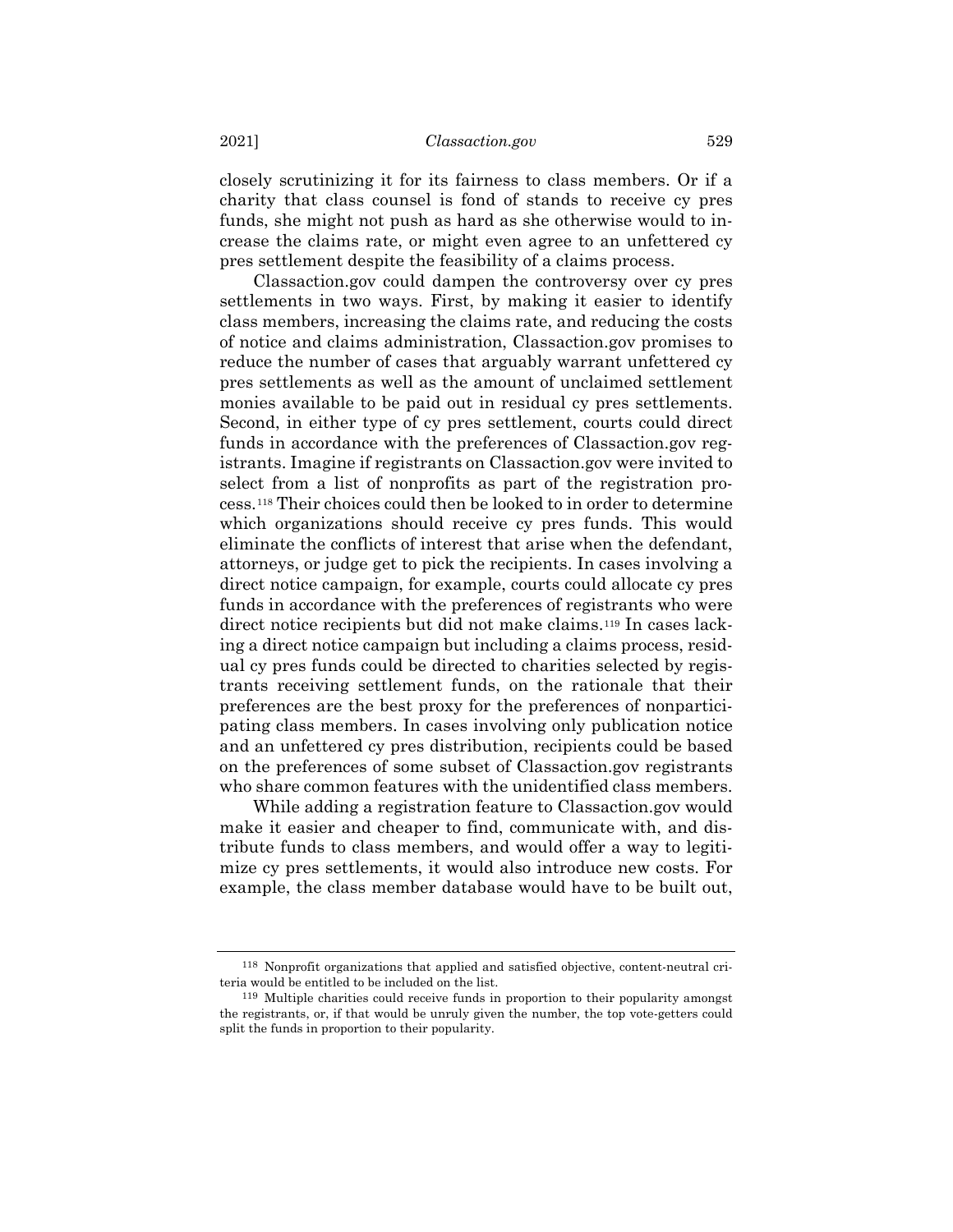closely scrutinizing it for its fairness to class members. Or if a charity that class counsel is fond of stands to receive cy pres funds, she might not push as hard as she otherwise would to increase the claims rate, or might even agree to an unfettered cy pres settlement despite the feasibility of a claims process.

Classaction.gov could dampen the controversy over cy pres settlements in two ways. First, by making it easier to identify class members, increasing the claims rate, and reducing the costs of notice and claims administration, Classaction.gov promises to reduce the number of cases that arguably warrant unfettered cy pres settlements as well as the amount of unclaimed settlement monies available to be paid out in residual cy pres settlements. Second, in either type of cy pres settlement, courts could direct funds in accordance with the preferences of Classaction.gov registrants. Imagine if registrants on Classaction.gov were invited to select from a list of nonprofits as part of the registration process.[118] Their choices could then be looked to in order to determine which organizations should receive cy pres funds. This would eliminate the conflicts of interest that arise when the defendant, attorneys, or judge get to pick the recipients. In cases involving a direct notice campaign, for example, courts could allocate cy pres funds in accordance with the preferences of registrants who were direct notice recipients but did not make claims.[119] In cases lacking a direct notice campaign but including a claims process, residual cy pres funds could be directed to charities selected by registrants receiving settlement funds, on the rationale that their preferences are the best proxy for the preferences of nonparticipating class members. In cases involving only publication notice and an unfettered cy pres distribution, recipients could be based on the preferences of some subset of Classaction.gov registrants who share common features with the unidentified class members.

While adding a registration feature to Classaction.gov would make it easier and cheaper to find, communicate with, and distribute funds to class members, and would offer a way to legitimize cy pres settlements, it would also introduce new costs. For example, the class member database would have to be built out,

---

[118] Nonprofit organizations that applied and satisfied objective, content-neutral criteria would be entitled to be included on the list.

[119] Multiple charities could receive funds in proportion to their popularity amongst the registrants, or, if that would be unruly given the number, the top vote-getters could split the funds in proportion to their popularity.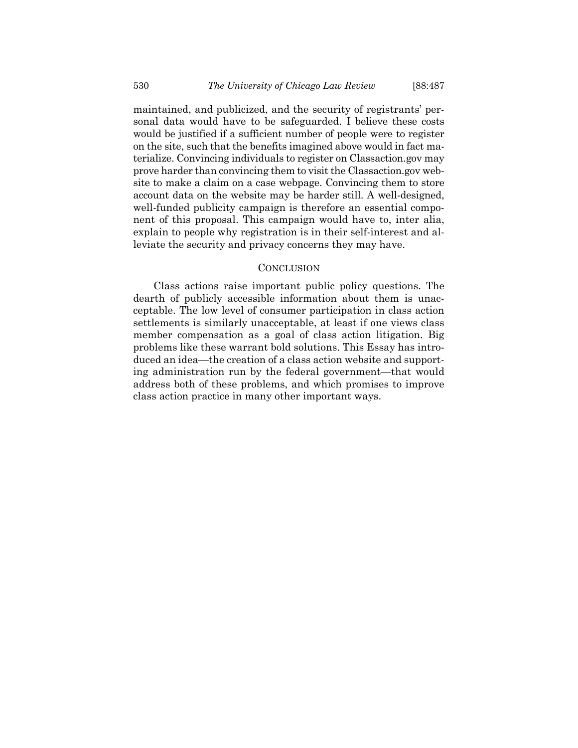maintained, and publicized, and the security of registrants' personal data would have to be safeguarded. I believe these costs would be justified if a sufficient number of people were to register on the site, such that the benefits imagined above would in fact materialize. Convincing individuals to register on Classaction.gov may prove harder than convincing them to visit the Classaction.gov website to make a claim on a case webpage. Convincing them to store account data on the website may be harder still. A well-designed, well-funded publicity campaign is therefore an essential component of this proposal. This campaign would have to, inter alia, explain to people why registration is in their self-interest and alleviate the security and privacy concerns they may have.

## CONCLUSION

Class actions raise important public policy questions. The dearth of publicly accessible information about them is unacceptable. The low level of consumer participation in class action settlements is similarly unacceptable, at least if one views class member compensation as a goal of class action litigation. Big problems like these warrant bold solutions. This Essay has introduced an idea—the creation of a class action website and supporting administration run by the federal government—that would address both of these problems, and which promises to improve class action practice in many other important ways.